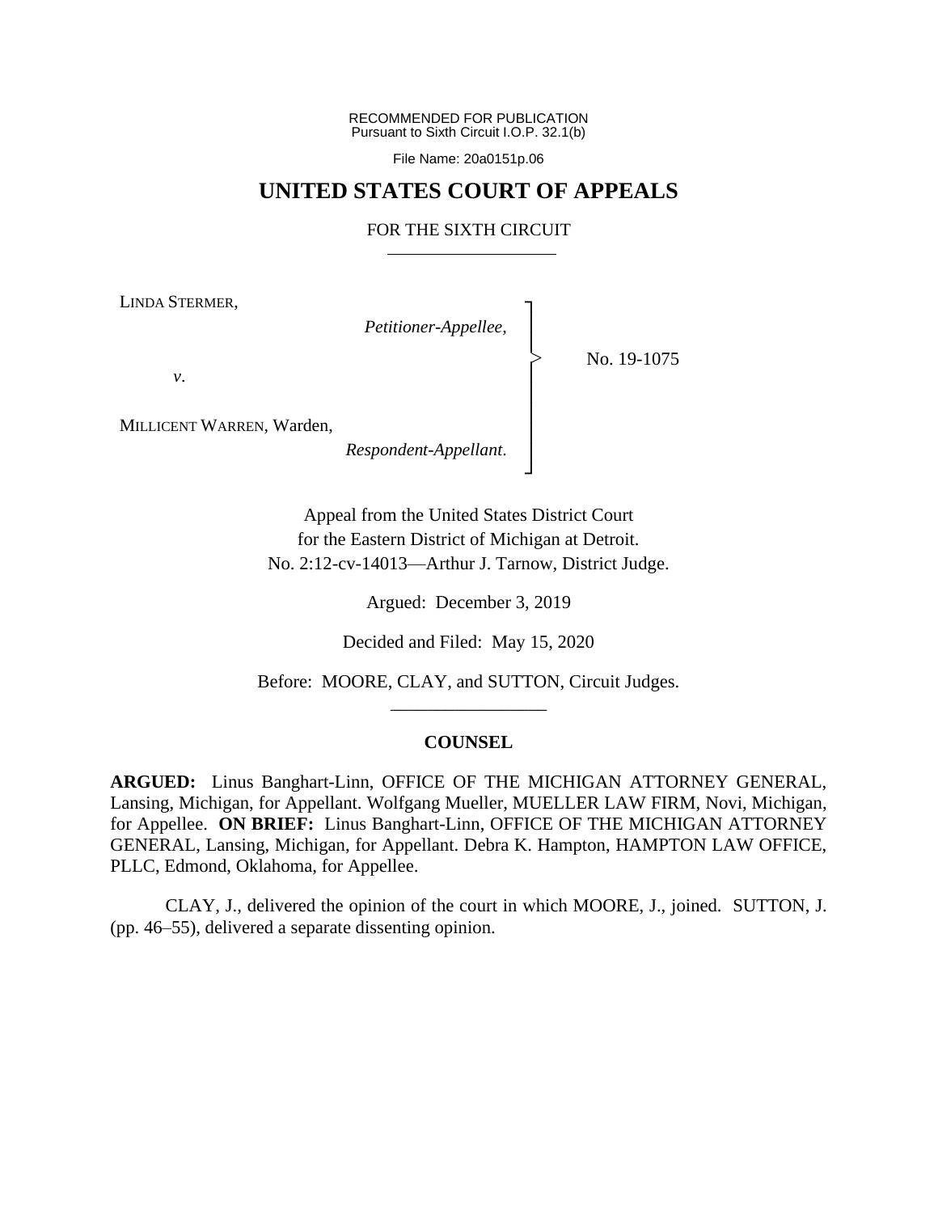RECOMMENDED FOR PUBLICATION
Pursuant to Sixth Circuit I.O.P. 32.1(b)

File Name: 20a0151p.06

# UNITED STATES COURT OF APPEALS

## FOR THE SIXTH CIRCUIT

LINDA STERMER,

*Petitioner-Appellee*,

*v*.

MILLICENT WARREN, Warden,

*Respondent-Appellant*.

No. 19-1075

Appeal from the United States District Court
for the Eastern District of Michigan at Detroit.
No. 2:12-cv-14013—Arthur J. Tarnow, District Judge.

Argued: December 3, 2019

Decided and Filed: May 15, 2020

Before: MOORE, CLAY, and SUTTON, Circuit Judges.

### COUNSEL

**ARGUED:** Linus Banghart-Linn, OFFICE OF THE MICHIGAN ATTORNEY GENERAL, Lansing, Michigan, for Appellant. Wolfgang Mueller, MUELLER LAW FIRM, Novi, Michigan, for Appellee. **ON BRIEF:** Linus Banghart-Linn, OFFICE OF THE MICHIGAN ATTORNEY GENERAL, Lansing, Michigan, for Appellant. Debra K. Hampton, HAMPTON LAW OFFICE, PLLC, Edmond, Oklahoma, for Appellee.

CLAY, J., delivered the opinion of the court in which MOORE, J., joined. SUTTON, J. (pp. 46–55), delivered a separate dissenting opinion.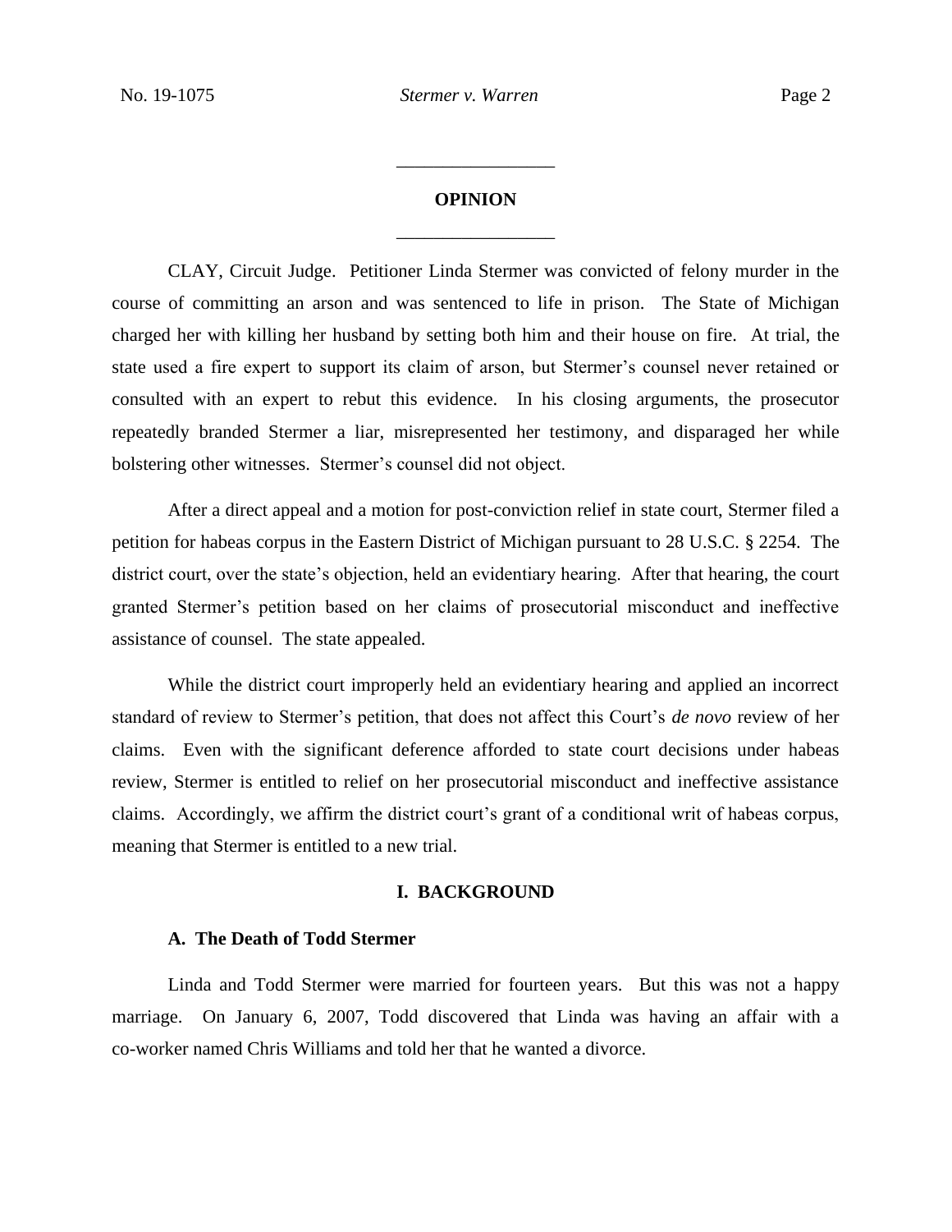## OPINION

CLAY, Circuit Judge. Petitioner Linda Stermer was convicted of felony murder in the course of committing an arson and was sentenced to life in prison. The State of Michigan charged her with killing her husband by setting both him and their house on fire. At trial, the state used a fire expert to support its claim of arson, but Stermer's counsel never retained or consulted with an expert to rebut this evidence. In his closing arguments, the prosecutor repeatedly branded Stermer a liar, misrepresented her testimony, and disparaged her while bolstering other witnesses. Stermer's counsel did not object.

After a direct appeal and a motion for post-conviction relief in state court, Stermer filed a petition for habeas corpus in the Eastern District of Michigan pursuant to 28 U.S.C. § 2254. The district court, over the state's objection, held an evidentiary hearing. After that hearing, the court granted Stermer's petition based on her claims of prosecutorial misconduct and ineffective assistance of counsel. The state appealed.

While the district court improperly held an evidentiary hearing and applied an incorrect standard of review to Stermer's petition, that does not affect this Court's *de novo* review of her claims. Even with the significant deference afforded to state court decisions under habeas review, Stermer is entitled to relief on her prosecutorial misconduct and ineffective assistance claims. Accordingly, we affirm the district court's grant of a conditional writ of habeas corpus, meaning that Stermer is entitled to a new trial.

## I. BACKGROUND

### A. The Death of Todd Stermer

Linda and Todd Stermer were married for fourteen years. But this was not a happy marriage. On January 6, 2007, Todd discovered that Linda was having an affair with a co-worker named Chris Williams and told her that he wanted a divorce.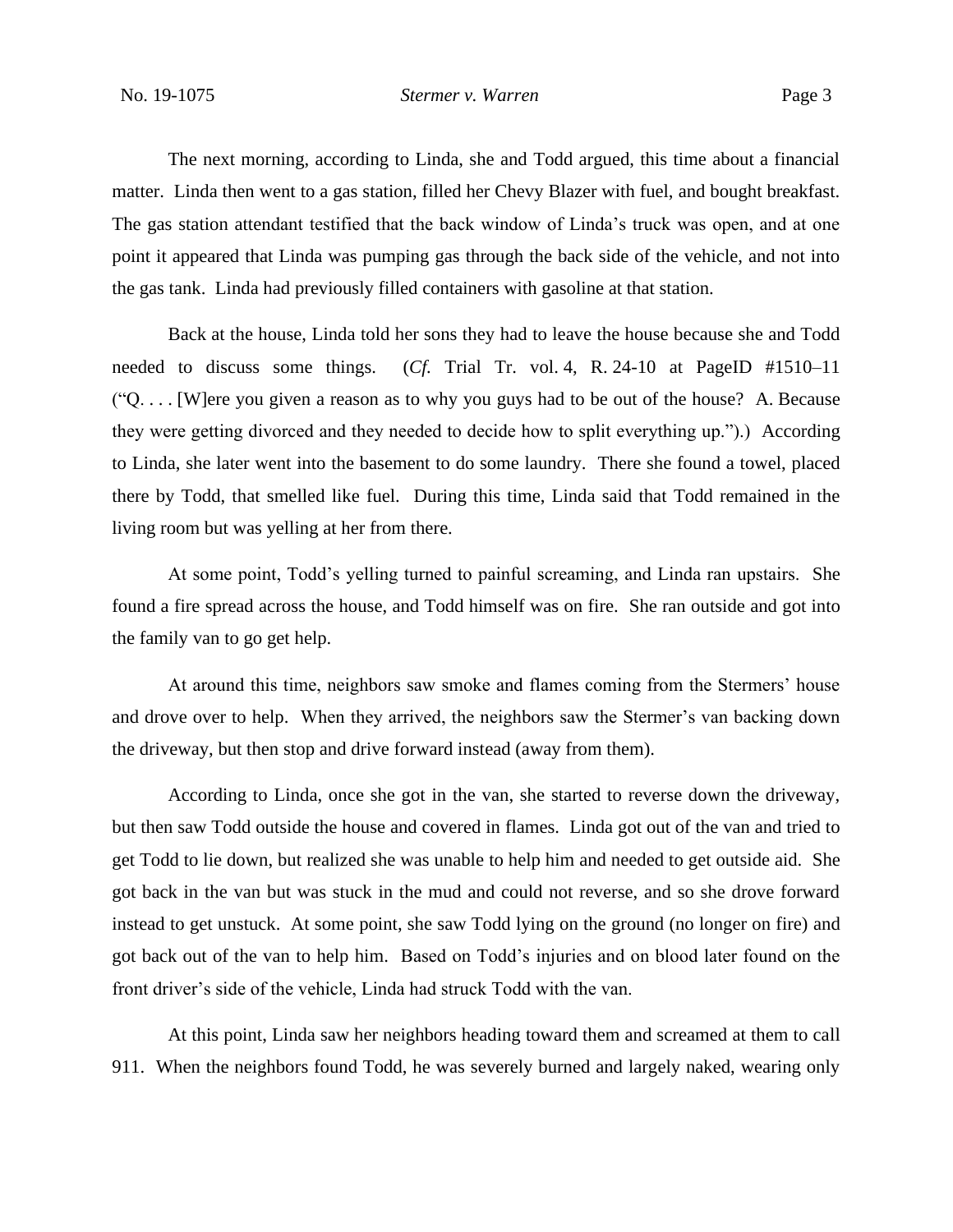The next morning, according to Linda, she and Todd argued, this time about a financial matter. Linda then went to a gas station, filled her Chevy Blazer with fuel, and bought breakfast. The gas station attendant testified that the back window of Linda's truck was open, and at one point it appeared that Linda was pumping gas through the back side of the vehicle, and not into the gas tank. Linda had previously filled containers with gasoline at that station.

Back at the house, Linda told her sons they had to leave the house because she and Todd needed to discuss some things. (*Cf.* Trial Tr. vol. 4, R. 24-10 at PageID #1510–11 ("Q. . . . [W]ere you given a reason as to why you guys had to be out of the house? A. Because they were getting divorced and they needed to decide how to split everything up.").) According to Linda, she later went into the basement to do some laundry. There she found a towel, placed there by Todd, that smelled like fuel. During this time, Linda said that Todd remained in the living room but was yelling at her from there.

At some point, Todd's yelling turned to painful screaming, and Linda ran upstairs. She found a fire spread across the house, and Todd himself was on fire. She ran outside and got into the family van to go get help.

At around this time, neighbors saw smoke and flames coming from the Stermers' house and drove over to help. When they arrived, the neighbors saw the Stermer's van backing down the driveway, but then stop and drive forward instead (away from them).

According to Linda, once she got in the van, she started to reverse down the driveway, but then saw Todd outside the house and covered in flames. Linda got out of the van and tried to get Todd to lie down, but realized she was unable to help him and needed to get outside aid. She got back in the van but was stuck in the mud and could not reverse, and so she drove forward instead to get unstuck. At some point, she saw Todd lying on the ground (no longer on fire) and got back out of the van to help him. Based on Todd's injuries and on blood later found on the front driver's side of the vehicle, Linda had struck Todd with the van.

At this point, Linda saw her neighbors heading toward them and screamed at them to call 911. When the neighbors found Todd, he was severely burned and largely naked, wearing only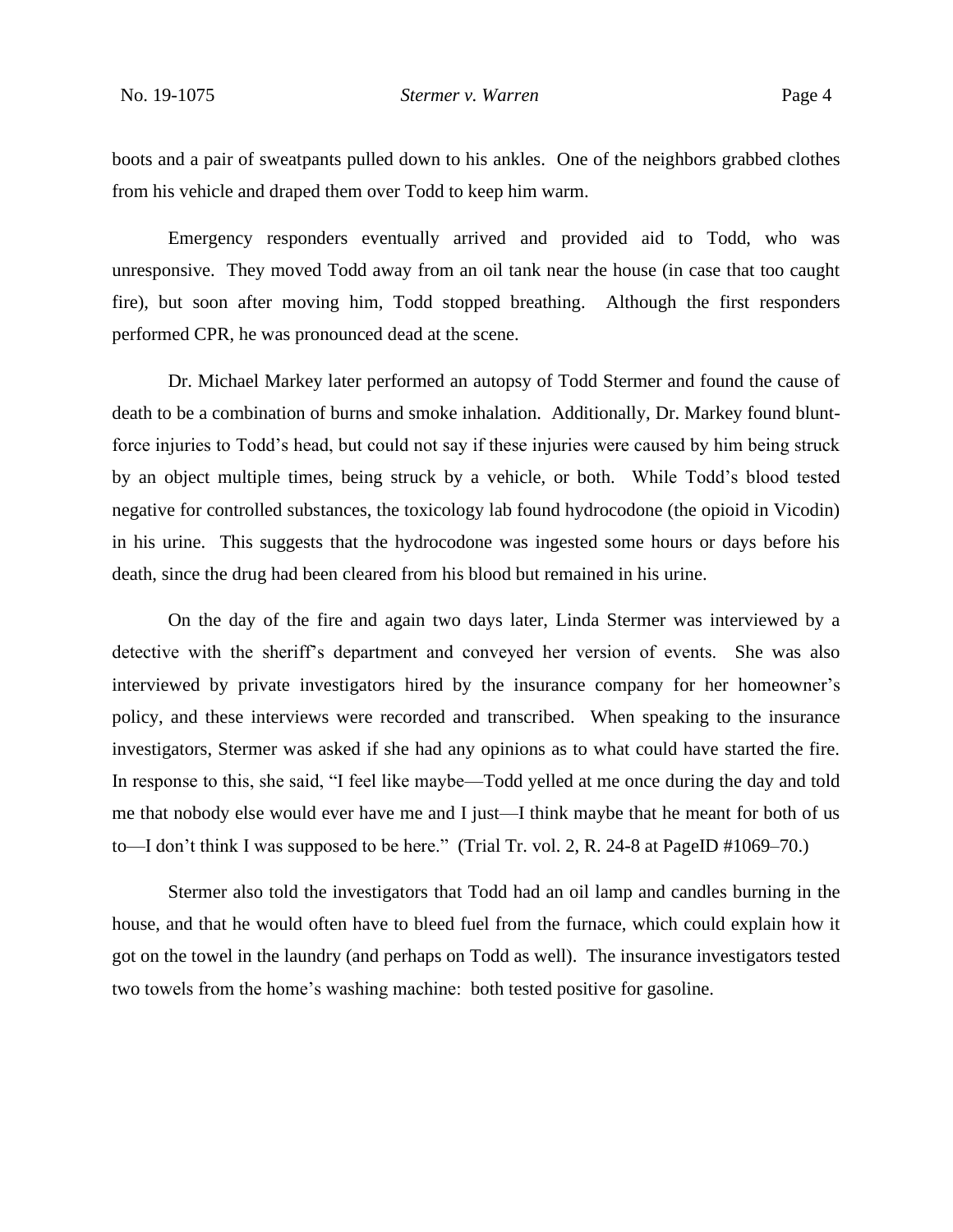boots and a pair of sweatpants pulled down to his ankles. One of the neighbors grabbed clothes from his vehicle and draped them over Todd to keep him warm.

Emergency responders eventually arrived and provided aid to Todd, who was unresponsive. They moved Todd away from an oil tank near the house (in case that too caught fire), but soon after moving him, Todd stopped breathing. Although the first responders performed CPR, he was pronounced dead at the scene.

Dr. Michael Markey later performed an autopsy of Todd Stermer and found the cause of death to be a combination of burns and smoke inhalation. Additionally, Dr. Markey found blunt-force injuries to Todd's head, but could not say if these injuries were caused by him being struck by an object multiple times, being struck by a vehicle, or both. While Todd's blood tested negative for controlled substances, the toxicology lab found hydrocodone (the opioid in Vicodin) in his urine. This suggests that the hydrocodone was ingested some hours or days before his death, since the drug had been cleared from his blood but remained in his urine.

On the day of the fire and again two days later, Linda Stermer was interviewed by a detective with the sheriff's department and conveyed her version of events. She was also interviewed by private investigators hired by the insurance company for her homeowner's policy, and these interviews were recorded and transcribed. When speaking to the insurance investigators, Stermer was asked if she had any opinions as to what could have started the fire. In response to this, she said, "I feel like maybe—Todd yelled at me once during the day and told me that nobody else would ever have me and I just—I think maybe that he meant for both of us to—I don't think I was supposed to be here." (Trial Tr. vol. 2, R. 24-8 at PageID #1069–70.)

Stermer also told the investigators that Todd had an oil lamp and candles burning in the house, and that he would often have to bleed fuel from the furnace, which could explain how it got on the towel in the laundry (and perhaps on Todd as well). The insurance investigators tested two towels from the home's washing machine: both tested positive for gasoline.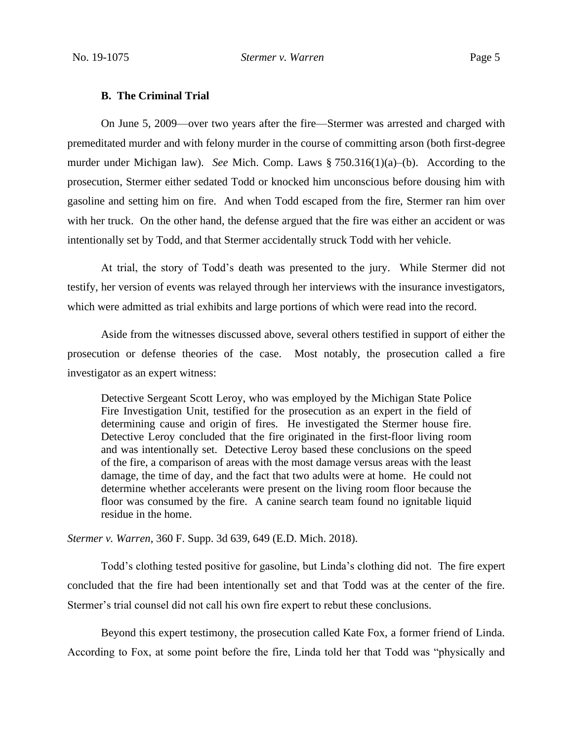### B. The Criminal Trial

On June 5, 2009—over two years after the fire—Stermer was arrested and charged with premeditated murder and with felony murder in the course of committing arson (both first-degree murder under Michigan law). *See* Mich. Comp. Laws § 750.316(1)(a)–(b). According to the prosecution, Stermer either sedated Todd or knocked him unconscious before dousing him with gasoline and setting him on fire. And when Todd escaped from the fire, Stermer ran him over with her truck. On the other hand, the defense argued that the fire was either an accident or was intentionally set by Todd, and that Stermer accidentally struck Todd with her vehicle.

At trial, the story of Todd's death was presented to the jury. While Stermer did not testify, her version of events was relayed through her interviews with the insurance investigators, which were admitted as trial exhibits and large portions of which were read into the record.

Aside from the witnesses discussed above, several others testified in support of either the prosecution or defense theories of the case. Most notably, the prosecution called a fire investigator as an expert witness:

> Detective Sergeant Scott Leroy, who was employed by the Michigan State Police Fire Investigation Unit, testified for the prosecution as an expert in the field of determining cause and origin of fires. He investigated the Stermer house fire. Detective Leroy concluded that the fire originated in the first-floor living room and was intentionally set. Detective Leroy based these conclusions on the speed of the fire, a comparison of areas with the most damage versus areas with the least damage, the time of day, and the fact that two adults were at home. He could not determine whether accelerants were present on the living room floor because the floor was consumed by the fire. A canine search team found no ignitable liquid residue in the home.

*Stermer v. Warren*, 360 F. Supp. 3d 639, 649 (E.D. Mich. 2018).

Todd's clothing tested positive for gasoline, but Linda's clothing did not. The fire expert concluded that the fire had been intentionally set and that Todd was at the center of the fire. Stermer's trial counsel did not call his own fire expert to rebut these conclusions.

Beyond this expert testimony, the prosecution called Kate Fox, a former friend of Linda. According to Fox, at some point before the fire, Linda told her that Todd was "physically and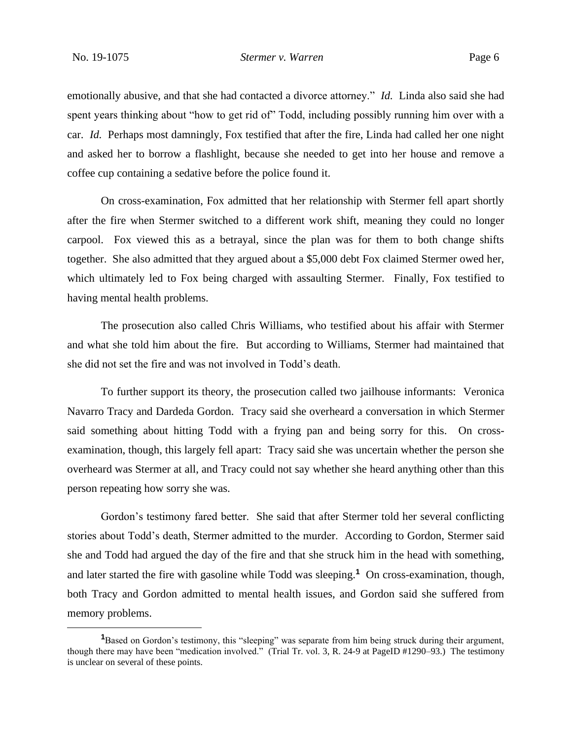emotionally abusive, and that she had contacted a divorce attorney." *Id.* Linda also said she had spent years thinking about "how to get rid of" Todd, including possibly running him over with a car. *Id.* Perhaps most damningly, Fox testified that after the fire, Linda had called her one night and asked her to borrow a flashlight, because she needed to get into her house and remove a coffee cup containing a sedative before the police found it.

On cross-examination, Fox admitted that her relationship with Stermer fell apart shortly after the fire when Stermer switched to a different work shift, meaning they could no longer carpool. Fox viewed this as a betrayal, since the plan was for them to both change shifts together. She also admitted that they argued about a $5,000 debt Fox claimed Stermer owed her, which ultimately led to Fox being charged with assaulting Stermer. Finally, Fox testified to having mental health problems.

The prosecution also called Chris Williams, who testified about his affair with Stermer and what she told him about the fire. But according to Williams, Stermer had maintained that she did not set the fire and was not involved in Todd's death.

To further support its theory, the prosecution called two jailhouse informants: Veronica Navarro Tracy and Dardeda Gordon. Tracy said she overheard a conversation in which Stermer said something about hitting Todd with a frying pan and being sorry for this. On cross-examination, though, this largely fell apart: Tracy said she was uncertain whether the person she overheard was Stermer at all, and Tracy could not say whether she heard anything other than this person repeating how sorry she was.

Gordon's testimony fared better. She said that after Stermer told her several conflicting stories about Todd's death, Stermer admitted to the murder. According to Gordon, Stermer said she and Todd had argued the day of the fire and that she struck him in the head with something, and later started the fire with gasoline while Todd was sleeping.[1] On cross-examination, though, both Tracy and Gordon admitted to mental health issues, and Gordon said she suffered from memory problems.

---

[1] Based on Gordon's testimony, this "sleeping" was separate from him being struck during their argument, though there may have been "medication involved." (Trial Tr. vol. 3, R. 24-9 at PageID #1290–93.) The testimony is unclear on several of these points.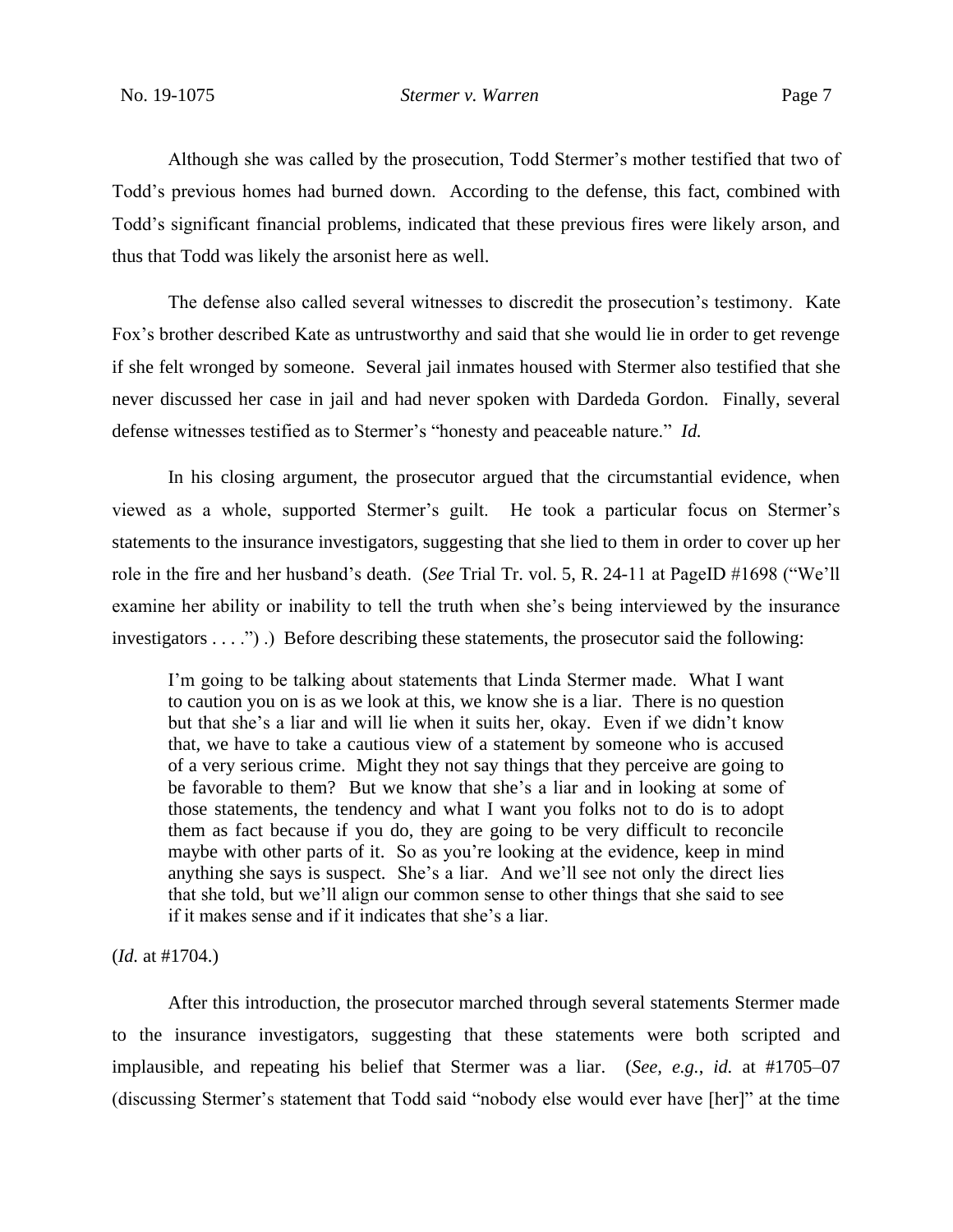Although she was called by the prosecution, Todd Stermer's mother testified that two of Todd's previous homes had burned down. According to the defense, this fact, combined with Todd's significant financial problems, indicated that these previous fires were likely arson, and thus that Todd was likely the arsonist here as well.

The defense also called several witnesses to discredit the prosecution's testimony. Kate Fox's brother described Kate as untrustworthy and said that she would lie in order to get revenge if she felt wronged by someone. Several jail inmates housed with Stermer also testified that she never discussed her case in jail and had never spoken with Dardeda Gordon. Finally, several defense witnesses testified as to Stermer's "honesty and peaceable nature." *Id.*

In his closing argument, the prosecutor argued that the circumstantial evidence, when viewed as a whole, supported Stermer's guilt. He took a particular focus on Stermer's statements to the insurance investigators, suggesting that she lied to them in order to cover up her role in the fire and her husband's death. (*See* Trial Tr. vol. 5, R. 24-11 at PageID #1698 ("We'll examine her ability or inability to tell the truth when she's being interviewed by the insurance investigators . . . .") .) Before describing these statements, the prosecutor said the following:

> I'm going to be talking about statements that Linda Stermer made. What I want to caution you on is as we look at this, we know she is a liar. There is no question but that she's a liar and will lie when it suits her, okay. Even if we didn't know that, we have to take a cautious view of a statement by someone who is accused of a very serious crime. Might they not say things that they perceive are going to be favorable to them? But we know that she's a liar and in looking at some of those statements, the tendency and what I want you folks not to do is to adopt them as fact because if you do, they are going to be very difficult to reconcile maybe with other parts of it. So as you're looking at the evidence, keep in mind anything she says is suspect. She's a liar. And we'll see not only the direct lies that she told, but we'll align our common sense to other things that she said to see if it makes sense and if it indicates that she's a liar.

(*Id.* at #1704.)

After this introduction, the prosecutor marched through several statements Stermer made to the insurance investigators, suggesting that these statements were both scripted and implausible, and repeating his belief that Stermer was a liar. (*See, e.g.*, *id.* at #1705–07 (discussing Stermer's statement that Todd said "nobody else would ever have [her]" at the time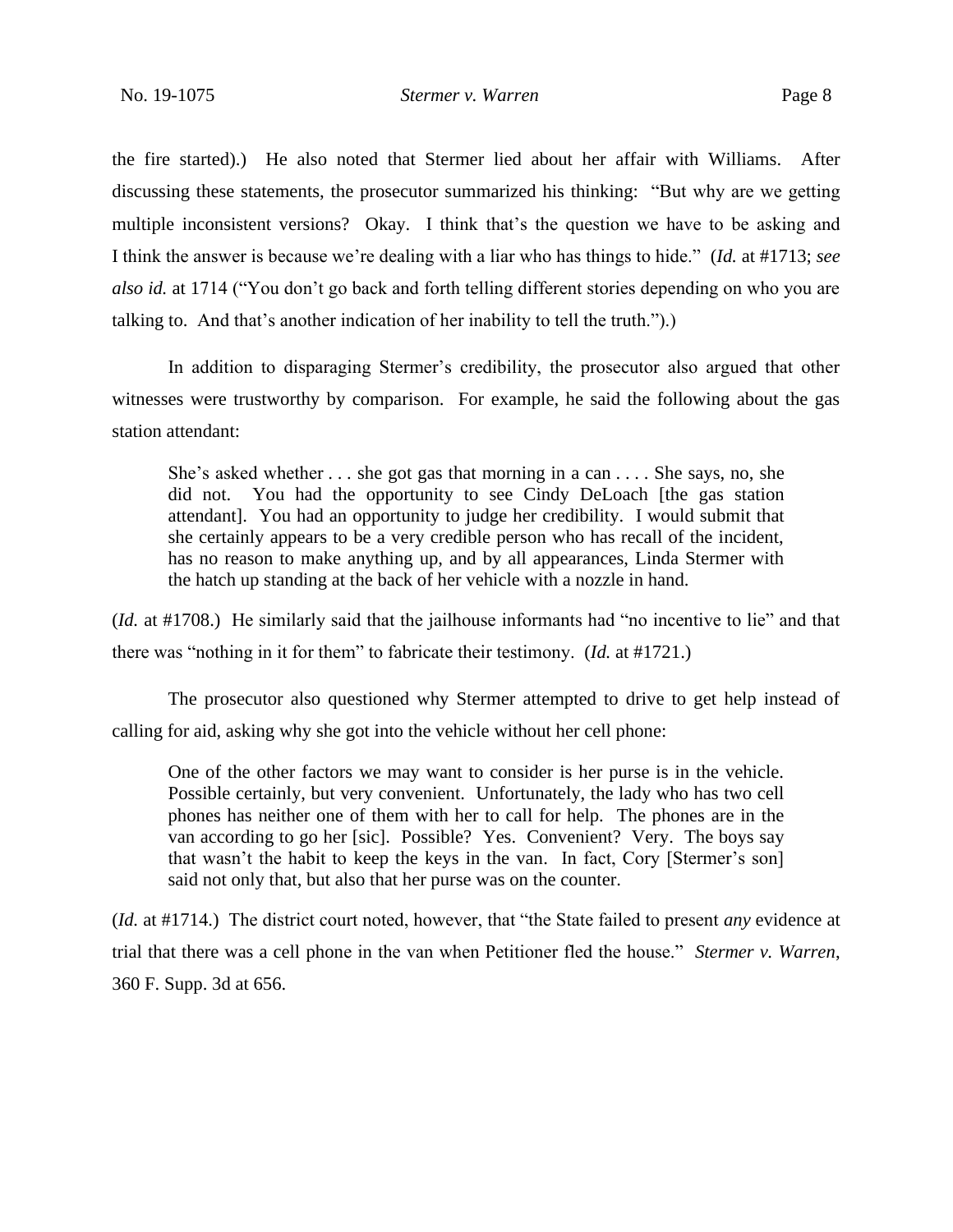the fire started).) He also noted that Stermer lied about her affair with Williams. After discussing these statements, the prosecutor summarized his thinking: "But why are we getting multiple inconsistent versions? Okay. I think that's the question we have to be asking and I think the answer is because we're dealing with a liar who has things to hide." (*Id.* at #1713; *see also id.* at 1714 ("You don't go back and forth telling different stories depending on who you are talking to. And that's another indication of her inability to tell the truth.").)

In addition to disparaging Stermer's credibility, the prosecutor also argued that other witnesses were trustworthy by comparison. For example, he said the following about the gas station attendant:

> She's asked whether . . . she got gas that morning in a can . . . . She says, no, she did not. You had the opportunity to see Cindy DeLoach [the gas station attendant]. You had an opportunity to judge her credibility. I would submit that she certainly appears to be a very credible person who has recall of the incident, has no reason to make anything up, and by all appearances, Linda Stermer with the hatch up standing at the back of her vehicle with a nozzle in hand.

(*Id.* at #1708.) He similarly said that the jailhouse informants had "no incentive to lie" and that there was "nothing in it for them" to fabricate their testimony. (*Id.* at #1721.)

The prosecutor also questioned why Stermer attempted to drive to get help instead of calling for aid, asking why she got into the vehicle without her cell phone:

> One of the other factors we may want to consider is her purse is in the vehicle. Possible certainly, but very convenient. Unfortunately, the lady who has two cell phones has neither one of them with her to call for help. The phones are in the van according to go her [sic]. Possible? Yes. Convenient? Very. The boys say that wasn't the habit to keep the keys in the van. In fact, Cory [Stermer's son] said not only that, but also that her purse was on the counter.

(*Id.* at #1714.) The district court noted, however, that "the State failed to present *any* evidence at trial that there was a cell phone in the van when Petitioner fled the house." *Stermer v. Warren*, 360 F. Supp. 3d at 656.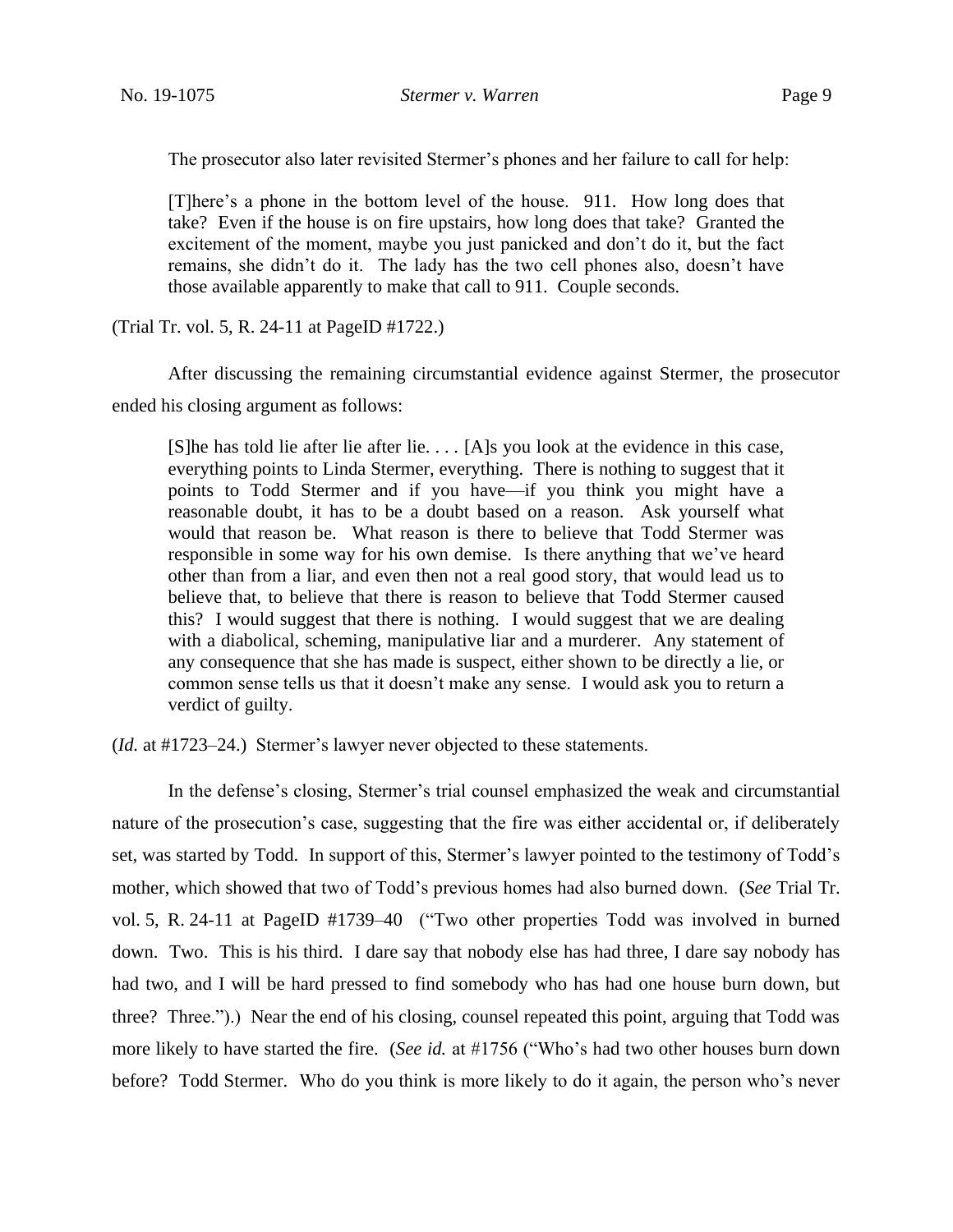The prosecutor also later revisited Stermer's phones and her failure to call for help:

> [T]here's a phone in the bottom level of the house. 911. How long does that take? Even if the house is on fire upstairs, how long does that take? Granted the excitement of the moment, maybe you just panicked and don't do it, but the fact remains, she didn't do it. The lady has the two cell phones also, doesn't have those available apparently to make that call to 911. Couple seconds.

(Trial Tr. vol. 5, R. 24-11 at PageID #1722.)

After discussing the remaining circumstantial evidence against Stermer, the prosecutor ended his closing argument as follows:

> [S]he has told lie after lie after lie. . . . [A]s you look at the evidence in this case, everything points to Linda Stermer, everything. There is nothing to suggest that it points to Todd Stermer and if you have—if you think you might have a reasonable doubt, it has to be a doubt based on a reason. Ask yourself what would that reason be. What reason is there to believe that Todd Stermer was responsible in some way for his own demise. Is there anything that we've heard other than from a liar, and even then not a real good story, that would lead us to believe that, to believe that there is reason to believe that Todd Stermer caused this? I would suggest that there is nothing. I would suggest that we are dealing with a diabolical, scheming, manipulative liar and a murderer. Any statement of any consequence that she has made is suspect, either shown to be directly a lie, or common sense tells us that it doesn't make any sense. I would ask you to return a verdict of guilty.

(*Id.* at #1723–24.) Stermer's lawyer never objected to these statements.

In the defense's closing, Stermer's trial counsel emphasized the weak and circumstantial nature of the prosecution's case, suggesting that the fire was either accidental or, if deliberately set, was started by Todd. In support of this, Stermer's lawyer pointed to the testimony of Todd's mother, which showed that two of Todd's previous homes had also burned down. (*See* Trial Tr. vol. 5, R. 24-11 at PageID #1739–40 ("Two other properties Todd was involved in burned down. Two. This is his third. I dare say that nobody else has had three, I dare say nobody has had two, and I will be hard pressed to find somebody who has had one house burn down, but three? Three.").) Near the end of his closing, counsel repeated this point, arguing that Todd was more likely to have started the fire. (*See id.* at #1756 ("Who's had two other houses burn down before? Todd Stermer. Who do you think is more likely to do it again, the person who's never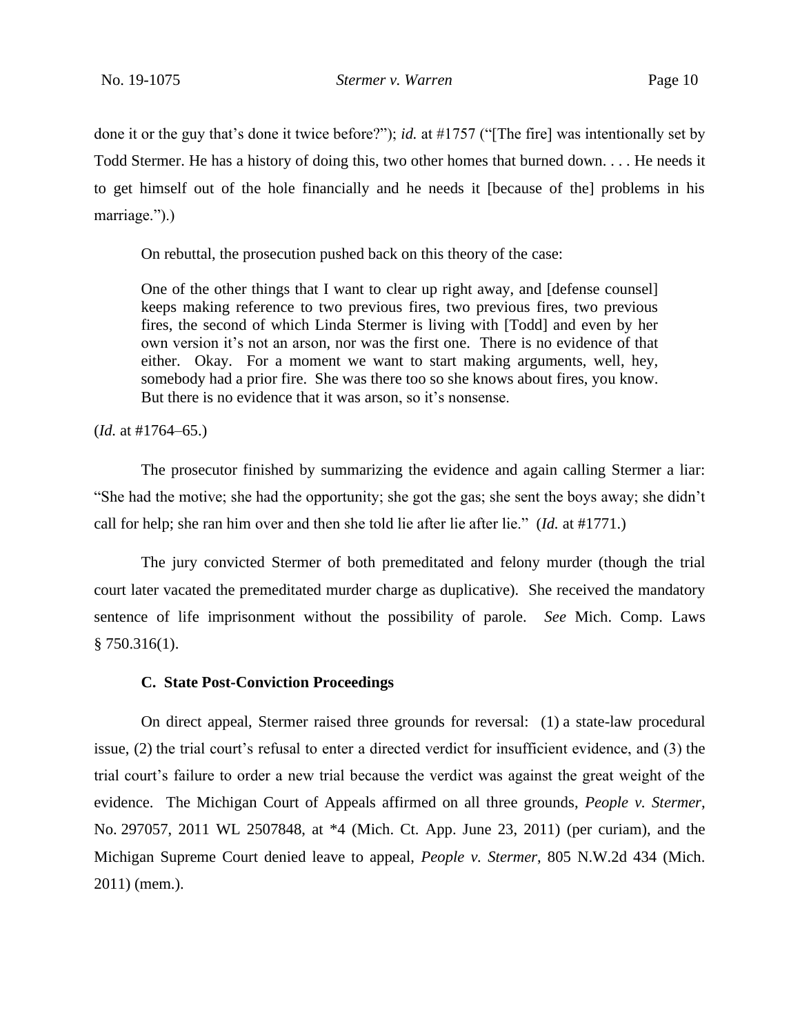done it or the guy that's done it twice before?"); *id.* at #1757 ("[The fire] was intentionally set by Todd Stermer. He has a history of doing this, two other homes that burned down. . . . He needs it to get himself out of the hole financially and he needs it [because of the] problems in his marriage.").)

On rebuttal, the prosecution pushed back on this theory of the case:

> One of the other things that I want to clear up right away, and [defense counsel] keeps making reference to two previous fires, two previous fires, two previous fires, the second of which Linda Stermer is living with [Todd] and even by her own version it's not an arson, nor was the first one. There is no evidence of that either. Okay. For a moment we want to start making arguments, well, hey, somebody had a prior fire. She was there too so she knows about fires, you know. But there is no evidence that it was arson, so it's nonsense.

(*Id.* at #1764–65.)

The prosecutor finished by summarizing the evidence and again calling Stermer a liar: "She had the motive; she had the opportunity; she got the gas; she sent the boys away; she didn't call for help; she ran him over and then she told lie after lie after lie." (*Id.* at #1771.)

The jury convicted Stermer of both premeditated and felony murder (though the trial court later vacated the premeditated murder charge as duplicative). She received the mandatory sentence of life imprisonment without the possibility of parole. *See* Mich. Comp. Laws § 750.316(1).

### C. State Post-Conviction Proceedings

On direct appeal, Stermer raised three grounds for reversal: (1) a state-law procedural issue, (2) the trial court's refusal to enter a directed verdict for insufficient evidence, and (3) the trial court's failure to order a new trial because the verdict was against the great weight of the evidence. The Michigan Court of Appeals affirmed on all three grounds, *People v. Stermer*, No. 297057, 2011 WL 2507848, at *4 (Mich. Ct. App. June 23, 2011) (per curiam), and the Michigan Supreme Court denied leave to appeal, *People v. Stermer*, 805 N.W.2d 434 (Mich. 2011) (mem.).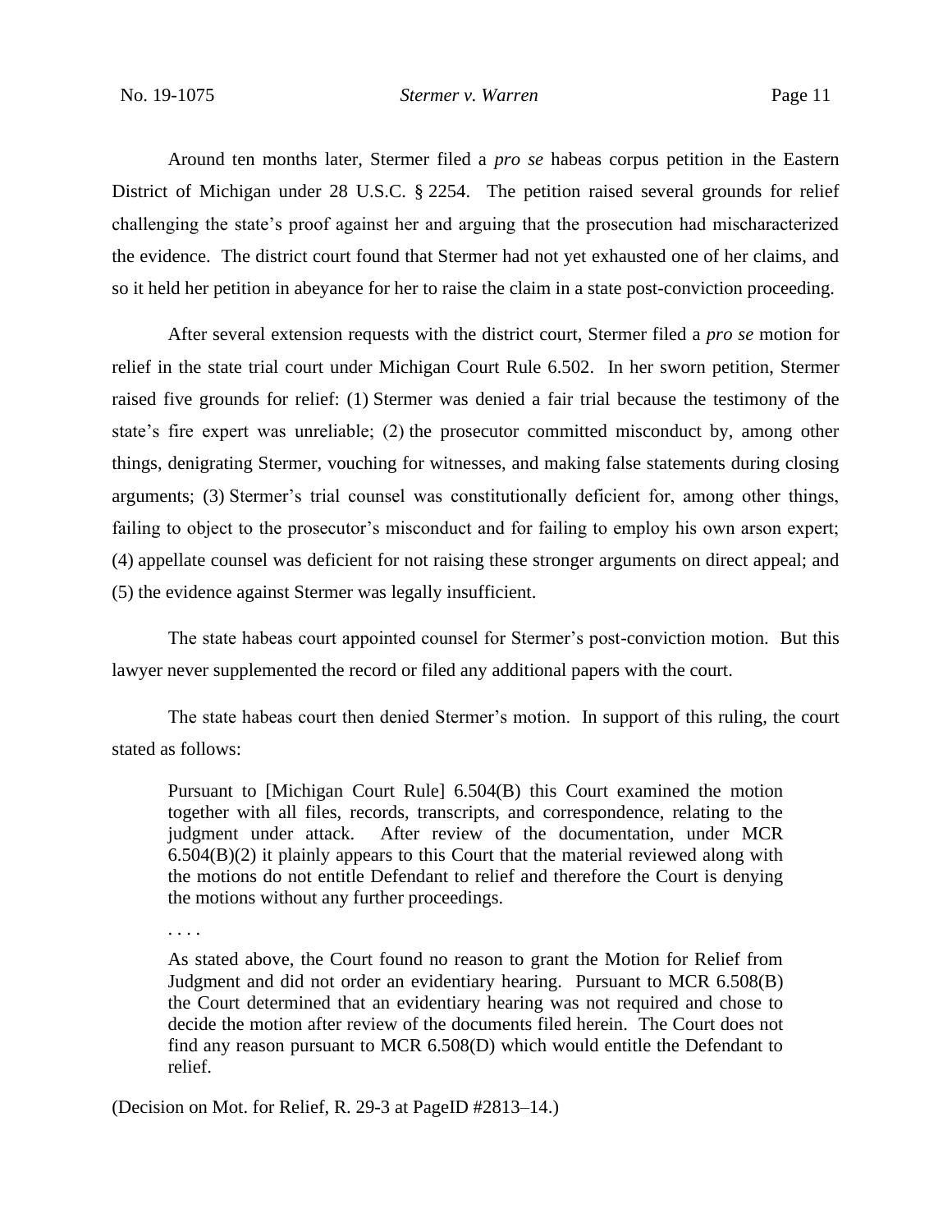Around ten months later, Stermer filed a *pro se* habeas corpus petition in the Eastern District of Michigan under 28 U.S.C. § 2254. The petition raised several grounds for relief challenging the state's proof against her and arguing that the prosecution had mischaracterized the evidence. The district court found that Stermer had not yet exhausted one of her claims, and so it held her petition in abeyance for her to raise the claim in a state post-conviction proceeding.

After several extension requests with the district court, Stermer filed a *pro se* motion for relief in the state trial court under Michigan Court Rule 6.502. In her sworn petition, Stermer raised five grounds for relief: (1) Stermer was denied a fair trial because the testimony of the state's fire expert was unreliable; (2) the prosecutor committed misconduct by, among other things, denigrating Stermer, vouching for witnesses, and making false statements during closing arguments; (3) Stermer's trial counsel was constitutionally deficient for, among other things, failing to object to the prosecutor's misconduct and for failing to employ his own arson expert; (4) appellate counsel was deficient for not raising these stronger arguments on direct appeal; and (5) the evidence against Stermer was legally insufficient.

The state habeas court appointed counsel for Stermer's post-conviction motion. But this lawyer never supplemented the record or filed any additional papers with the court.

The state habeas court then denied Stermer's motion. In support of this ruling, the court stated as follows:

> Pursuant to [Michigan Court Rule] 6.504(B) this Court examined the motion together with all files, records, transcripts, and correspondence, relating to the judgment under attack. After review of the documentation, under MCR 6.504(B)(2) it plainly appears to this Court that the material reviewed along with the motions do not entitle Defendant to relief and therefore the Court is denying the motions without any further proceedings.
>
> . . . .
>
> As stated above, the Court found no reason to grant the Motion for Relief from Judgment and did not order an evidentiary hearing. Pursuant to MCR 6.508(B) the Court determined that an evidentiary hearing was not required and chose to decide the motion after review of the documents filed herein. The Court does not find any reason pursuant to MCR 6.508(D) which would entitle the Defendant to relief.

(Decision on Mot. for Relief, R. 29-3 at PageID #2813–14.)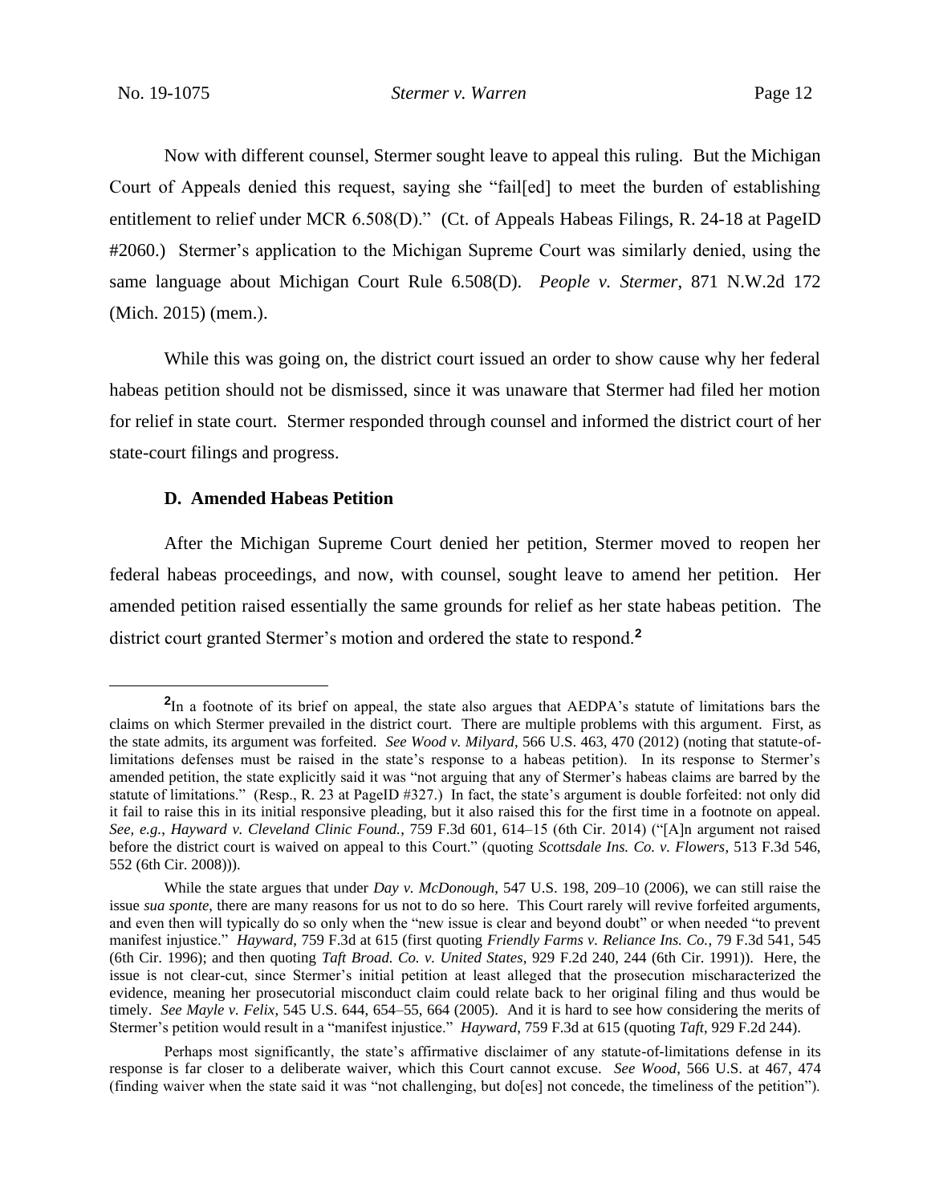Now with different counsel, Stermer sought leave to appeal this ruling. But the Michigan Court of Appeals denied this request, saying she "fail[ed] to meet the burden of establishing entitlement to relief under MCR 6.508(D)." (Ct. of Appeals Habeas Filings, R. 24-18 at PageID #2060.) Stermer's application to the Michigan Supreme Court was similarly denied, using the same language about Michigan Court Rule 6.508(D). *People v. Stermer*, 871 N.W.2d 172 (Mich. 2015) (mem.).

While this was going on, the district court issued an order to show cause why her federal habeas petition should not be dismissed, since it was unaware that Stermer had filed her motion for relief in state court. Stermer responded through counsel and informed the district court of her state-court filings and progress.

### D. Amended Habeas Petition

After the Michigan Supreme Court denied her petition, Stermer moved to reopen her federal habeas proceedings, and now, with counsel, sought leave to amend her petition. Her amended petition raised essentially the same grounds for relief as her state habeas petition. The district court granted Stermer's motion and ordered the state to respond.[2]

---

[2]In a footnote of its brief on appeal, the state also argues that AEDPA's statute of limitations bars the claims on which Stermer prevailed in the district court. There are multiple problems with this argument. First, as the state admits, its argument was forfeited. *See Wood v. Milyard*, 566 U.S. 463, 470 (2012) (noting that statute-of-limitations defenses must be raised in the state's response to a habeas petition). In its response to Stermer's amended petition, the state explicitly said it was "not arguing that any of Stermer's habeas claims are barred by the statute of limitations." (Resp., R. 23 at PageID #327.) In fact, the state's argument is double forfeited: not only did it fail to raise this in its initial responsive pleading, but it also raised this for the first time in a footnote on appeal. *See, e.g.*, *Hayward v. Cleveland Clinic Found.*, 759 F.3d 601, 614–15 (6th Cir. 2014) ("[A]n argument not raised before the district court is waived on appeal to this Court." (quoting *Scottsdale Ins. Co. v. Flowers*, 513 F.3d 546, 552 (6th Cir. 2008))).

While the state argues that under *Day v. McDonough*, 547 U.S. 198, 209–10 (2006), we can still raise the issue *sua sponte*, there are many reasons for us not to do so here. This Court rarely will revive forfeited arguments, and even then will typically do so only when the "new issue is clear and beyond doubt" or when needed "to prevent manifest injustice." *Hayward*, 759 F.3d at 615 (first quoting *Friendly Farms v. Reliance Ins. Co.*, 79 F.3d 541, 545 (6th Cir. 1996); and then quoting *Taft Broad. Co. v. United States*, 929 F.2d 240, 244 (6th Cir. 1991)). Here, the issue is not clear-cut, since Stermer's initial petition at least alleged that the prosecution mischaracterized the evidence, meaning her prosecutorial misconduct claim could relate back to her original filing and thus would be timely. *See Mayle v. Felix,* 545 U.S. 644, 654–55, 664 (2005). And it is hard to see how considering the merits of Stermer's petition would result in a "manifest injustice." *Hayward*, 759 F.3d at 615 (quoting *Taft*, 929 F.2d 244).

Perhaps most significantly, the state's affirmative disclaimer of any statute-of-limitations defense in its response is far closer to a deliberate waiver, which this Court cannot excuse. *See Wood*, 566 U.S. at 467, 474 (finding waiver when the state said it was "not challenging, but do[es] not concede, the timeliness of the petition").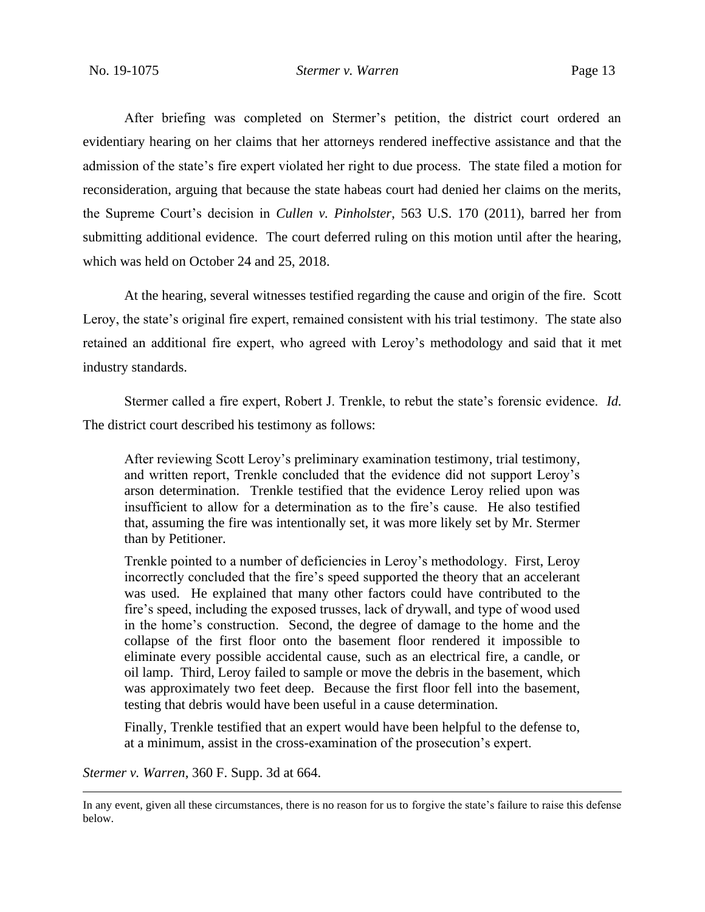After briefing was completed on Stermer's petition, the district court ordered an evidentiary hearing on her claims that her attorneys rendered ineffective assistance and that the admission of the state's fire expert violated her right to due process. The state filed a motion for reconsideration, arguing that because the state habeas court had denied her claims on the merits, the Supreme Court's decision in *Cullen v. Pinholster*, 563 U.S. 170 (2011), barred her from submitting additional evidence. The court deferred ruling on this motion until after the hearing, which was held on October 24 and 25, 2018.

At the hearing, several witnesses testified regarding the cause and origin of the fire. Scott Leroy, the state's original fire expert, remained consistent with his trial testimony. The state also retained an additional fire expert, who agreed with Leroy's methodology and said that it met industry standards.

Stermer called a fire expert, Robert J. Trenkle, to rebut the state's forensic evidence. *Id.* The district court described his testimony as follows:

> After reviewing Scott Leroy's preliminary examination testimony, trial testimony, and written report, Trenkle concluded that the evidence did not support Leroy's arson determination. Trenkle testified that the evidence Leroy relied upon was insufficient to allow for a determination as to the fire's cause. He also testified that, assuming the fire was intentionally set, it was more likely set by Mr. Stermer than by Petitioner.
>
> Trenkle pointed to a number of deficiencies in Leroy's methodology. First, Leroy incorrectly concluded that the fire's speed supported the theory that an accelerant was used. He explained that many other factors could have contributed to the fire's speed, including the exposed trusses, lack of drywall, and type of wood used in the home's construction. Second, the degree of damage to the home and the collapse of the first floor onto the basement floor rendered it impossible to eliminate every possible accidental cause, such as an electrical fire, a candle, or oil lamp. Third, Leroy failed to sample or move the debris in the basement, which was approximately two feet deep. Because the first floor fell into the basement, testing that debris would have been useful in a cause determination.
>
> Finally, Trenkle testified that an expert would have been helpful to the defense to, at a minimum, assist in the cross-examination of the prosecution's expert.

*Stermer v. Warren*, 360 F. Supp. 3d at 664.

---

In any event, given all these circumstances, there is no reason for us to forgive the state's failure to raise this defense below.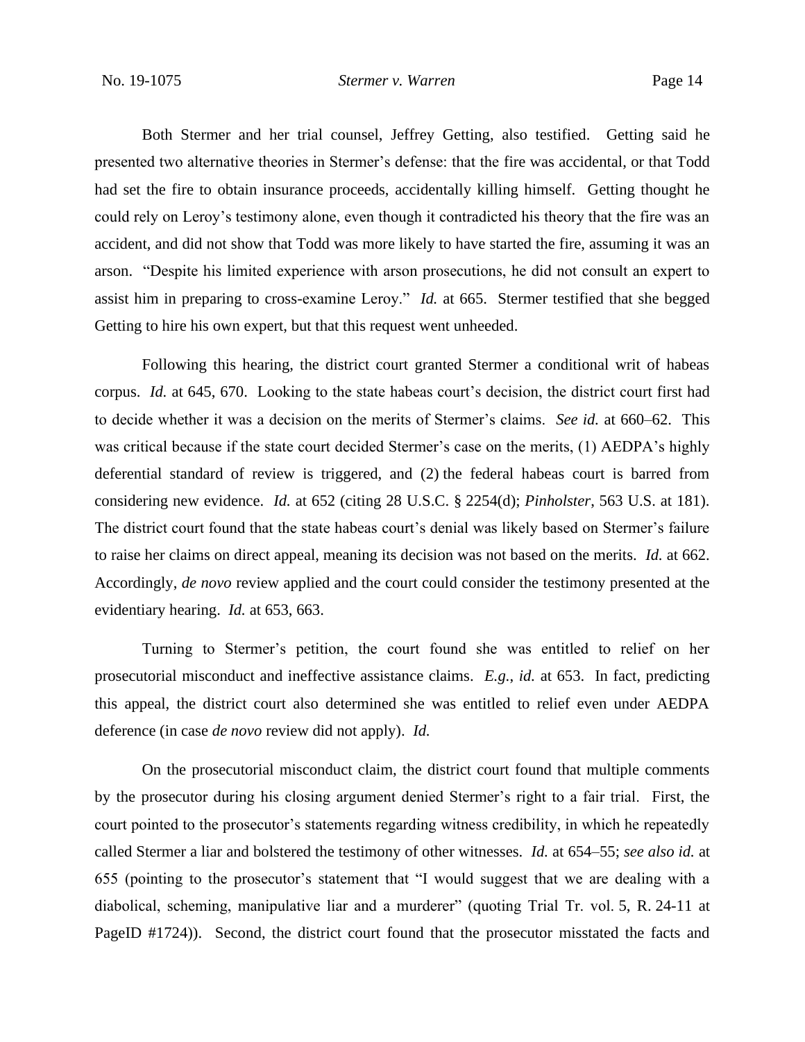Both Stermer and her trial counsel, Jeffrey Getting, also testified. Getting said he presented two alternative theories in Stermer's defense: that the fire was accidental, or that Todd had set the fire to obtain insurance proceeds, accidentally killing himself. Getting thought he could rely on Leroy's testimony alone, even though it contradicted his theory that the fire was an accident, and did not show that Todd was more likely to have started the fire, assuming it was an arson. "Despite his limited experience with arson prosecutions, he did not consult an expert to assist him in preparing to cross-examine Leroy." *Id.* at 665. Stermer testified that she begged Getting to hire his own expert, but that this request went unheeded.

Following this hearing, the district court granted Stermer a conditional writ of habeas corpus. *Id.* at 645, 670. Looking to the state habeas court's decision, the district court first had to decide whether it was a decision on the merits of Stermer's claims. *See id.* at 660–62. This was critical because if the state court decided Stermer's case on the merits, (1) AEDPA's highly deferential standard of review is triggered, and (2) the federal habeas court is barred from considering new evidence. *Id.* at 652 (citing 28 U.S.C. § 2254(d); *Pinholster*, 563 U.S. at 181). The district court found that the state habeas court's denial was likely based on Stermer's failure to raise her claims on direct appeal, meaning its decision was not based on the merits. *Id.* at 662. Accordingly, *de novo* review applied and the court could consider the testimony presented at the evidentiary hearing. *Id.* at 653, 663.

Turning to Stermer's petition, the court found she was entitled to relief on her prosecutorial misconduct and ineffective assistance claims. *E.g.*, *id.* at 653. In fact, predicting this appeal, the district court also determined she was entitled to relief even under AEDPA deference (in case *de novo* review did not apply). *Id.*

On the prosecutorial misconduct claim, the district court found that multiple comments by the prosecutor during his closing argument denied Stermer's right to a fair trial. First, the court pointed to the prosecutor's statements regarding witness credibility, in which he repeatedly called Stermer a liar and bolstered the testimony of other witnesses. *Id.* at 654–55; *see also id.* at 655 (pointing to the prosecutor's statement that "I would suggest that we are dealing with a diabolical, scheming, manipulative liar and a murderer" (quoting Trial Tr. vol. 5, R. 24-11 at PageID #1724)). Second, the district court found that the prosecutor misstated the facts and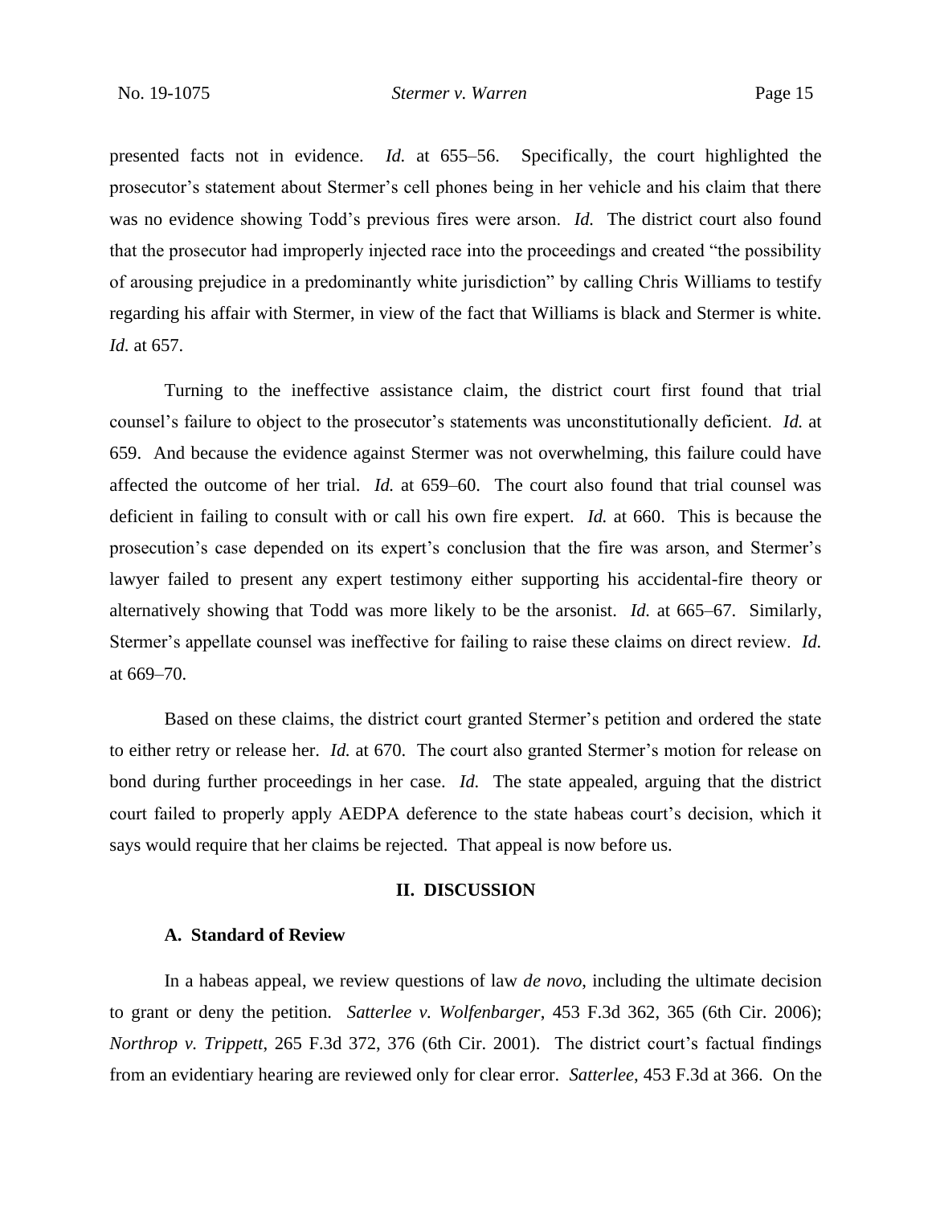presented facts not in evidence. *Id.* at 655–56. Specifically, the court highlighted the prosecutor's statement about Stermer's cell phones being in her vehicle and his claim that there was no evidence showing Todd's previous fires were arson. *Id.* The district court also found that the prosecutor had improperly injected race into the proceedings and created "the possibility of arousing prejudice in a predominantly white jurisdiction" by calling Chris Williams to testify regarding his affair with Stermer, in view of the fact that Williams is black and Stermer is white. *Id.* at 657.

Turning to the ineffective assistance claim, the district court first found that trial counsel's failure to object to the prosecutor's statements was unconstitutionally deficient. *Id.* at 659. And because the evidence against Stermer was not overwhelming, this failure could have affected the outcome of her trial. *Id.* at 659–60. The court also found that trial counsel was deficient in failing to consult with or call his own fire expert. *Id.* at 660. This is because the prosecution's case depended on its expert's conclusion that the fire was arson, and Stermer's lawyer failed to present any expert testimony either supporting his accidental-fire theory or alternatively showing that Todd was more likely to be the arsonist. *Id.* at 665–67. Similarly, Stermer's appellate counsel was ineffective for failing to raise these claims on direct review. *Id.* at 669–70.

Based on these claims, the district court granted Stermer's petition and ordered the state to either retry or release her. *Id.* at 670. The court also granted Stermer's motion for release on bond during further proceedings in her case. *Id.* The state appealed, arguing that the district court failed to properly apply AEDPA deference to the state habeas court's decision, which it says would require that her claims be rejected. That appeal is now before us.

## II. DISCUSSION

### A. Standard of Review

In a habeas appeal, we review questions of law *de novo*, including the ultimate decision to grant or deny the petition. *Satterlee v. Wolfenbarger*, 453 F.3d 362, 365 (6th Cir. 2006); *Northrop v. Trippett*, 265 F.3d 372, 376 (6th Cir. 2001). The district court's factual findings from an evidentiary hearing are reviewed only for clear error. *Satterlee*, 453 F.3d at 366. On the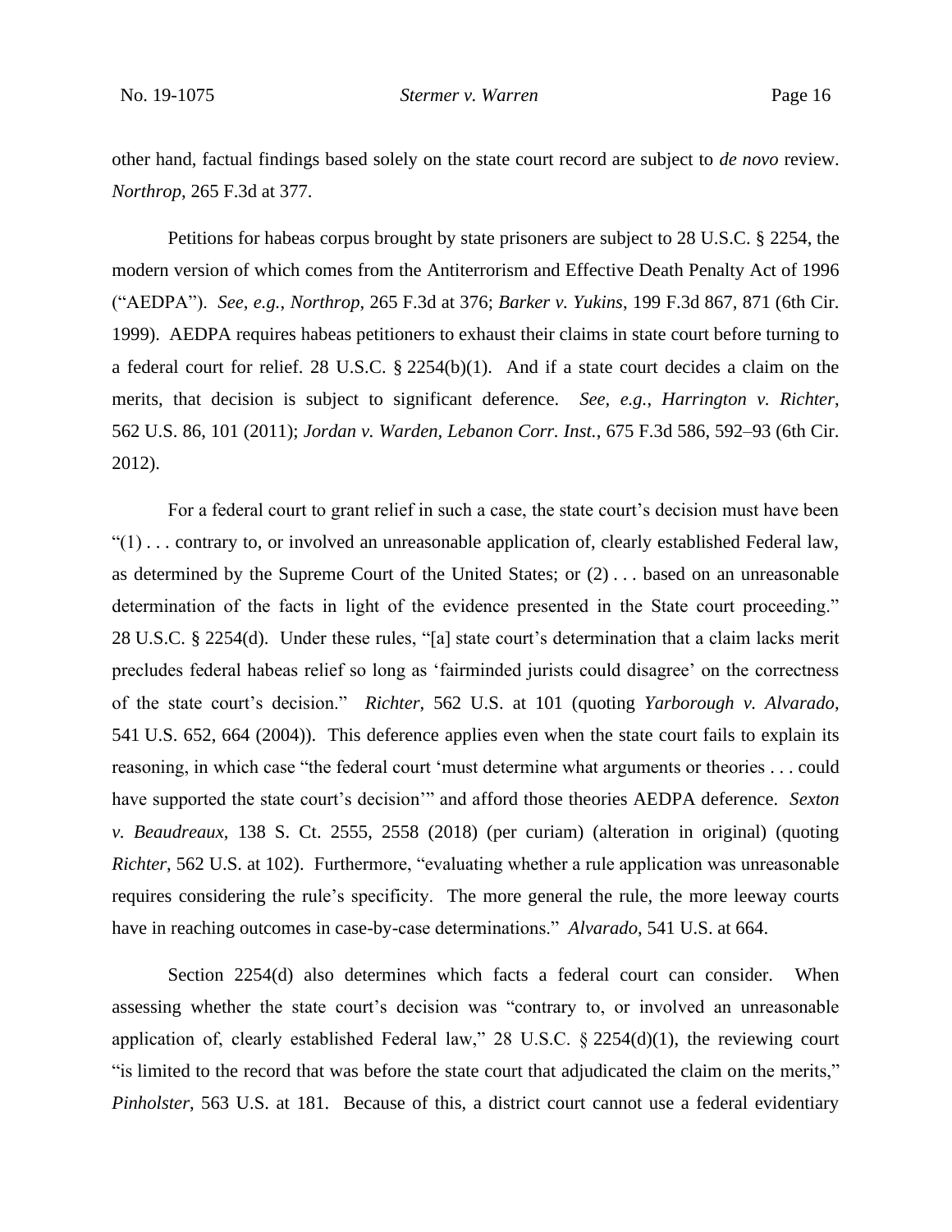other hand, factual findings based solely on the state court record are subject to *de novo* review. *Northrop*, 265 F.3d at 377.

Petitions for habeas corpus brought by state prisoners are subject to 28 U.S.C. § 2254, the modern version of which comes from the Antiterrorism and Effective Death Penalty Act of 1996 ("AEDPA"). *See, e.g.*, *Northrop*, 265 F.3d at 376; *Barker v. Yukins*, 199 F.3d 867, 871 (6th Cir. 1999). AEDPA requires habeas petitioners to exhaust their claims in state court before turning to a federal court for relief. 28 U.S.C. § 2254(b)(1). And if a state court decides a claim on the merits, that decision is subject to significant deference. *See, e.g.*, *Harrington v. Richter*, 562 U.S. 86, 101 (2011); *Jordan v. Warden, Lebanon Corr. Inst.*, 675 F.3d 586, 592–93 (6th Cir. 2012).

For a federal court to grant relief in such a case, the state court's decision must have been "(1) . . . contrary to, or involved an unreasonable application of, clearly established Federal law, as determined by the Supreme Court of the United States; or (2) . . . based on an unreasonable determination of the facts in light of the evidence presented in the State court proceeding." 28 U.S.C. § 2254(d). Under these rules, "[a] state court's determination that a claim lacks merit precludes federal habeas relief so long as 'fairminded jurists could disagree' on the correctness of the state court's decision." *Richter*, 562 U.S. at 101 (quoting *Yarborough v. Alvarado*, 541 U.S. 652, 664 (2004)). This deference applies even when the state court fails to explain its reasoning, in which case "the federal court 'must determine what arguments or theories . . . could have supported the state court's decision'" and afford those theories AEDPA deference. *Sexton v. Beaudreaux*, 138 S. Ct. 2555, 2558 (2018) (per curiam) (alteration in original) (quoting *Richter*, 562 U.S. at 102). Furthermore, "evaluating whether a rule application was unreasonable requires considering the rule's specificity. The more general the rule, the more leeway courts have in reaching outcomes in case-by-case determinations." *Alvarado*, 541 U.S. at 664.

Section 2254(d) also determines which facts a federal court can consider. When assessing whether the state court's decision was "contrary to, or involved an unreasonable application of, clearly established Federal law," 28 U.S.C. § 2254(d)(1), the reviewing court "is limited to the record that was before the state court that adjudicated the claim on the merits," *Pinholster*, 563 U.S. at 181. Because of this, a district court cannot use a federal evidentiary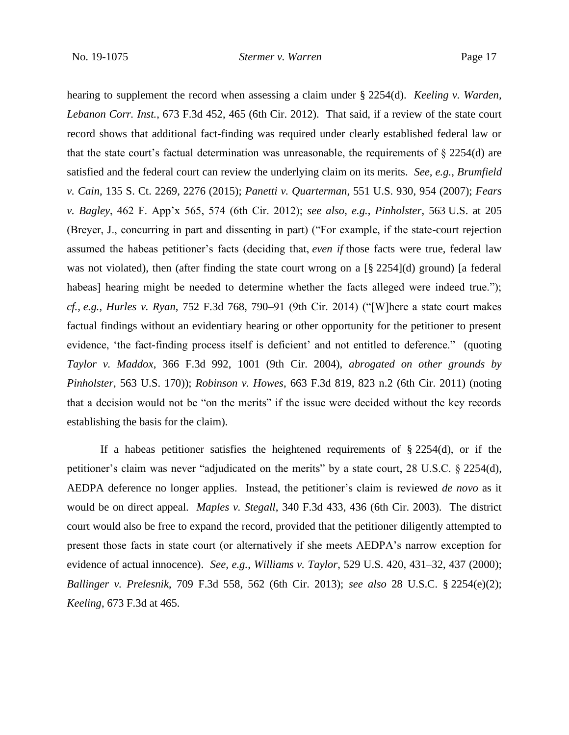hearing to supplement the record when assessing a claim under § 2254(d). *Keeling v. Warden, Lebanon Corr. Inst.*, 673 F.3d 452, 465 (6th Cir. 2012). That said, if a review of the state court record shows that additional fact-finding was required under clearly established federal law or that the state court's factual determination was unreasonable, the requirements of § 2254(d) are satisfied and the federal court can review the underlying claim on its merits. *See, e.g.*, *Brumfield v. Cain*, 135 S. Ct. 2269, 2276 (2015); *Panetti v. Quarterman*, 551 U.S. 930, 954 (2007); *Fears v. Bagley*, 462 F. App'x 565, 574 (6th Cir. 2012); *see also, e.g.*, *Pinholster*, 563 U.S. at 205 (Breyer, J., concurring in part and dissenting in part) ("For example, if the state-court rejection assumed the habeas petitioner's facts (deciding that, *even if* those facts were true, federal law was not violated), then (after finding the state court wrong on a [§ 2254](d) ground) [a federal habeas] hearing might be needed to determine whether the facts alleged were indeed true."); *cf.*, *e.g.*, *Hurles v. Ryan*, 752 F.3d 768, 790–91 (9th Cir. 2014) ("[W]here a state court makes factual findings without an evidentiary hearing or other opportunity for the petitioner to present evidence, 'the fact-finding process itself is deficient' and not entitled to deference." (quoting *Taylor v. Maddox*, 366 F.3d 992, 1001 (9th Cir. 2004), *abrogated on other grounds by Pinholster*, 563 U.S. 170)); *Robinson v. Howes*, 663 F.3d 819, 823 n.2 (6th Cir. 2011) (noting that a decision would not be "on the merits" if the issue were decided without the key records establishing the basis for the claim).

If a habeas petitioner satisfies the heightened requirements of § 2254(d), or if the petitioner's claim was never "adjudicated on the merits" by a state court, 28 U.S.C. § 2254(d), AEDPA deference no longer applies. Instead, the petitioner's claim is reviewed *de novo* as it would be on direct appeal. *Maples v. Stegall*, 340 F.3d 433, 436 (6th Cir. 2003). The district court would also be free to expand the record, provided that the petitioner diligently attempted to present those facts in state court (or alternatively if she meets AEDPA's narrow exception for evidence of actual innocence). *See, e.g.*, *Williams v. Taylor*, 529 U.S. 420, 431–32, 437 (2000); *Ballinger v. Prelesnik*, 709 F.3d 558, 562 (6th Cir. 2013); *see also* 28 U.S.C. § 2254(e)(2); *Keeling*, 673 F.3d at 465.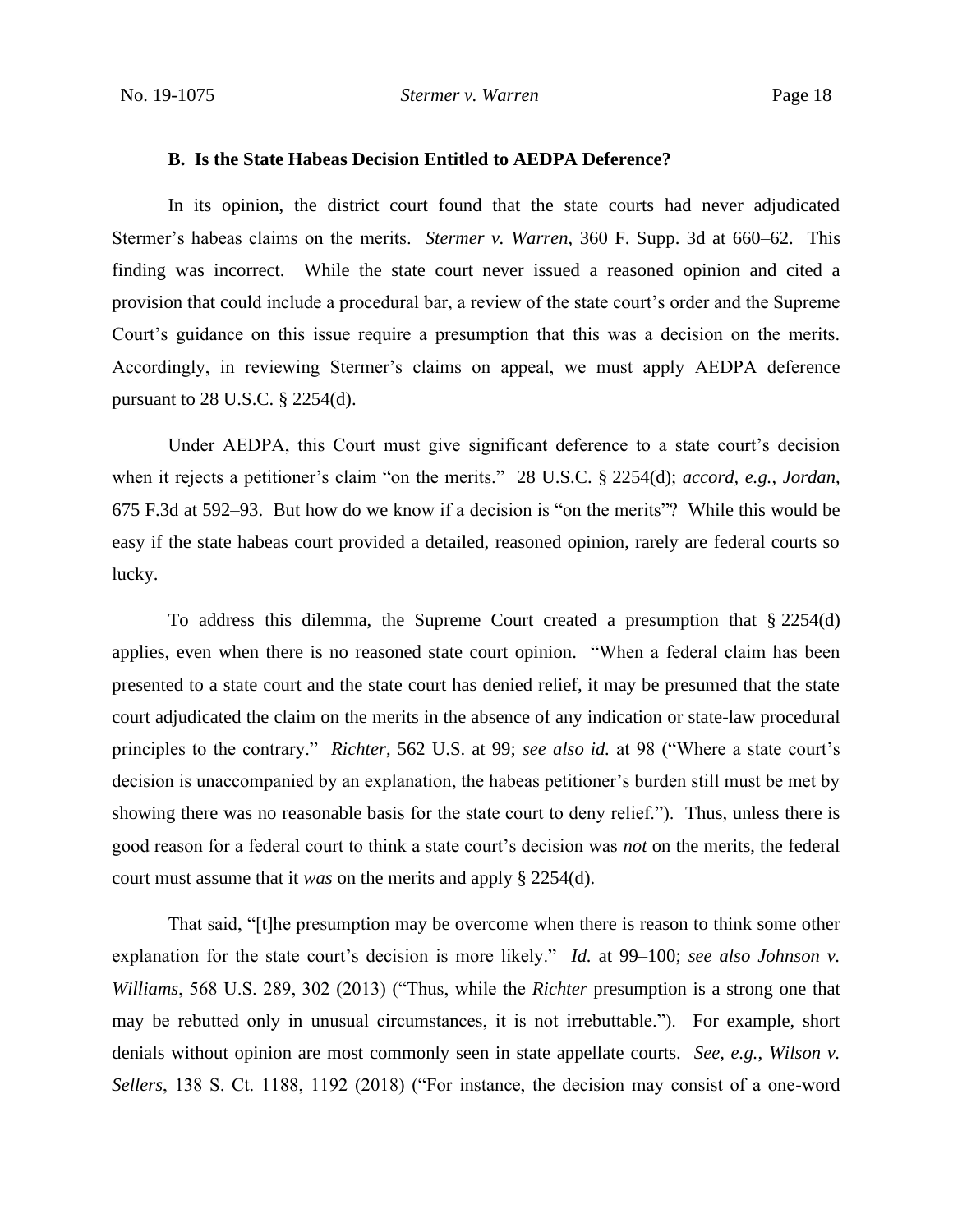### B. Is the State Habeas Decision Entitled to AEDPA Deference?

In its opinion, the district court found that the state courts had never adjudicated Stermer's habeas claims on the merits. *Stermer v. Warren*, 360 F. Supp. 3d at 660–62. This finding was incorrect. While the state court never issued a reasoned opinion and cited a provision that could include a procedural bar, a review of the state court's order and the Supreme Court's guidance on this issue require a presumption that this was a decision on the merits. Accordingly, in reviewing Stermer's claims on appeal, we must apply AEDPA deference pursuant to 28 U.S.C. § 2254(d).

Under AEDPA, this Court must give significant deference to a state court's decision when it rejects a petitioner's claim "on the merits." 28 U.S.C. § 2254(d); *accord, e.g.*, *Jordan*, 675 F.3d at 592–93. But how do we know if a decision is "on the merits"? While this would be easy if the state habeas court provided a detailed, reasoned opinion, rarely are federal courts so lucky.

To address this dilemma, the Supreme Court created a presumption that § 2254(d) applies, even when there is no reasoned state court opinion. "When a federal claim has been presented to a state court and the state court has denied relief, it may be presumed that the state court adjudicated the claim on the merits in the absence of any indication or state-law procedural principles to the contrary." *Richter*, 562 U.S. at 99; *see also id.* at 98 ("Where a state court's decision is unaccompanied by an explanation, the habeas petitioner's burden still must be met by showing there was no reasonable basis for the state court to deny relief."). Thus, unless there is good reason for a federal court to think a state court's decision was *not* on the merits, the federal court must assume that it *was* on the merits and apply § 2254(d).

That said, "[t]he presumption may be overcome when there is reason to think some other explanation for the state court's decision is more likely." *Id.* at 99–100; *see also Johnson v. Williams*, 568 U.S. 289, 302 (2013) ("Thus, while the *Richter* presumption is a strong one that may be rebutted only in unusual circumstances, it is not irrebuttable."). For example, short denials without opinion are most commonly seen in state appellate courts. *See, e.g.*, *Wilson v. Sellers*, 138 S. Ct. 1188, 1192 (2018) ("For instance, the decision may consist of a one-word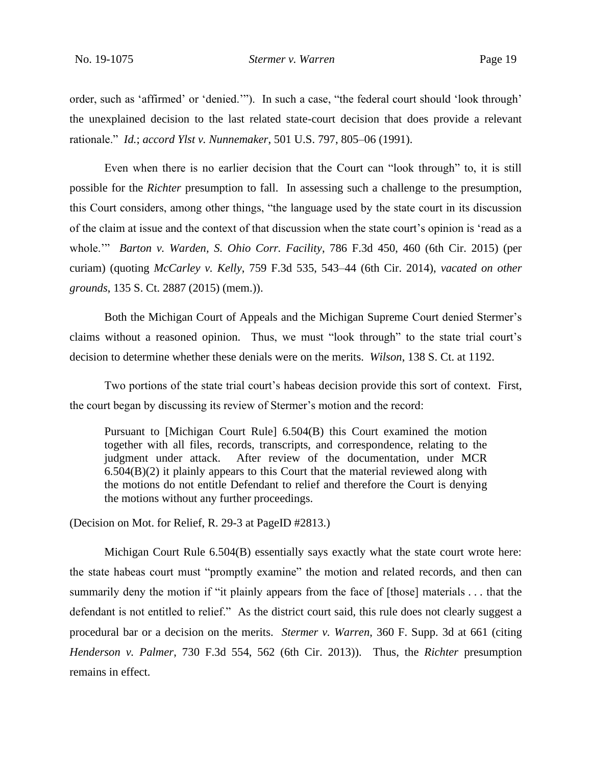order, such as 'affirmed' or 'denied.'"). In such a case, "the federal court should 'look through' the unexplained decision to the last related state-court decision that does provide a relevant rationale." *Id.*; *accord Ylst v. Nunnemaker*, 501 U.S. 797, 805–06 (1991).

Even when there is no earlier decision that the Court can "look through" to, it is still possible for the *Richter* presumption to fall. In assessing such a challenge to the presumption, this Court considers, among other things, "the language used by the state court in its discussion of the claim at issue and the context of that discussion when the state court's opinion is 'read as a whole.'" *Barton v. Warden, S. Ohio Corr. Facility*, 786 F.3d 450, 460 (6th Cir. 2015) (per curiam) (quoting *McCarley v. Kelly*, 759 F.3d 535, 543–44 (6th Cir. 2014), *vacated on other grounds*, 135 S. Ct. 2887 (2015) (mem.)).

Both the Michigan Court of Appeals and the Michigan Supreme Court denied Stermer's claims without a reasoned opinion. Thus, we must "look through" to the state trial court's decision to determine whether these denials were on the merits. *Wilson*, 138 S. Ct. at 1192.

Two portions of the state trial court's habeas decision provide this sort of context. First, the court began by discussing its review of Stermer's motion and the record:

> Pursuant to [Michigan Court Rule] 6.504(B) this Court examined the motion together with all files, records, transcripts, and correspondence, relating to the judgment under attack. After review of the documentation, under MCR 6.504(B)(2) it plainly appears to this Court that the material reviewed along with the motions do not entitle Defendant to relief and therefore the Court is denying the motions without any further proceedings.

(Decision on Mot. for Relief, R. 29-3 at PageID #2813.)

Michigan Court Rule 6.504(B) essentially says exactly what the state court wrote here: the state habeas court must "promptly examine" the motion and related records, and then can summarily deny the motion if "it plainly appears from the face of [those] materials . . . that the defendant is not entitled to relief." As the district court said, this rule does not clearly suggest a procedural bar or a decision on the merits. *Stermer v. Warren*, 360 F. Supp. 3d at 661 (citing *Henderson v. Palmer*, 730 F.3d 554, 562 (6th Cir. 2013)). Thus, the *Richter* presumption remains in effect.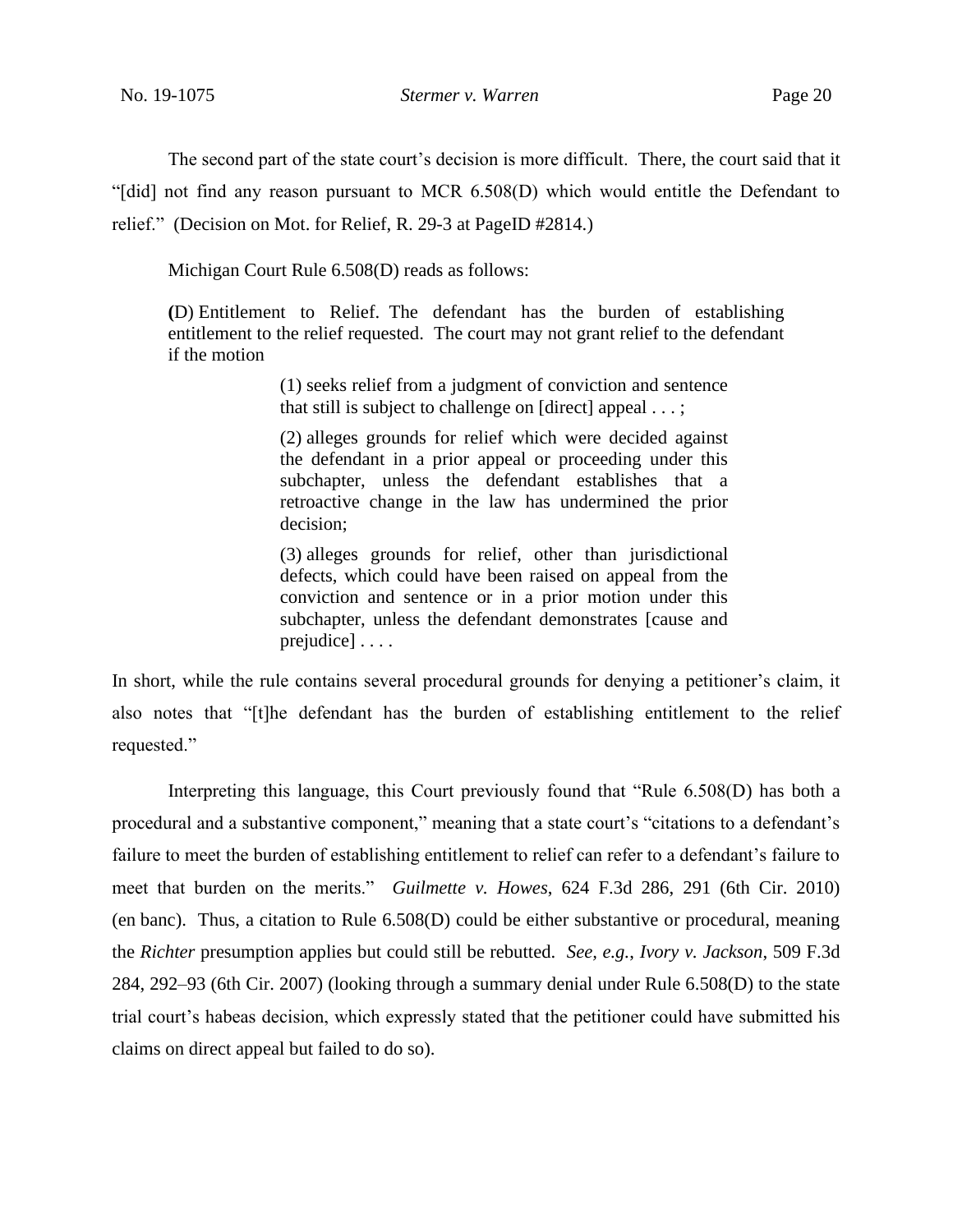The second part of the state court's decision is more difficult. There, the court said that it "[did] not find any reason pursuant to MCR 6.508(D) which would entitle the Defendant to relief." (Decision on Mot. for Relief, R. 29-3 at PageID #2814.)

Michigan Court Rule 6.508(D) reads as follows:

> **(**D) Entitlement to Relief. The defendant has the burden of establishing entitlement to the relief requested. The court may not grant relief to the defendant if the motion
>
> > (1) seeks relief from a judgment of conviction and sentence that still is subject to challenge on [direct] appeal . . . ;
> >
> > (2) alleges grounds for relief which were decided against the defendant in a prior appeal or proceeding under this subchapter, unless the defendant establishes that a retroactive change in the law has undermined the prior decision;
> >
> > (3) alleges grounds for relief, other than jurisdictional defects, which could have been raised on appeal from the conviction and sentence or in a prior motion under this subchapter, unless the defendant demonstrates [cause and prejudice] . . . .

In short, while the rule contains several procedural grounds for denying a petitioner's claim, it also notes that "[t]he defendant has the burden of establishing entitlement to the relief requested."

Interpreting this language, this Court previously found that "Rule 6.508(D) has both a procedural and a substantive component," meaning that a state court's "citations to a defendant's failure to meet the burden of establishing entitlement to relief can refer to a defendant's failure to meet that burden on the merits." *Guilmette v. Howes*, 624 F.3d 286, 291 (6th Cir. 2010) (en banc). Thus, a citation to Rule 6.508(D) could be either substantive or procedural, meaning the *Richter* presumption applies but could still be rebutted. *See, e.g.*, *Ivory v. Jackson*, 509 F.3d 284, 292–93 (6th Cir. 2007) (looking through a summary denial under Rule 6.508(D) to the state trial court's habeas decision, which expressly stated that the petitioner could have submitted his claims on direct appeal but failed to do so).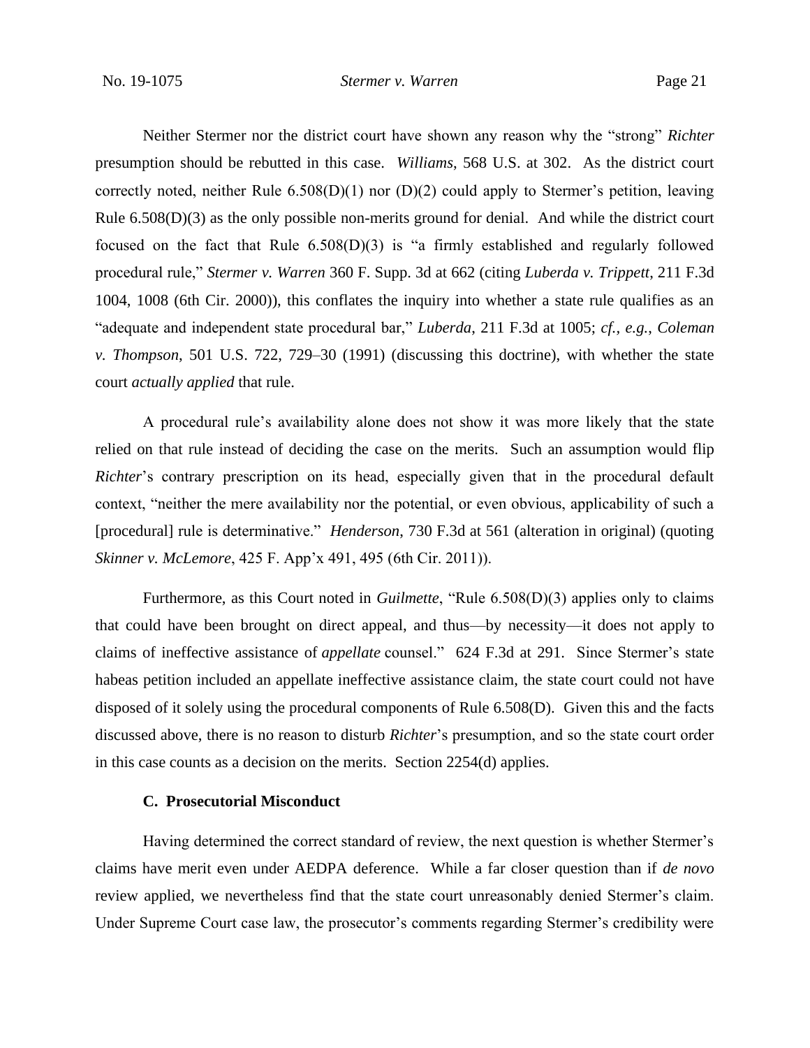Neither Stermer nor the district court have shown any reason why the "strong" *Richter* presumption should be rebutted in this case. *Williams*, 568 U.S. at 302. As the district court correctly noted, neither Rule 6.508(D)(1) nor (D)(2) could apply to Stermer's petition, leaving Rule 6.508(D)(3) as the only possible non-merits ground for denial. And while the district court focused on the fact that Rule 6.508(D)(3) is "a firmly established and regularly followed procedural rule," *Stermer v. Warren* 360 F. Supp. 3d at 662 (citing *Luberda v. Trippett*, 211 F.3d 1004, 1008 (6th Cir. 2000)), this conflates the inquiry into whether a state rule qualifies as an "adequate and independent state procedural bar," *Luberda*, 211 F.3d at 1005; *cf., e.g.*, *Coleman v. Thompson*, 501 U.S. 722, 729–30 (1991) (discussing this doctrine), with whether the state court *actually applied* that rule.

A procedural rule's availability alone does not show it was more likely that the state relied on that rule instead of deciding the case on the merits. Such an assumption would flip *Richter*'s contrary prescription on its head, especially given that in the procedural default context, "neither the mere availability nor the potential, or even obvious, applicability of such a [procedural] rule is determinative." *Henderson*, 730 F.3d at 561 (alteration in original) (quoting *Skinner v. McLemore*, 425 F. App'x 491, 495 (6th Cir. 2011)).

Furthermore, as this Court noted in *Guilmette*, "Rule 6.508(D)(3) applies only to claims that could have been brought on direct appeal, and thus—by necessity—it does not apply to claims of ineffective assistance of *appellate* counsel." 624 F.3d at 291. Since Stermer's state habeas petition included an appellate ineffective assistance claim, the state court could not have disposed of it solely using the procedural components of Rule 6.508(D). Given this and the facts discussed above, there is no reason to disturb *Richter*'s presumption, and so the state court order in this case counts as a decision on the merits. Section 2254(d) applies.

### C. Prosecutorial Misconduct

Having determined the correct standard of review, the next question is whether Stermer's claims have merit even under AEDPA deference. While a far closer question than if *de novo* review applied, we nevertheless find that the state court unreasonably denied Stermer's claim. Under Supreme Court case law, the prosecutor's comments regarding Stermer's credibility were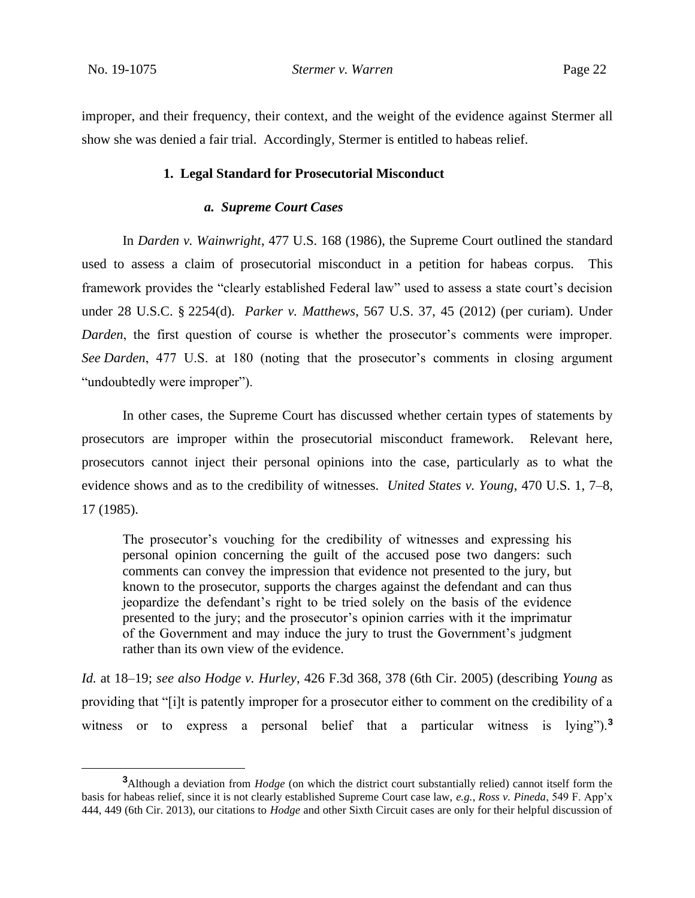improper, and their frequency, their context, and the weight of the evidence against Stermer all show she was denied a fair trial. Accordingly, Stermer is entitled to habeas relief.

### 1. Legal Standard for Prosecutorial Misconduct

#### *a. Supreme Court Cases*

In *Darden v. Wainwright*, 477 U.S. 168 (1986), the Supreme Court outlined the standard used to assess a claim of prosecutorial misconduct in a petition for habeas corpus. This framework provides the "clearly established Federal law" used to assess a state court's decision under 28 U.S.C. § 2254(d). *Parker v. Matthews*, 567 U.S. 37, 45 (2012) (per curiam). Under *Darden*, the first question of course is whether the prosecutor's comments were improper. *See Darden*, 477 U.S. at 180 (noting that the prosecutor's comments in closing argument "undoubtedly were improper").

In other cases, the Supreme Court has discussed whether certain types of statements by prosecutors are improper within the prosecutorial misconduct framework. Relevant here, prosecutors cannot inject their personal opinions into the case, particularly as to what the evidence shows and as to the credibility of witnesses. *United States v. Young*, 470 U.S. 1, 7–8, 17 (1985).

> The prosecutor's vouching for the credibility of witnesses and expressing his personal opinion concerning the guilt of the accused pose two dangers: such comments can convey the impression that evidence not presented to the jury, but known to the prosecutor, supports the charges against the defendant and can thus jeopardize the defendant's right to be tried solely on the basis of the evidence presented to the jury; and the prosecutor's opinion carries with it the imprimatur of the Government and may induce the jury to trust the Government's judgment rather than its own view of the evidence.

*Id.* at 18–19; *see also Hodge v. Hurley*, 426 F.3d 368, 378 (6th Cir. 2005) (describing *Young* as providing that "[i]t is patently improper for a prosecutor either to comment on the credibility of a witness or to express a personal belief that a particular witness is lying").[3]

[3]Although a deviation from *Hodge* (on which the district court substantially relied) cannot itself form the basis for habeas relief, since it is not clearly established Supreme Court case law, *e.g.*, *Ross v. Pineda*, 549 F. App'x 444, 449 (6th Cir. 2013), our citations to *Hodge* and other Sixth Circuit cases are only for their helpful discussion of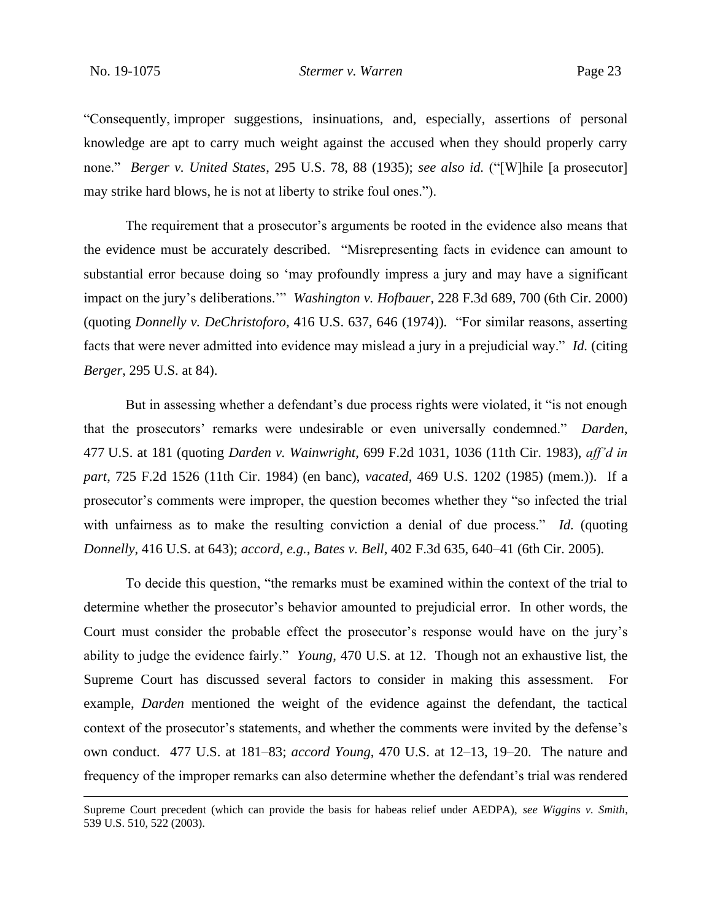"Consequently, improper suggestions, insinuations, and, especially, assertions of personal knowledge are apt to carry much weight against the accused when they should properly carry none." *Berger v. United States*, 295 U.S. 78, 88 (1935); *see also id.* ("[W]hile [a prosecutor] may strike hard blows, he is not at liberty to strike foul ones.").

The requirement that a prosecutor's arguments be rooted in the evidence also means that the evidence must be accurately described. "Misrepresenting facts in evidence can amount to substantial error because doing so 'may profoundly impress a jury and may have a significant impact on the jury's deliberations.'" *Washington v. Hofbauer*, 228 F.3d 689, 700 (6th Cir. 2000) (quoting *Donnelly v. DeChristoforo*, 416 U.S. 637, 646 (1974)). "For similar reasons, asserting facts that were never admitted into evidence may mislead a jury in a prejudicial way." *Id.* (citing *Berger*, 295 U.S. at 84).

But in assessing whether a defendant's due process rights were violated, it "is not enough that the prosecutors' remarks were undesirable or even universally condemned." *Darden*, 477 U.S. at 181 (quoting *Darden v. Wainwright*, 699 F.2d 1031, 1036 (11th Cir. 1983), *aff'd in part*, 725 F.2d 1526 (11th Cir. 1984) (en banc), *vacated*, 469 U.S. 1202 (1985) (mem.)). If a prosecutor's comments were improper, the question becomes whether they "so infected the trial with unfairness as to make the resulting conviction a denial of due process." *Id.* (quoting *Donnelly*, 416 U.S. at 643); *accord, e.g.*, *Bates v. Bell*, 402 F.3d 635, 640–41 (6th Cir. 2005).

To decide this question, "the remarks must be examined within the context of the trial to determine whether the prosecutor's behavior amounted to prejudicial error. In other words, the Court must consider the probable effect the prosecutor's response would have on the jury's ability to judge the evidence fairly." *Young*, 470 U.S. at 12. Though not an exhaustive list, the Supreme Court has discussed several factors to consider in making this assessment. For example, *Darden* mentioned the weight of the evidence against the defendant, the tactical context of the prosecutor's statements, and whether the comments were invited by the defense's own conduct. 477 U.S. at 181–83; *accord Young*, 470 U.S. at 12–13, 19–20. The nature and frequency of the improper remarks can also determine whether the defendant's trial was rendered

---

Supreme Court precedent (which can provide the basis for habeas relief under AEDPA), *see Wiggins v. Smith*, 539 U.S. 510, 522 (2003).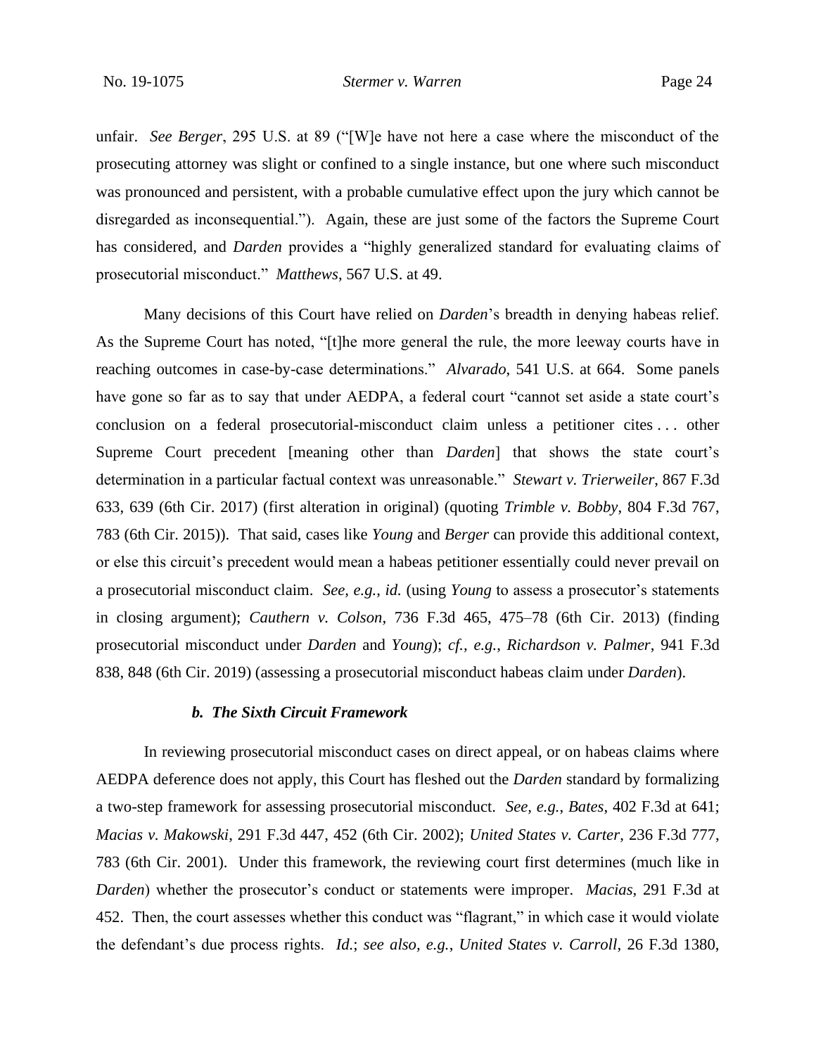unfair. *See Berger*, 295 U.S. at 89 ("[W]e have not here a case where the misconduct of the prosecuting attorney was slight or confined to a single instance, but one where such misconduct was pronounced and persistent, with a probable cumulative effect upon the jury which cannot be disregarded as inconsequential."). Again, these are just some of the factors the Supreme Court has considered, and *Darden* provides a "highly generalized standard for evaluating claims of prosecutorial misconduct." *Matthews*, 567 U.S. at 49.

Many decisions of this Court have relied on *Darden*'s breadth in denying habeas relief. As the Supreme Court has noted, "[t]he more general the rule, the more leeway courts have in reaching outcomes in case-by-case determinations." *Alvarado*, 541 U.S. at 664. Some panels have gone so far as to say that under AEDPA, a federal court "cannot set aside a state court's conclusion on a federal prosecutorial-misconduct claim unless a petitioner cites . . . other Supreme Court precedent [meaning other than *Darden*] that shows the state court's determination in a particular factual context was unreasonable." *Stewart v. Trierweiler*, 867 F.3d 633, 639 (6th Cir. 2017) (first alteration in original) (quoting *Trimble v. Bobby*, 804 F.3d 767, 783 (6th Cir. 2015)). That said, cases like *Young* and *Berger* can provide this additional context, or else this circuit's precedent would mean a habeas petitioner essentially could never prevail on a prosecutorial misconduct claim. *See, e.g.*, *id.* (using *Young* to assess a prosecutor's statements in closing argument); *Cauthern v. Colson*, 736 F.3d 465, 475–78 (6th Cir. 2013) (finding prosecutorial misconduct under *Darden* and *Young*); *cf., e.g.*, *Richardson v. Palmer*, 941 F.3d 838, 848 (6th Cir. 2019) (assessing a prosecutorial misconduct habeas claim under *Darden*).

#### ***b. The Sixth Circuit Framework***

In reviewing prosecutorial misconduct cases on direct appeal, or on habeas claims where AEDPA deference does not apply, this Court has fleshed out the *Darden* standard by formalizing a two-step framework for assessing prosecutorial misconduct. *See, e.g.*, *Bates*, 402 F.3d at 641; *Macias v. Makowski*, 291 F.3d 447, 452 (6th Cir. 2002); *United States v. Carter*, 236 F.3d 777, 783 (6th Cir. 2001). Under this framework, the reviewing court first determines (much like in *Darden*) whether the prosecutor's conduct or statements were improper. *Macias*, 291 F.3d at 452. Then, the court assesses whether this conduct was "flagrant," in which case it would violate the defendant's due process rights. *Id.*; *see also, e.g.*, *United States v. Carroll*, 26 F.3d 1380,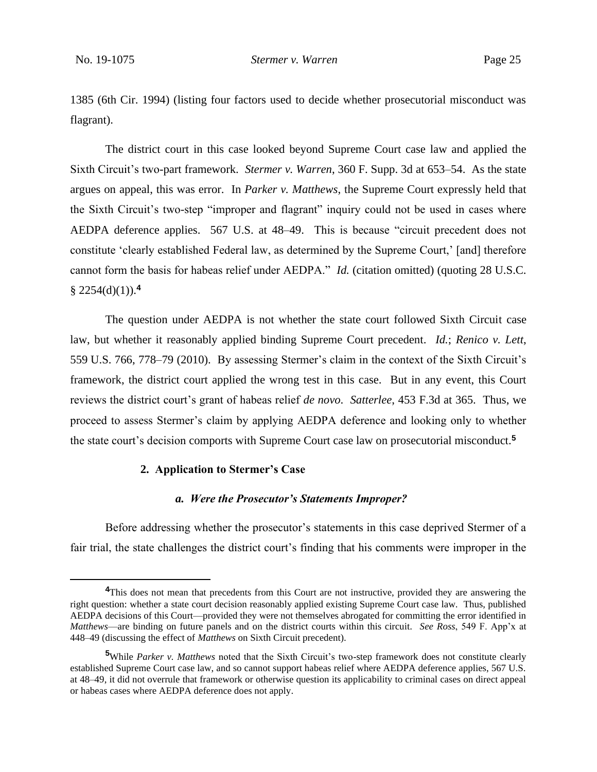1385 (6th Cir. 1994) (listing four factors used to decide whether prosecutorial misconduct was flagrant).

The district court in this case looked beyond Supreme Court case law and applied the Sixth Circuit's two-part framework. *Stermer v. Warren*, 360 F. Supp. 3d at 653–54. As the state argues on appeal, this was error. In *Parker v. Matthews*, the Supreme Court expressly held that the Sixth Circuit's two-step "improper and flagrant" inquiry could not be used in cases where AEDPA deference applies. 567 U.S. at 48–49. This is because "circuit precedent does not constitute 'clearly established Federal law, as determined by the Supreme Court,' [and] therefore cannot form the basis for habeas relief under AEDPA." *Id.* (citation omitted) (quoting 28 U.S.C. § 2254(d)(1)).[4]

The question under AEDPA is not whether the state court followed Sixth Circuit case law, but whether it reasonably applied binding Supreme Court precedent. *Id.*; *Renico v. Lett*, 559 U.S. 766, 778–79 (2010). By assessing Stermer's claim in the context of the Sixth Circuit's framework, the district court applied the wrong test in this case. But in any event, this Court reviews the district court's grant of habeas relief *de novo*. *Satterlee*, 453 F.3d at 365. Thus, we proceed to assess Stermer's claim by applying AEDPA deference and looking only to whether the state court's decision comports with Supreme Court case law on prosecutorial misconduct.[5]

#### 2. Application to Stermer's Case

##### *a. Were the Prosecutor's Statements Improper?*

Before addressing whether the prosecutor's statements in this case deprived Stermer of a fair trial, the state challenges the district court's finding that his comments were improper in the

---

[4]This does not mean that precedents from this Court are not instructive, provided they are answering the right question: whether a state court decision reasonably applied existing Supreme Court case law. Thus, published AEDPA decisions of this Court—provided they were not themselves abrogated for committing the error identified in *Matthews*—are binding on future panels and on the district courts within this circuit. *See Ross*, 549 F. App'x at 448–49 (discussing the effect of *Matthews* on Sixth Circuit precedent).

[5]While *Parker v. Matthews* noted that the Sixth Circuit's two-step framework does not constitute clearly established Supreme Court case law, and so cannot support habeas relief where AEDPA deference applies, 567 U.S. at 48–49, it did not overrule that framework or otherwise question its applicability to criminal cases on direct appeal or habeas cases where AEDPA deference does not apply.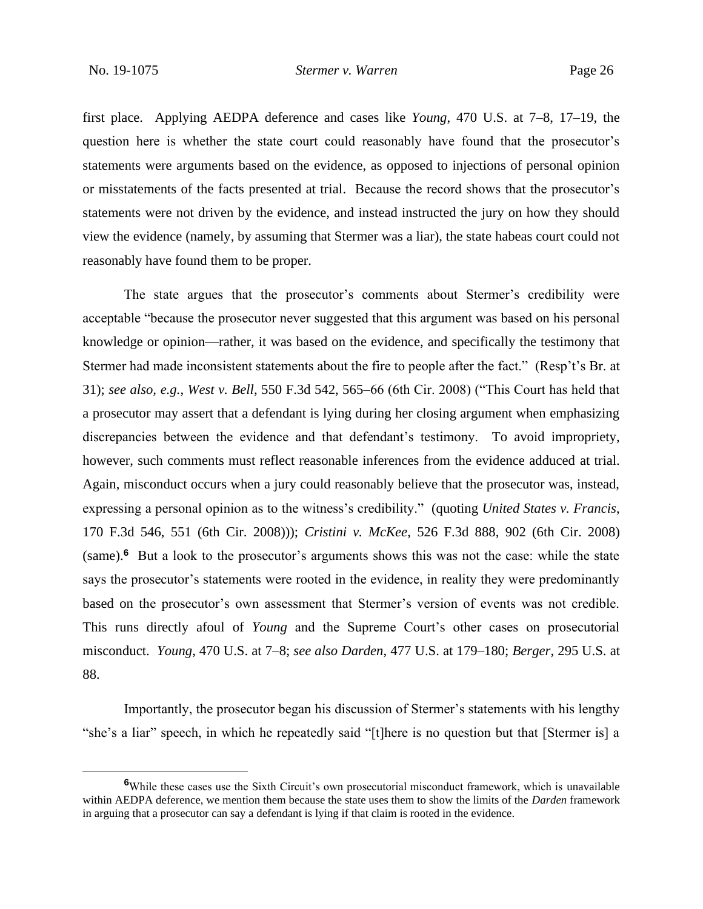first place. Applying AEDPA deference and cases like *Young*, 470 U.S. at 7–8, 17–19, the question here is whether the state court could reasonably have found that the prosecutor's statements were arguments based on the evidence, as opposed to injections of personal opinion or misstatements of the facts presented at trial. Because the record shows that the prosecutor's statements were not driven by the evidence, and instead instructed the jury on how they should view the evidence (namely, by assuming that Stermer was a liar), the state habeas court could not reasonably have found them to be proper.

The state argues that the prosecutor's comments about Stermer's credibility were acceptable "because the prosecutor never suggested that this argument was based on his personal knowledge or opinion—rather, it was based on the evidence, and specifically the testimony that Stermer had made inconsistent statements about the fire to people after the fact." (Resp't's Br. at 31); *see also, e.g.*, *West v. Bell*, 550 F.3d 542, 565–66 (6th Cir. 2008) ("This Court has held that a prosecutor may assert that a defendant is lying during her closing argument when emphasizing discrepancies between the evidence and that defendant's testimony. To avoid impropriety, however, such comments must reflect reasonable inferences from the evidence adduced at trial. Again, misconduct occurs when a jury could reasonably believe that the prosecutor was, instead, expressing a personal opinion as to the witness's credibility." (quoting *United States v. Francis*, 170 F.3d 546, 551 (6th Cir. 2008))); *Cristini v. McKee*, 526 F.3d 888, 902 (6th Cir. 2008) (same).[6] But a look to the prosecutor's arguments shows this was not the case: while the state says the prosecutor's statements were rooted in the evidence, in reality they were predominantly based on the prosecutor's own assessment that Stermer's version of events was not credible. This runs directly afoul of *Young* and the Supreme Court's other cases on prosecutorial misconduct. *Young*, 470 U.S. at 7–8; *see also Darden*, 477 U.S. at 179–180; *Berger*, 295 U.S. at 88.

Importantly, the prosecutor began his discussion of Stermer's statements with his lengthy "she's a liar" speech, in which he repeatedly said "[t]here is no question but that [Stermer is] a

---

[6] While these cases use the Sixth Circuit's own prosecutorial misconduct framework, which is unavailable within AEDPA deference, we mention them because the state uses them to show the limits of the *Darden* framework in arguing that a prosecutor can say a defendant is lying if that claim is rooted in the evidence.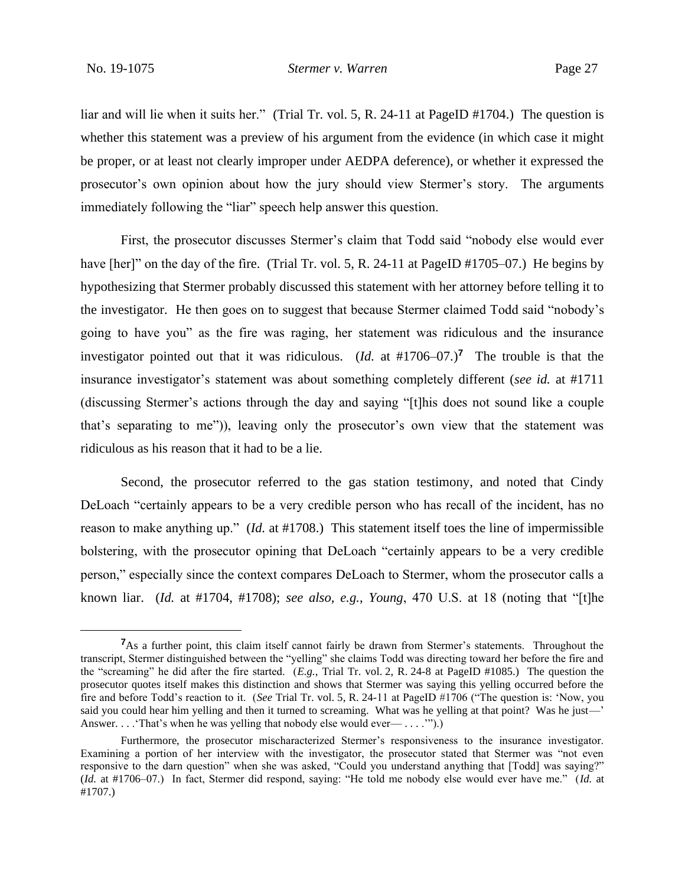liar and will lie when it suits her." (Trial Tr. vol. 5, R. 24-11 at PageID #1704.) The question is whether this statement was a preview of his argument from the evidence (in which case it might be proper, or at least not clearly improper under AEDPA deference), or whether it expressed the prosecutor's own opinion about how the jury should view Stermer's story. The arguments immediately following the "liar" speech help answer this question.

First, the prosecutor discusses Stermer's claim that Todd said "nobody else would ever have [her]" on the day of the fire. (Trial Tr. vol. 5, R. 24-11 at PageID #1705–07.) He begins by hypothesizing that Stermer probably discussed this statement with her attorney before telling it to the investigator. He then goes on to suggest that because Stermer claimed Todd said "nobody's going to have you" as the fire was raging, her statement was ridiculous and the insurance investigator pointed out that it was ridiculous. (*Id.* at #1706–07.)[7] The trouble is that the insurance investigator's statement was about something completely different (*see id.* at #1711 (discussing Stermer's actions through the day and saying "[t]his does not sound like a couple that's separating to me")), leaving only the prosecutor's own view that the statement was ridiculous as his reason that it had to be a lie.

Second, the prosecutor referred to the gas station testimony, and noted that Cindy DeLoach "certainly appears to be a very credible person who has recall of the incident, has no reason to make anything up." (*Id.* at #1708.) This statement itself toes the line of impermissible bolstering, with the prosecutor opining that DeLoach "certainly appears to be a very credible person," especially since the context compares DeLoach to Stermer, whom the prosecutor calls a known liar. (*Id.* at #1704, #1708); *see also*, *e.g.*, *Young*, 470 U.S. at 18 (noting that "[t]he

---

[7]As a further point, this claim itself cannot fairly be drawn from Stermer's statements. Throughout the transcript, Stermer distinguished between the "yelling" she claims Todd was directing toward her before the fire and the "screaming" he did after the fire started. (*E.g.*, Trial Tr. vol. 2, R. 24-8 at PageID #1085.) The question the prosecutor quotes itself makes this distinction and shows that Stermer was saying this yelling occurred before the fire and before Todd's reaction to it. (*See* Trial Tr. vol. 5, R. 24-11 at PageID #1706 ("The question is: 'Now, you said you could hear him yelling and then it turned to screaming. What was he yelling at that point? Was he just—' Answer. . . .'That's when he was yelling that nobody else would ever— . . . .'").)

Furthermore, the prosecutor mischaracterized Stermer's responsiveness to the insurance investigator. Examining a portion of her interview with the investigator, the prosecutor stated that Stermer was "not even responsive to the darn question" when she was asked, "Could you understand anything that [Todd] was saying?" (*Id.* at #1706–07.) In fact, Stermer did respond, saying: "He told me nobody else would ever have me." (*Id.* at #1707.)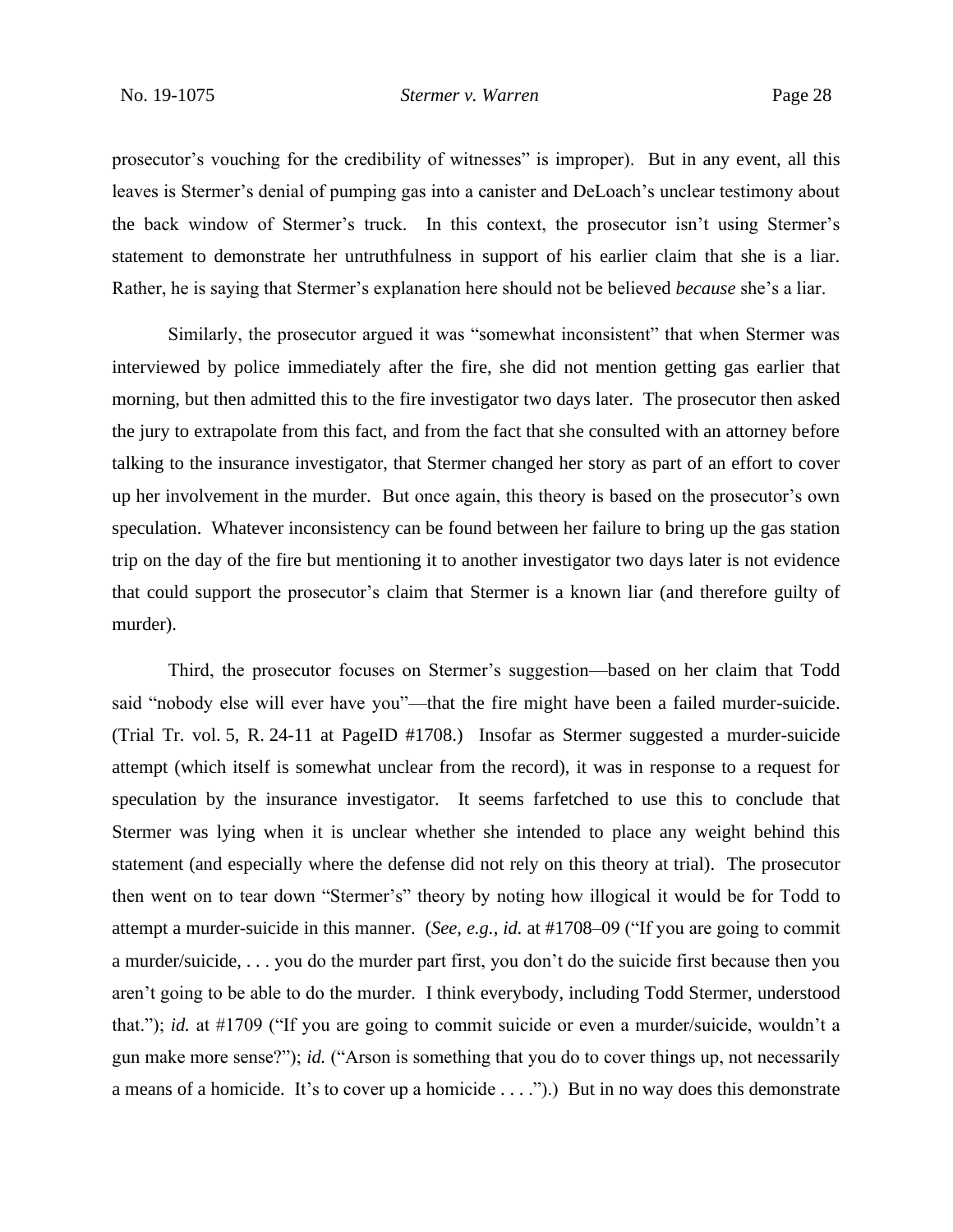prosecutor's vouching for the credibility of witnesses" is improper). But in any event, all this leaves is Stermer's denial of pumping gas into a canister and DeLoach's unclear testimony about the back window of Stermer's truck. In this context, the prosecutor isn't using Stermer's statement to demonstrate her untruthfulness in support of his earlier claim that she is a liar. Rather, he is saying that Stermer's explanation here should not be believed *because* she's a liar.

Similarly, the prosecutor argued it was "somewhat inconsistent" that when Stermer was interviewed by police immediately after the fire, she did not mention getting gas earlier that morning, but then admitted this to the fire investigator two days later. The prosecutor then asked the jury to extrapolate from this fact, and from the fact that she consulted with an attorney before talking to the insurance investigator, that Stermer changed her story as part of an effort to cover up her involvement in the murder. But once again, this theory is based on the prosecutor's own speculation. Whatever inconsistency can be found between her failure to bring up the gas station trip on the day of the fire but mentioning it to another investigator two days later is not evidence that could support the prosecutor's claim that Stermer is a known liar (and therefore guilty of murder).

Third, the prosecutor focuses on Stermer's suggestion—based on her claim that Todd said "nobody else will ever have you"—that the fire might have been a failed murder-suicide. (Trial Tr. vol. 5, R. 24-11 at PageID #1708.) Insofar as Stermer suggested a murder-suicide attempt (which itself is somewhat unclear from the record), it was in response to a request for speculation by the insurance investigator. It seems farfetched to use this to conclude that Stermer was lying when it is unclear whether she intended to place any weight behind this statement (and especially where the defense did not rely on this theory at trial). The prosecutor then went on to tear down "Stermer's" theory by noting how illogical it would be for Todd to attempt a murder-suicide in this manner. (*See, e.g.*, *id.* at #1708–09 ("If you are going to commit a murder/suicide, . . . you do the murder part first, you don't do the suicide first because then you aren't going to be able to do the murder. I think everybody, including Todd Stermer, understood that."); *id.* at #1709 ("If you are going to commit suicide or even a murder/suicide, wouldn't a gun make more sense?"); *id.* ("Arson is something that you do to cover things up, not necessarily a means of a homicide. It's to cover up a homicide . . . .").) But in no way does this demonstrate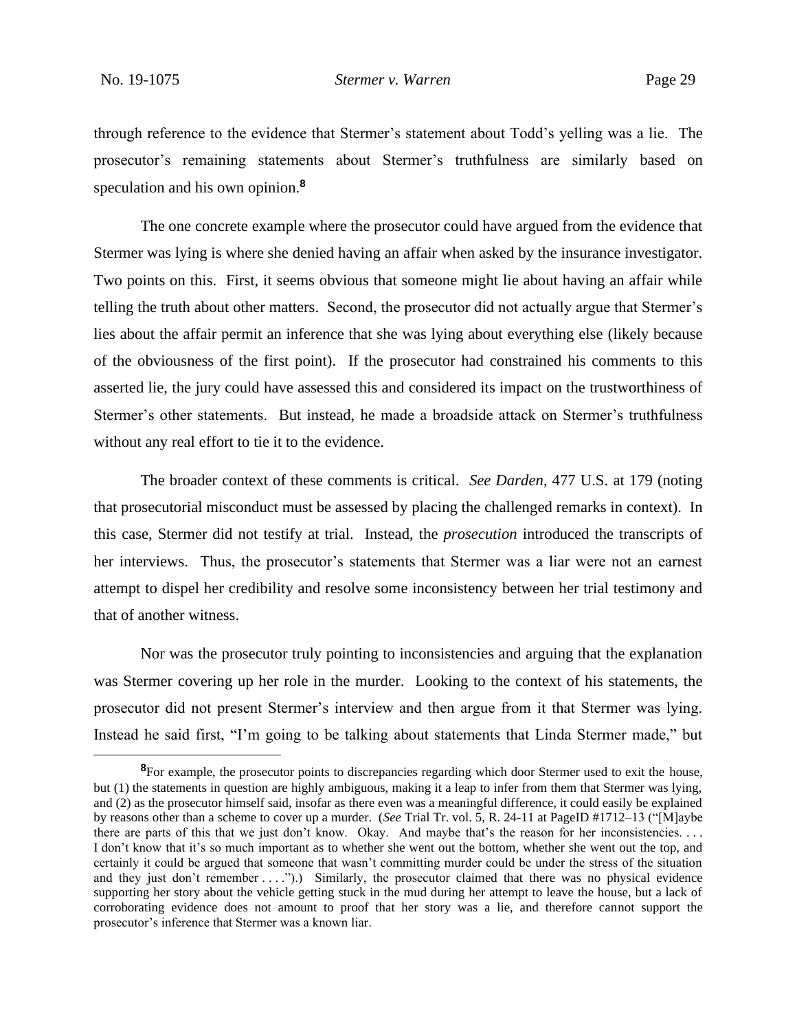through reference to the evidence that Stermer's statement about Todd's yelling was a lie. The prosecutor's remaining statements about Stermer's truthfulness are similarly based on speculation and his own opinion.[8]

The one concrete example where the prosecutor could have argued from the evidence that Stermer was lying is where she denied having an affair when asked by the insurance investigator. Two points on this. First, it seems obvious that someone might lie about having an affair while telling the truth about other matters. Second, the prosecutor did not actually argue that Stermer's lies about the affair permit an inference that she was lying about everything else (likely because of the obviousness of the first point). If the prosecutor had constrained his comments to this asserted lie, the jury could have assessed this and considered its impact on the trustworthiness of Stermer's other statements. But instead, he made a broadside attack on Stermer's truthfulness without any real effort to tie it to the evidence.

The broader context of these comments is critical. *See Darden*, 477 U.S. at 179 (noting that prosecutorial misconduct must be assessed by placing the challenged remarks in context). In this case, Stermer did not testify at trial. Instead, the *prosecution* introduced the transcripts of her interviews. Thus, the prosecutor's statements that Stermer was a liar were not an earnest attempt to dispel her credibility and resolve some inconsistency between her trial testimony and that of another witness.

Nor was the prosecutor truly pointing to inconsistencies and arguing that the explanation was Stermer covering up her role in the murder. Looking to the context of his statements, the prosecutor did not present Stermer's interview and then argue from it that Stermer was lying. Instead he said first, "I'm going to be talking about statements that Linda Stermer made," but

---

[8]For example, the prosecutor points to discrepancies regarding which door Stermer used to exit the house, but (1) the statements in question are highly ambiguous, making it a leap to infer from them that Stermer was lying, and (2) as the prosecutor himself said, insofar as there even was a meaningful difference, it could easily be explained by reasons other than a scheme to cover up a murder. (*See* Trial Tr. vol. 5, R. 24-11 at PageID #1712–13 ("[M]aybe there are parts of this that we just don't know. Okay. And maybe that's the reason for her inconsistencies. . . . I don't know that it's so much important as to whether she went out the bottom, whether she went out the top, and certainly it could be argued that someone that wasn't committing murder could be under the stress of the situation and they just don't remember . . . .").) Similarly, the prosecutor claimed that there was no physical evidence supporting her story about the vehicle getting stuck in the mud during her attempt to leave the house, but a lack of corroborating evidence does not amount to proof that her story was a lie, and therefore cannot support the prosecutor's inference that Stermer was a known liar.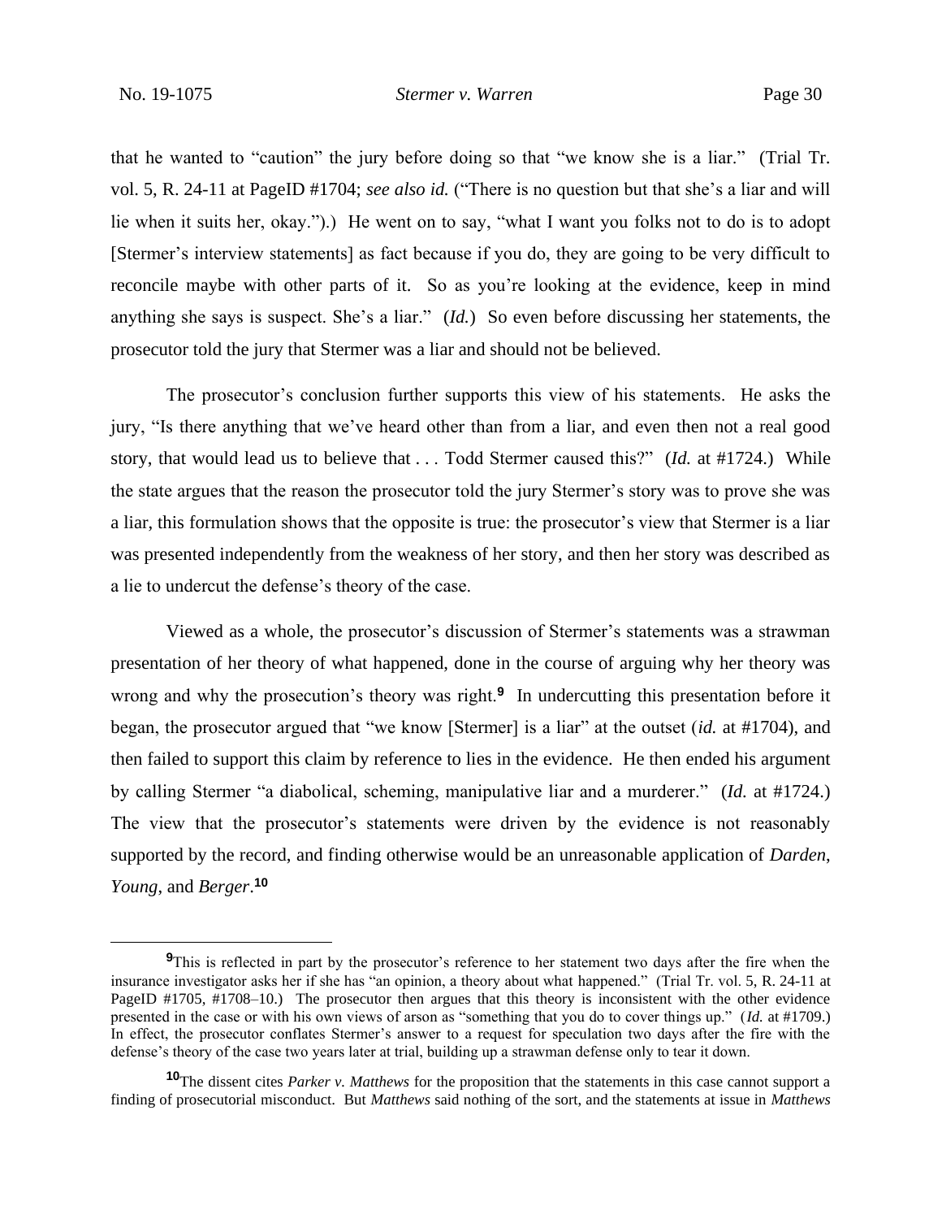that he wanted to "caution" the jury before doing so that "we know she is a liar." (Trial Tr. vol. 5, R. 24-11 at PageID #1704; *see also id.* ("There is no question but that she's a liar and will lie when it suits her, okay.").) He went on to say, "what I want you folks not to do is to adopt [Stermer's interview statements] as fact because if you do, they are going to be very difficult to reconcile maybe with other parts of it. So as you're looking at the evidence, keep in mind anything she says is suspect. She's a liar." (*Id.*) So even before discussing her statements, the prosecutor told the jury that Stermer was a liar and should not be believed.

The prosecutor's conclusion further supports this view of his statements. He asks the jury, "Is there anything that we've heard other than from a liar, and even then not a real good story, that would lead us to believe that . . . Todd Stermer caused this?" (*Id.* at #1724.) While the state argues that the reason the prosecutor told the jury Stermer's story was to prove she was a liar, this formulation shows that the opposite is true: the prosecutor's view that Stermer is a liar was presented independently from the weakness of her story, and then her story was described as a lie to undercut the defense's theory of the case.

Viewed as a whole, the prosecutor's discussion of Stermer's statements was a strawman presentation of her theory of what happened, done in the course of arguing why her theory was wrong and why the prosecution's theory was right.[9] In undercutting this presentation before it began, the prosecutor argued that "we know [Stermer] is a liar" at the outset (*id.* at #1704), and then failed to support this claim by reference to lies in the evidence. He then ended his argument by calling Stermer "a diabolical, scheming, manipulative liar and a murderer." (*Id.* at #1724.) The view that the prosecutor's statements were driven by the evidence is not reasonably supported by the record, and finding otherwise would be an unreasonable application of *Darden*, *Young*, and *Berger*.[10]

[9] This is reflected in part by the prosecutor's reference to her statement two days after the fire when the insurance investigator asks her if she has "an opinion, a theory about what happened." (Trial Tr. vol. 5, R. 24-11 at PageID #1705, #1708–10.) The prosecutor then argues that this theory is inconsistent with the other evidence presented in the case or with his own views of arson as "something that you do to cover things up." (*Id.* at #1709.) In effect, the prosecutor conflates Stermer's answer to a request for speculation two days after the fire with the defense's theory of the case two years later at trial, building up a strawman defense only to tear it down.

[10] The dissent cites *Parker v. Matthews* for the proposition that the statements in this case cannot support a finding of prosecutorial misconduct. But *Matthews* said nothing of the sort, and the statements at issue in *Matthews*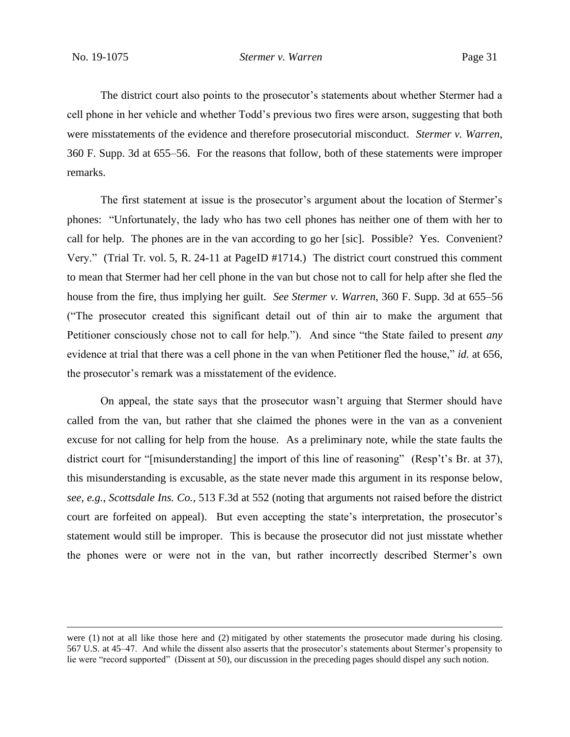The district court also points to the prosecutor's statements about whether Stermer had a cell phone in her vehicle and whether Todd's previous two fires were arson, suggesting that both were misstatements of the evidence and therefore prosecutorial misconduct. *Stermer v. Warren*, 360 F. Supp. 3d at 655–56. For the reasons that follow, both of these statements were improper remarks.

The first statement at issue is the prosecutor's argument about the location of Stermer's phones: "Unfortunately, the lady who has two cell phones has neither one of them with her to call for help. The phones are in the van according to go her [sic]. Possible? Yes. Convenient? Very." (Trial Tr. vol. 5, R. 24-11 at PageID #1714.) The district court construed this comment to mean that Stermer had her cell phone in the van but chose not to call for help after she fled the house from the fire, thus implying her guilt. *See Stermer v. Warren*, 360 F. Supp. 3d at 655–56 ("The prosecutor created this significant detail out of thin air to make the argument that Petitioner consciously chose not to call for help."). And since "the State failed to present *any* evidence at trial that there was a cell phone in the van when Petitioner fled the house," *id.* at 656, the prosecutor's remark was a misstatement of the evidence.

On appeal, the state says that the prosecutor wasn't arguing that Stermer should have called from the van, but rather that she claimed the phones were in the van as a convenient excuse for not calling for help from the house. As a preliminary note, while the state faults the district court for "[misunderstanding] the import of this line of reasoning" (Resp't's Br. at 37), this misunderstanding is excusable, as the state never made this argument in its response below, *see, e.g.*, *Scottsdale Ins. Co.*, 513 F.3d at 552 (noting that arguments not raised before the district court are forfeited on appeal). But even accepting the state's interpretation, the prosecutor's statement would still be improper. This is because the prosecutor did not just misstate whether the phones were or were not in the van, but rather incorrectly described Stermer's own

---

were (1) not at all like those here and (2) mitigated by other statements the prosecutor made during his closing. 567 U.S. at 45–47. And while the dissent also asserts that the prosecutor's statements about Stermer's propensity to lie were "record supported" (Dissent at 50), our discussion in the preceding pages should dispel any such notion.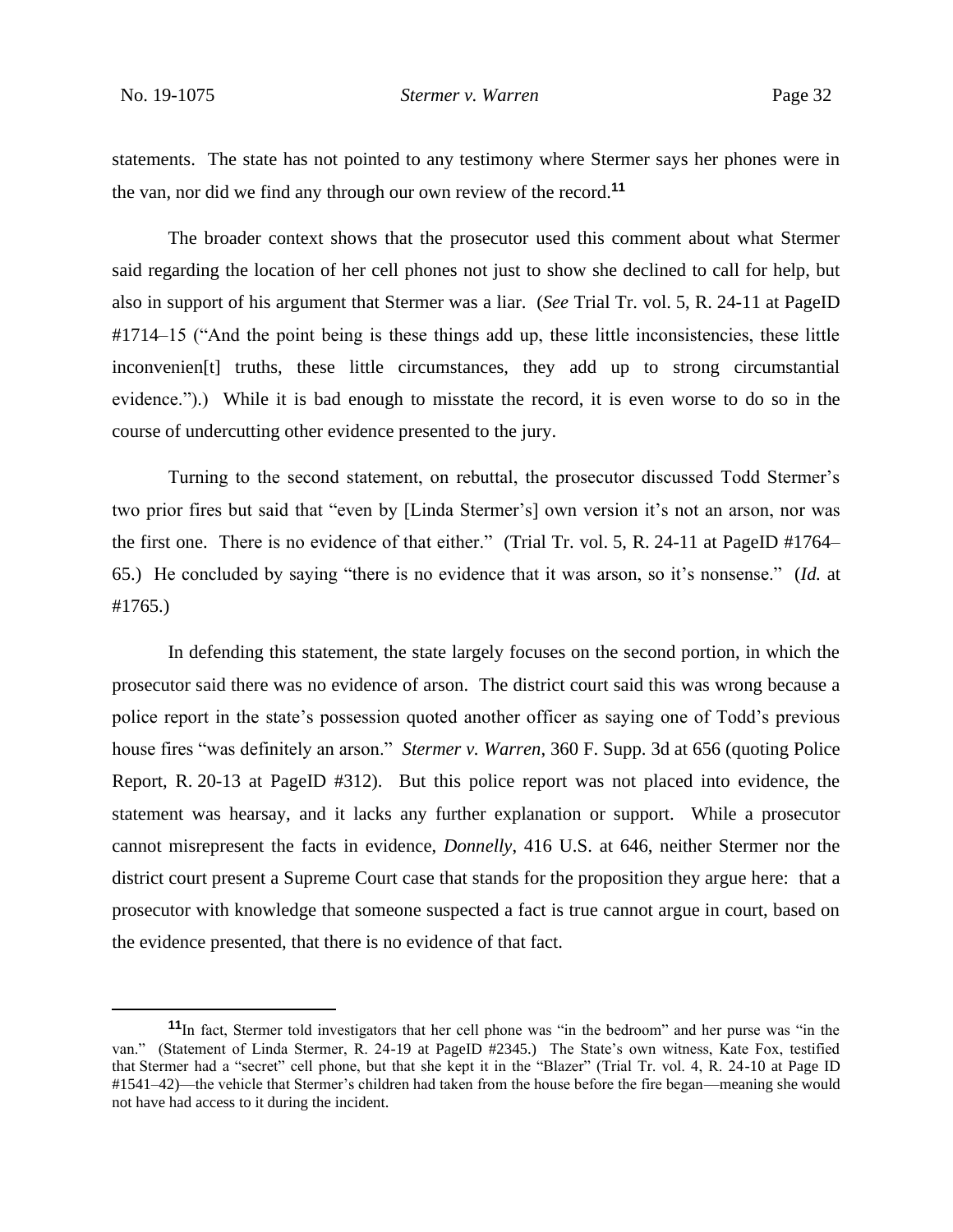statements. The state has not pointed to any testimony where Stermer says her phones were in the van, nor did we find any through our own review of the record.[11]

The broader context shows that the prosecutor used this comment about what Stermer said regarding the location of her cell phones not just to show she declined to call for help, but also in support of his argument that Stermer was a liar. (*See* Trial Tr. vol. 5, R. 24-11 at PageID #1714–15 ("And the point being is these things add up, these little inconsistencies, these little inconvenien[t] truths, these little circumstances, they add up to strong circumstantial evidence.").) While it is bad enough to misstate the record, it is even worse to do so in the course of undercutting other evidence presented to the jury.

Turning to the second statement, on rebuttal, the prosecutor discussed Todd Stermer's two prior fires but said that "even by [Linda Stermer's] own version it's not an arson, nor was the first one. There is no evidence of that either." (Trial Tr. vol. 5, R. 24-11 at PageID #1764–65.) He concluded by saying "there is no evidence that it was arson, so it's nonsense." (*Id.* at #1765.)

In defending this statement, the state largely focuses on the second portion, in which the prosecutor said there was no evidence of arson. The district court said this was wrong because a police report in the state's possession quoted another officer as saying one of Todd's previous house fires "was definitely an arson." *Stermer v. Warren*, 360 F. Supp. 3d at 656 (quoting Police Report, R. 20-13 at PageID #312). But this police report was not placed into evidence, the statement was hearsay, and it lacks any further explanation or support. While a prosecutor cannot misrepresent the facts in evidence, *Donnelly*, 416 U.S. at 646, neither Stermer nor the district court present a Supreme Court case that stands for the proposition they argue here: that a prosecutor with knowledge that someone suspected a fact is true cannot argue in court, based on the evidence presented, that there is no evidence of that fact.

---

[11]In fact, Stermer told investigators that her cell phone was "in the bedroom" and her purse was "in the van." (Statement of Linda Stermer, R. 24-19 at PageID #2345.) The State's own witness, Kate Fox, testified that Stermer had a "secret" cell phone, but that she kept it in the "Blazer" (Trial Tr. vol. 4, R. 24-10 at Page ID #1541–42)—the vehicle that Stermer's children had taken from the house before the fire began—meaning she would not have had access to it during the incident.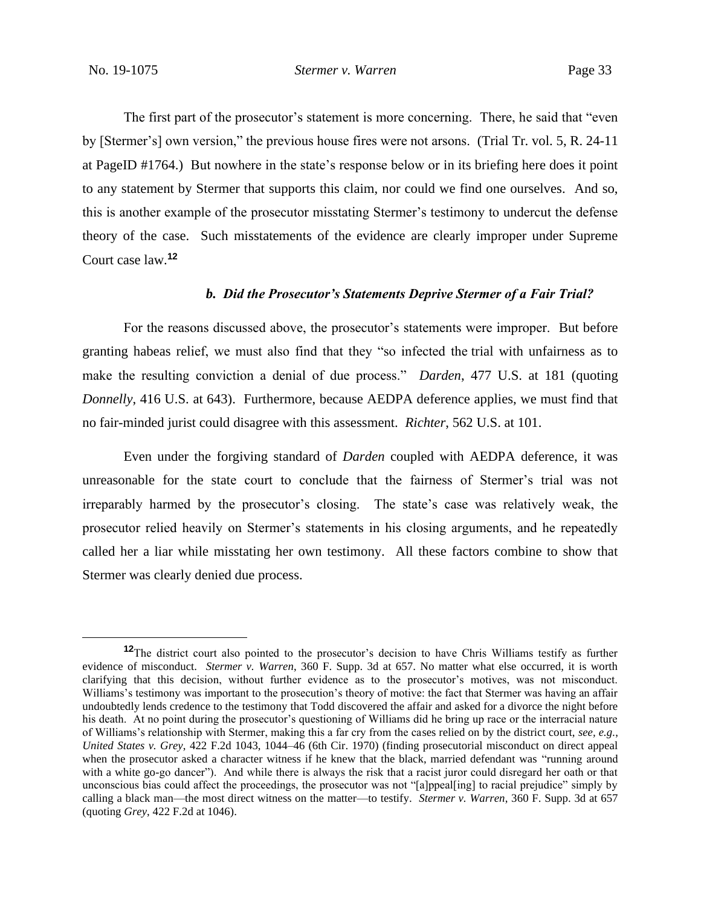The first part of the prosecutor's statement is more concerning. There, he said that "even by [Stermer's] own version," the previous house fires were not arsons. (Trial Tr. vol. 5, R. 24-11 at PageID #1764.) But nowhere in the state's response below or in its briefing here does it point to any statement by Stermer that supports this claim, nor could we find one ourselves. And so, this is another example of the prosecutor misstating Stermer's testimony to undercut the defense theory of the case. Such misstatements of the evidence are clearly improper under Supreme Court case law.[12]

#### *b. Did the Prosecutor's Statements Deprive Stermer of a Fair Trial?*

For the reasons discussed above, the prosecutor's statements were improper. But before granting habeas relief, we must also find that they "so infected the trial with unfairness as to make the resulting conviction a denial of due process." *Darden*, 477 U.S. at 181 (quoting *Donnelly*, 416 U.S. at 643). Furthermore, because AEDPA deference applies, we must find that no fair-minded jurist could disagree with this assessment. *Richter*, 562 U.S. at 101.

Even under the forgiving standard of *Darden* coupled with AEDPA deference, it was unreasonable for the state court to conclude that the fairness of Stermer's trial was not irreparably harmed by the prosecutor's closing. The state's case was relatively weak, the prosecutor relied heavily on Stermer's statements in his closing arguments, and he repeatedly called her a liar while misstating her own testimony. All these factors combine to show that Stermer was clearly denied due process.

---

[12] The district court also pointed to the prosecutor's decision to have Chris Williams testify as further evidence of misconduct. *Stermer v. Warren*, 360 F. Supp. 3d at 657. No matter what else occurred, it is worth clarifying that this decision, without further evidence as to the prosecutor's motives, was not misconduct. Williams's testimony was important to the prosecution's theory of motive: the fact that Stermer was having an affair undoubtedly lends credence to the testimony that Todd discovered the affair and asked for a divorce the night before his death. At no point during the prosecutor's questioning of Williams did he bring up race or the interracial nature of Williams's relationship with Stermer, making this a far cry from the cases relied on by the district court, *see, e.g.*, *United States v. Grey*, 422 F.2d 1043, 1044–46 (6th Cir. 1970) (finding prosecutorial misconduct on direct appeal when the prosecutor asked a character witness if he knew that the black, married defendant was "running around with a white go-go dancer"). And while there is always the risk that a racist juror could disregard her oath or that unconscious bias could affect the proceedings, the prosecutor was not "[a]ppeal[ing] to racial prejudice" simply by calling a black man—the most direct witness on the matter—to testify. *Stermer v. Warren*, 360 F. Supp. 3d at 657 (quoting *Grey*, 422 F.2d at 1046).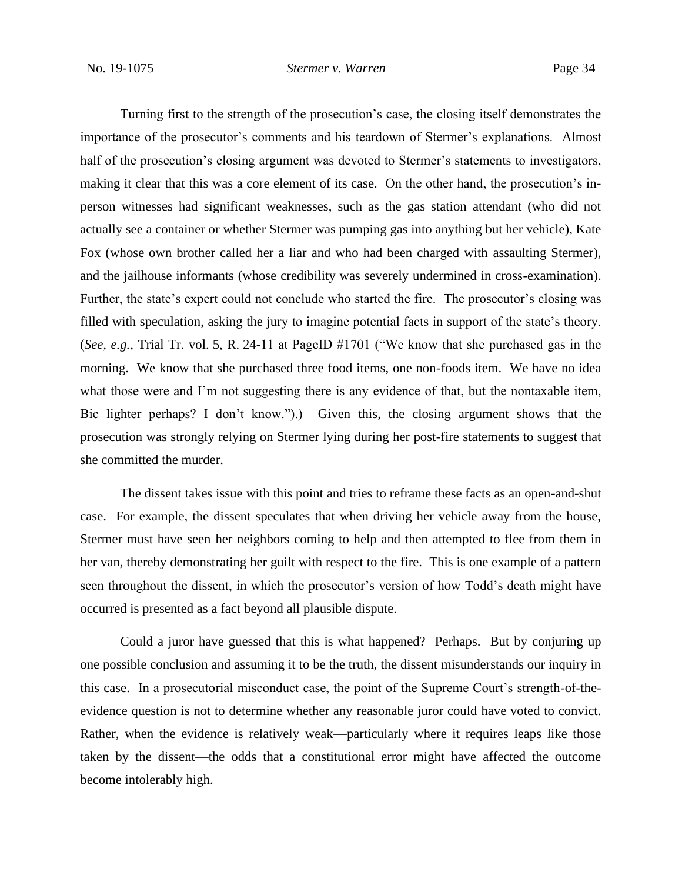Turning first to the strength of the prosecution's case, the closing itself demonstrates the importance of the prosecutor's comments and his teardown of Stermer's explanations. Almost half of the prosecution's closing argument was devoted to Stermer's statements to investigators, making it clear that this was a core element of its case. On the other hand, the prosecution's in-person witnesses had significant weaknesses, such as the gas station attendant (who did not actually see a container or whether Stermer was pumping gas into anything but her vehicle), Kate Fox (whose own brother called her a liar and who had been charged with assaulting Stermer), and the jailhouse informants (whose credibility was severely undermined in cross-examination). Further, the state's expert could not conclude who started the fire. The prosecutor's closing was filled with speculation, asking the jury to imagine potential facts in support of the state's theory. (*See, e.g.*, Trial Tr. vol. 5, R. 24-11 at PageID #1701 ("We know that she purchased gas in the morning. We know that she purchased three food items, one non-foods item. We have no idea what those were and I'm not suggesting there is any evidence of that, but the nontaxable item, Bic lighter perhaps? I don't know.").) Given this, the closing argument shows that the prosecution was strongly relying on Stermer lying during her post-fire statements to suggest that she committed the murder.

The dissent takes issue with this point and tries to reframe these facts as an open-and-shut case. For example, the dissent speculates that when driving her vehicle away from the house, Stermer must have seen her neighbors coming to help and then attempted to flee from them in her van, thereby demonstrating her guilt with respect to the fire. This is one example of a pattern seen throughout the dissent, in which the prosecutor's version of how Todd's death might have occurred is presented as a fact beyond all plausible dispute.

Could a juror have guessed that this is what happened? Perhaps. But by conjuring up one possible conclusion and assuming it to be the truth, the dissent misunderstands our inquiry in this case. In a prosecutorial misconduct case, the point of the Supreme Court's strength-of-the-evidence question is not to determine whether any reasonable juror could have voted to convict. Rather, when the evidence is relatively weak—particularly where it requires leaps like those taken by the dissent—the odds that a constitutional error might have affected the outcome become intolerably high.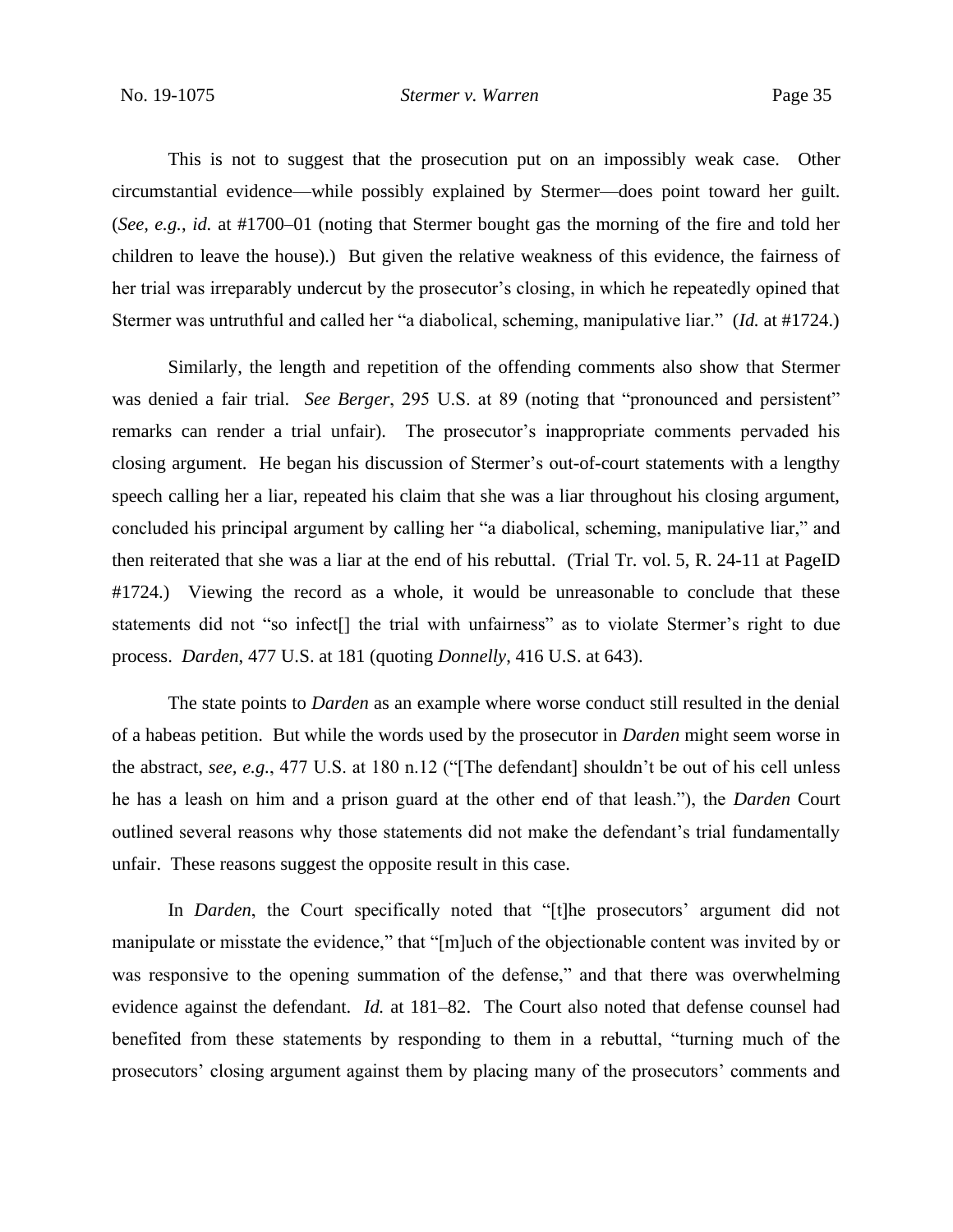This is not to suggest that the prosecution put on an impossibly weak case. Other circumstantial evidence—while possibly explained by Stermer—does point toward her guilt. (*See, e.g.*, *id.* at #1700–01 (noting that Stermer bought gas the morning of the fire and told her children to leave the house).) But given the relative weakness of this evidence, the fairness of her trial was irreparably undercut by the prosecutor's closing, in which he repeatedly opined that Stermer was untruthful and called her "a diabolical, scheming, manipulative liar." (*Id.* at #1724.)

Similarly, the length and repetition of the offending comments also show that Stermer was denied a fair trial. *See Berger*, 295 U.S. at 89 (noting that "pronounced and persistent" remarks can render a trial unfair). The prosecutor's inappropriate comments pervaded his closing argument. He began his discussion of Stermer's out-of-court statements with a lengthy speech calling her a liar, repeated his claim that she was a liar throughout his closing argument, concluded his principal argument by calling her "a diabolical, scheming, manipulative liar," and then reiterated that she was a liar at the end of his rebuttal. (Trial Tr. vol. 5, R. 24-11 at PageID #1724.) Viewing the record as a whole, it would be unreasonable to conclude that these statements did not "so infect[] the trial with unfairness" as to violate Stermer's right to due process. *Darden*, 477 U.S. at 181 (quoting *Donnelly*, 416 U.S. at 643).

The state points to *Darden* as an example where worse conduct still resulted in the denial of a habeas petition. But while the words used by the prosecutor in *Darden* might seem worse in the abstract, *see, e.g.*, 477 U.S. at 180 n.12 ("[The defendant] shouldn't be out of his cell unless he has a leash on him and a prison guard at the other end of that leash."), the *Darden* Court outlined several reasons why those statements did not make the defendant's trial fundamentally unfair. These reasons suggest the opposite result in this case.

In *Darden*, the Court specifically noted that "[t]he prosecutors' argument did not manipulate or misstate the evidence," that "[m]uch of the objectionable content was invited by or was responsive to the opening summation of the defense," and that there was overwhelming evidence against the defendant. *Id.* at 181–82. The Court also noted that defense counsel had benefited from these statements by responding to them in a rebuttal, "turning much of the prosecutors' closing argument against them by placing many of the prosecutors' comments and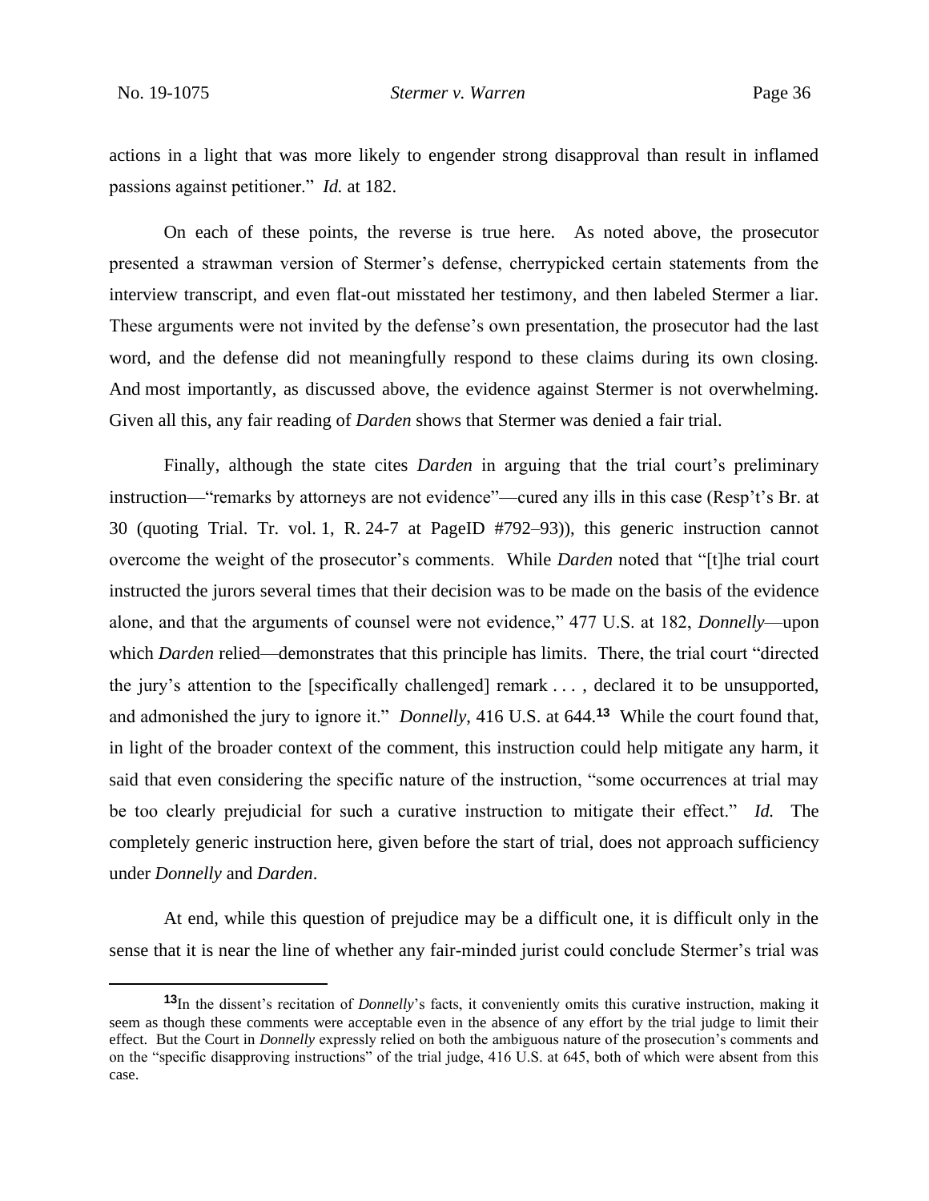actions in a light that was more likely to engender strong disapproval than result in inflamed passions against petitioner." *Id.* at 182.

On each of these points, the reverse is true here. As noted above, the prosecutor presented a strawman version of Stermer's defense, cherrypicked certain statements from the interview transcript, and even flat-out misstated her testimony, and then labeled Stermer a liar. These arguments were not invited by the defense's own presentation, the prosecutor had the last word, and the defense did not meaningfully respond to these claims during its own closing. And most importantly, as discussed above, the evidence against Stermer is not overwhelming. Given all this, any fair reading of *Darden* shows that Stermer was denied a fair trial.

Finally, although the state cites *Darden* in arguing that the trial court's preliminary instruction—"remarks by attorneys are not evidence"—cured any ills in this case (Resp't's Br. at 30 (quoting Trial. Tr. vol. 1, R. 24-7 at PageID #792–93)), this generic instruction cannot overcome the weight of the prosecutor's comments. While *Darden* noted that "[t]he trial court instructed the jurors several times that their decision was to be made on the basis of the evidence alone, and that the arguments of counsel were not evidence," 477 U.S. at 182, *Donnelly*—upon which *Darden* relied—demonstrates that this principle has limits. There, the trial court "directed the jury's attention to the [specifically challenged] remark . . . , declared it to be unsupported, and admonished the jury to ignore it." *Donnelly*, 416 U.S. at 644.[13] While the court found that, in light of the broader context of the comment, this instruction could help mitigate any harm, it said that even considering the specific nature of the instruction, "some occurrences at trial may be too clearly prejudicial for such a curative instruction to mitigate their effect." *Id.* The completely generic instruction here, given before the start of trial, does not approach sufficiency under *Donnelly* and *Darden*.

At end, while this question of prejudice may be a difficult one, it is difficult only in the sense that it is near the line of whether any fair-minded jurist could conclude Stermer's trial was

---

[13]In the dissent's recitation of *Donnelly*'s facts, it conveniently omits this curative instruction, making it seem as though these comments were acceptable even in the absence of any effort by the trial judge to limit their effect. But the Court in *Donnelly* expressly relied on both the ambiguous nature of the prosecution's comments and on the "specific disapproving instructions" of the trial judge, 416 U.S. at 645, both of which were absent from this case.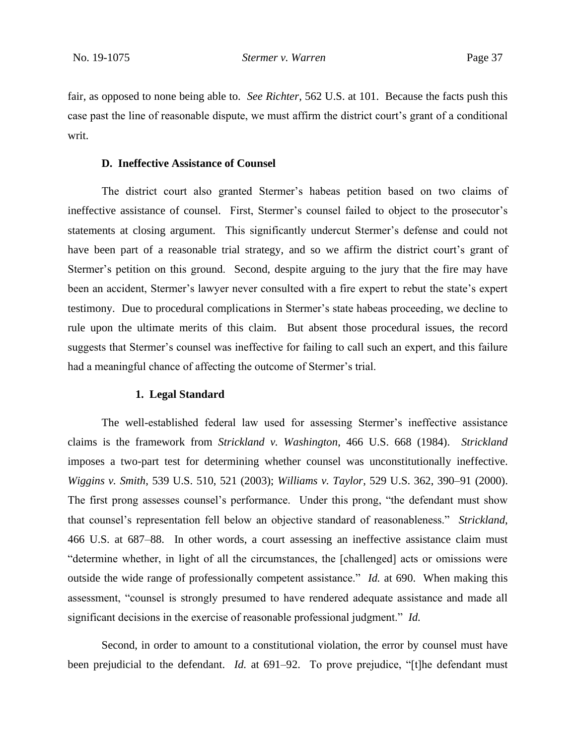fair, as opposed to none being able to. *See Richter*, 562 U.S. at 101. Because the facts push this case past the line of reasonable dispute, we must affirm the district court's grant of a conditional writ.

### D. Ineffective Assistance of Counsel

The district court also granted Stermer's habeas petition based on two claims of ineffective assistance of counsel. First, Stermer's counsel failed to object to the prosecutor's statements at closing argument. This significantly undercut Stermer's defense and could not have been part of a reasonable trial strategy, and so we affirm the district court's grant of Stermer's petition on this ground. Second, despite arguing to the jury that the fire may have been an accident, Stermer's lawyer never consulted with a fire expert to rebut the state's expert testimony. Due to procedural complications in Stermer's state habeas proceeding, we decline to rule upon the ultimate merits of this claim. But absent those procedural issues, the record suggests that Stermer's counsel was ineffective for failing to call such an expert, and this failure had a meaningful chance of affecting the outcome of Stermer's trial.

#### 1. Legal Standard

The well-established federal law used for assessing Stermer's ineffective assistance claims is the framework from *Strickland v. Washington*, 466 U.S. 668 (1984). *Strickland* imposes a two-part test for determining whether counsel was unconstitutionally ineffective. *Wiggins v. Smith*, 539 U.S. 510, 521 (2003); *Williams v. Taylor*, 529 U.S. 362, 390–91 (2000). The first prong assesses counsel's performance. Under this prong, "the defendant must show that counsel's representation fell below an objective standard of reasonableness." *Strickland*, 466 U.S. at 687–88. In other words, a court assessing an ineffective assistance claim must "determine whether, in light of all the circumstances, the [challenged] acts or omissions were outside the wide range of professionally competent assistance." *Id.* at 690. When making this assessment, "counsel is strongly presumed to have rendered adequate assistance and made all significant decisions in the exercise of reasonable professional judgment." *Id.*

Second, in order to amount to a constitutional violation, the error by counsel must have been prejudicial to the defendant. *Id.* at 691–92. To prove prejudice, "[t]he defendant must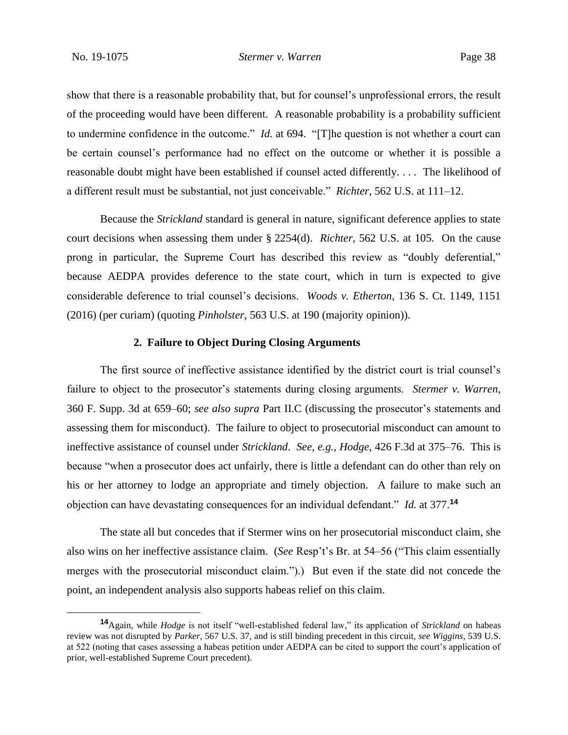show that there is a reasonable probability that, but for counsel's unprofessional errors, the result of the proceeding would have been different. A reasonable probability is a probability sufficient to undermine confidence in the outcome." *Id.* at 694. "[T]he question is not whether a court can be certain counsel's performance had no effect on the outcome or whether it is possible a reasonable doubt might have been established if counsel acted differently. . . . The likelihood of a different result must be substantial, not just conceivable." *Richter*, 562 U.S. at 111–12.

Because the *Strickland* standard is general in nature, significant deference applies to state court decisions when assessing them under § 2254(d). *Richter*, 562 U.S. at 105. On the cause prong in particular, the Supreme Court has described this review as "doubly deferential," because AEDPA provides deference to the state court, which in turn is expected to give considerable deference to trial counsel's decisions. *Woods v. Etherton*, 136 S. Ct. 1149, 1151 (2016) (per curiam) (quoting *Pinholster*, 563 U.S. at 190 (majority opinion)).

### 2. Failure to Object During Closing Arguments

The first source of ineffective assistance identified by the district court is trial counsel's failure to object to the prosecutor's statements during closing arguments. *Stermer v. Warren*, 360 F. Supp. 3d at 659–60; *see also supra* Part II.C (discussing the prosecutor's statements and assessing them for misconduct). The failure to object to prosecutorial misconduct can amount to ineffective assistance of counsel under *Strickland*. *See, e.g.*, *Hodge*, 426 F.3d at 375–76. This is because "when a prosecutor does act unfairly, there is little a defendant can do other than rely on his or her attorney to lodge an appropriate and timely objection. A failure to make such an objection can have devastating consequences for an individual defendant." *Id.* at 377.[14]

The state all but concedes that if Stermer wins on her prosecutorial misconduct claim, she also wins on her ineffective assistance claim. (*See* Resp't's Br. at 54–56 ("This claim essentially merges with the prosecutorial misconduct claim.").) But even if the state did not concede the point, an independent analysis also supports habeas relief on this claim.

[14] Again, while *Hodge* is not itself "well-established federal law," its application of *Strickland* on habeas review was not disrupted by *Parker*, 567 U.S. 37, and is still binding precedent in this circuit, *see Wiggins*, 539 U.S. at 522 (noting that cases assessing a habeas petition under AEDPA can be cited to support the court's application of prior, well-established Supreme Court precedent).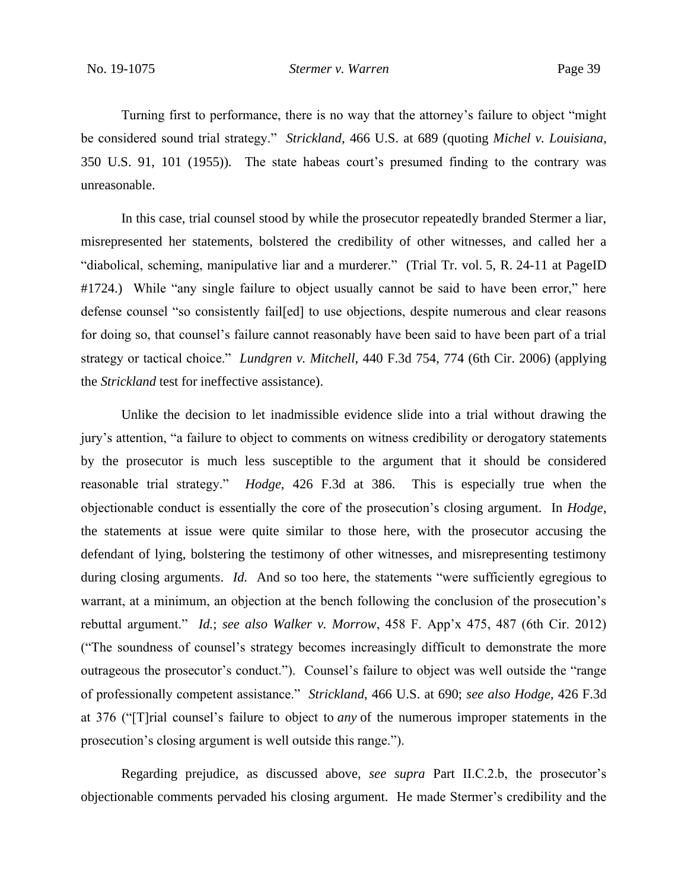Turning first to performance, there is no way that the attorney's failure to object "might be considered sound trial strategy." *Strickland*, 466 U.S. at 689 (quoting *Michel v. Louisiana*, 350 U.S. 91, 101 (1955)). The state habeas court's presumed finding to the contrary was unreasonable.

In this case, trial counsel stood by while the prosecutor repeatedly branded Stermer a liar, misrepresented her statements, bolstered the credibility of other witnesses, and called her a "diabolical, scheming, manipulative liar and a murderer." (Trial Tr. vol. 5, R. 24-11 at PageID #1724.) While "any single failure to object usually cannot be said to have been error," here defense counsel "so consistently fail[ed] to use objections, despite numerous and clear reasons for doing so, that counsel's failure cannot reasonably have been said to have been part of a trial strategy or tactical choice." *Lundgren v. Mitchell*, 440 F.3d 754, 774 (6th Cir. 2006) (applying the *Strickland* test for ineffective assistance).

Unlike the decision to let inadmissible evidence slide into a trial without drawing the jury's attention, "a failure to object to comments on witness credibility or derogatory statements by the prosecutor is much less susceptible to the argument that it should be considered reasonable trial strategy." *Hodge*, 426 F.3d at 386. This is especially true when the objectionable conduct is essentially the core of the prosecution's closing argument. In *Hodge*, the statements at issue were quite similar to those here, with the prosecutor accusing the defendant of lying, bolstering the testimony of other witnesses, and misrepresenting testimony during closing arguments. *Id.* And so too here, the statements "were sufficiently egregious to warrant, at a minimum, an objection at the bench following the conclusion of the prosecution's rebuttal argument." *Id.*; *see also Walker v. Morrow*, 458 F. App'x 475, 487 (6th Cir. 2012) ("The soundness of counsel's strategy becomes increasingly difficult to demonstrate the more outrageous the prosecutor's conduct."). Counsel's failure to object was well outside the "range of professionally competent assistance." *Strickland*, 466 U.S. at 690; *see also Hodge*, 426 F.3d at 376 ("[T]rial counsel's failure to object to *any* of the numerous improper statements in the prosecution's closing argument is well outside this range.").

Regarding prejudice, as discussed above, *see supra* Part II.C.2.b, the prosecutor's objectionable comments pervaded his closing argument. He made Stermer's credibility and the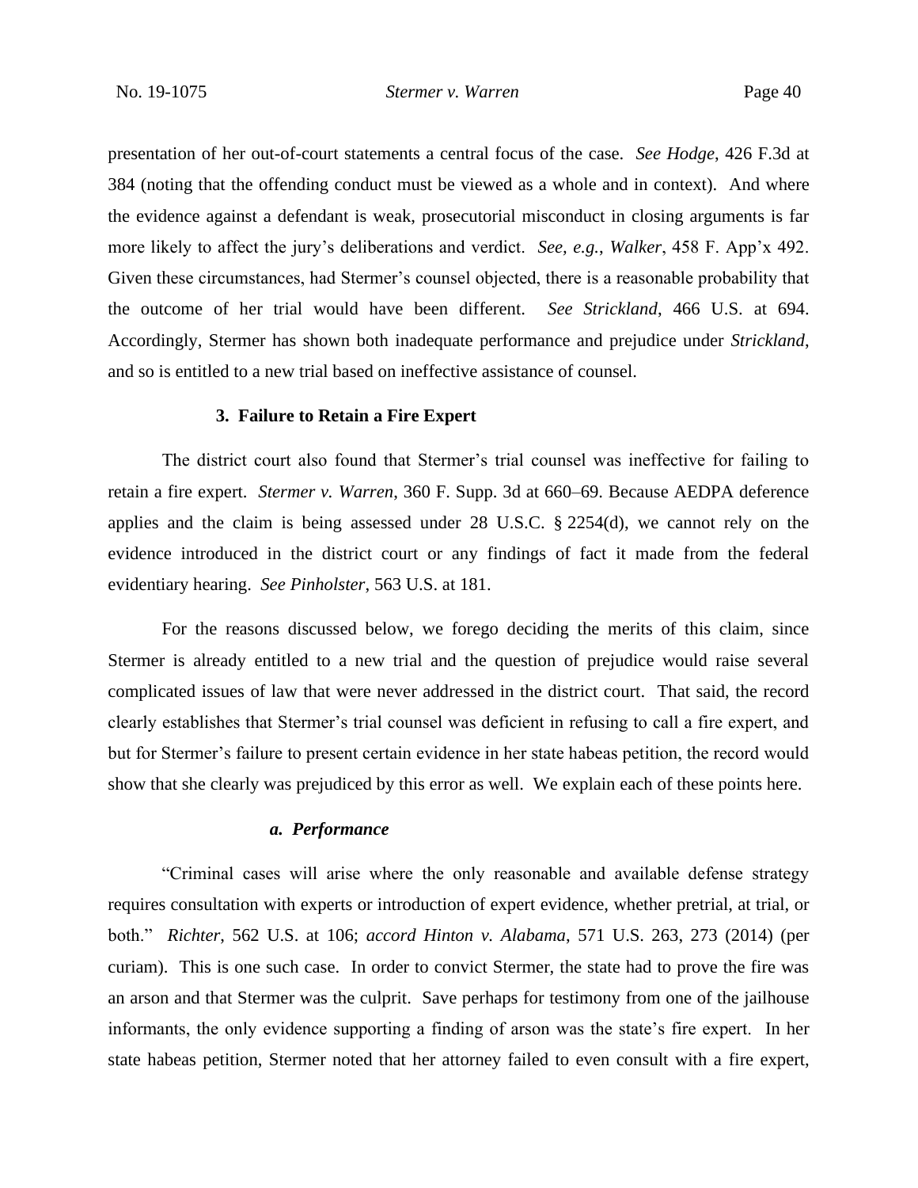presentation of her out-of-court statements a central focus of the case. *See Hodge*, 426 F.3d at 384 (noting that the offending conduct must be viewed as a whole and in context). And where the evidence against a defendant is weak, prosecutorial misconduct in closing arguments is far more likely to affect the jury's deliberations and verdict. *See, e.g.*, *Walker*, 458 F. App'x 492. Given these circumstances, had Stermer's counsel objected, there is a reasonable probability that the outcome of her trial would have been different. *See Strickland*, 466 U.S. at 694. Accordingly, Stermer has shown both inadequate performance and prejudice under *Strickland*, and so is entitled to a new trial based on ineffective assistance of counsel.

### 3. Failure to Retain a Fire Expert

The district court also found that Stermer's trial counsel was ineffective for failing to retain a fire expert. *Stermer v. Warren*, 360 F. Supp. 3d at 660–69. Because AEDPA deference applies and the claim is being assessed under 28 U.S.C. § 2254(d), we cannot rely on the evidence introduced in the district court or any findings of fact it made from the federal evidentiary hearing. *See Pinholster*, 563 U.S. at 181.

For the reasons discussed below, we forego deciding the merits of this claim, since Stermer is already entitled to a new trial and the question of prejudice would raise several complicated issues of law that were never addressed in the district court. That said, the record clearly establishes that Stermer's trial counsel was deficient in refusing to call a fire expert, and but for Stermer's failure to present certain evidence in her state habeas petition, the record would show that she clearly was prejudiced by this error as well. We explain each of these points here.

#### *a. Performance*

"Criminal cases will arise where the only reasonable and available defense strategy requires consultation with experts or introduction of expert evidence, whether pretrial, at trial, or both." *Richter*, 562 U.S. at 106; *accord Hinton v. Alabama*, 571 U.S. 263, 273 (2014) (per curiam). This is one such case. In order to convict Stermer, the state had to prove the fire was an arson and that Stermer was the culprit. Save perhaps for testimony from one of the jailhouse informants, the only evidence supporting a finding of arson was the state's fire expert. In her state habeas petition, Stermer noted that her attorney failed to even consult with a fire expert,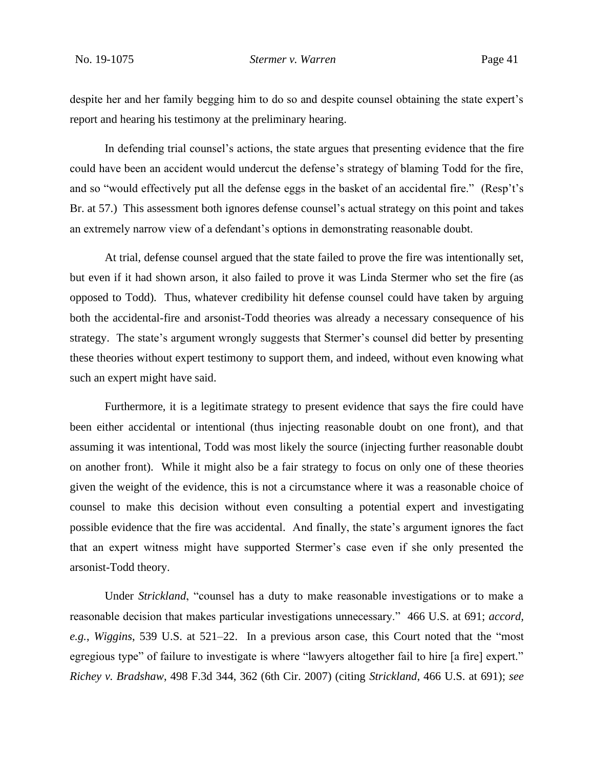despite her and her family begging him to do so and despite counsel obtaining the state expert's report and hearing his testimony at the preliminary hearing.

In defending trial counsel's actions, the state argues that presenting evidence that the fire could have been an accident would undercut the defense's strategy of blaming Todd for the fire, and so "would effectively put all the defense eggs in the basket of an accidental fire." (Resp't's Br. at 57.) This assessment both ignores defense counsel's actual strategy on this point and takes an extremely narrow view of a defendant's options in demonstrating reasonable doubt.

At trial, defense counsel argued that the state failed to prove the fire was intentionally set, but even if it had shown arson, it also failed to prove it was Linda Stermer who set the fire (as opposed to Todd). Thus, whatever credibility hit defense counsel could have taken by arguing both the accidental-fire and arsonist-Todd theories was already a necessary consequence of his strategy. The state's argument wrongly suggests that Stermer's counsel did better by presenting these theories without expert testimony to support them, and indeed, without even knowing what such an expert might have said.

Furthermore, it is a legitimate strategy to present evidence that says the fire could have been either accidental or intentional (thus injecting reasonable doubt on one front), and that assuming it was intentional, Todd was most likely the source (injecting further reasonable doubt on another front). While it might also be a fair strategy to focus on only one of these theories given the weight of the evidence, this is not a circumstance where it was a reasonable choice of counsel to make this decision without even consulting a potential expert and investigating possible evidence that the fire was accidental. And finally, the state's argument ignores the fact that an expert witness might have supported Stermer's case even if she only presented the arsonist-Todd theory.

Under *Strickland*, "counsel has a duty to make reasonable investigations or to make a reasonable decision that makes particular investigations unnecessary." 466 U.S. at 691; *accord, e.g.*, *Wiggins*, 539 U.S. at 521–22. In a previous arson case, this Court noted that the "most egregious type" of failure to investigate is where "lawyers altogether fail to hire [a fire] expert." *Richey v. Bradshaw*, 498 F.3d 344, 362 (6th Cir. 2007) (citing *Strickland*, 466 U.S. at 691); *see*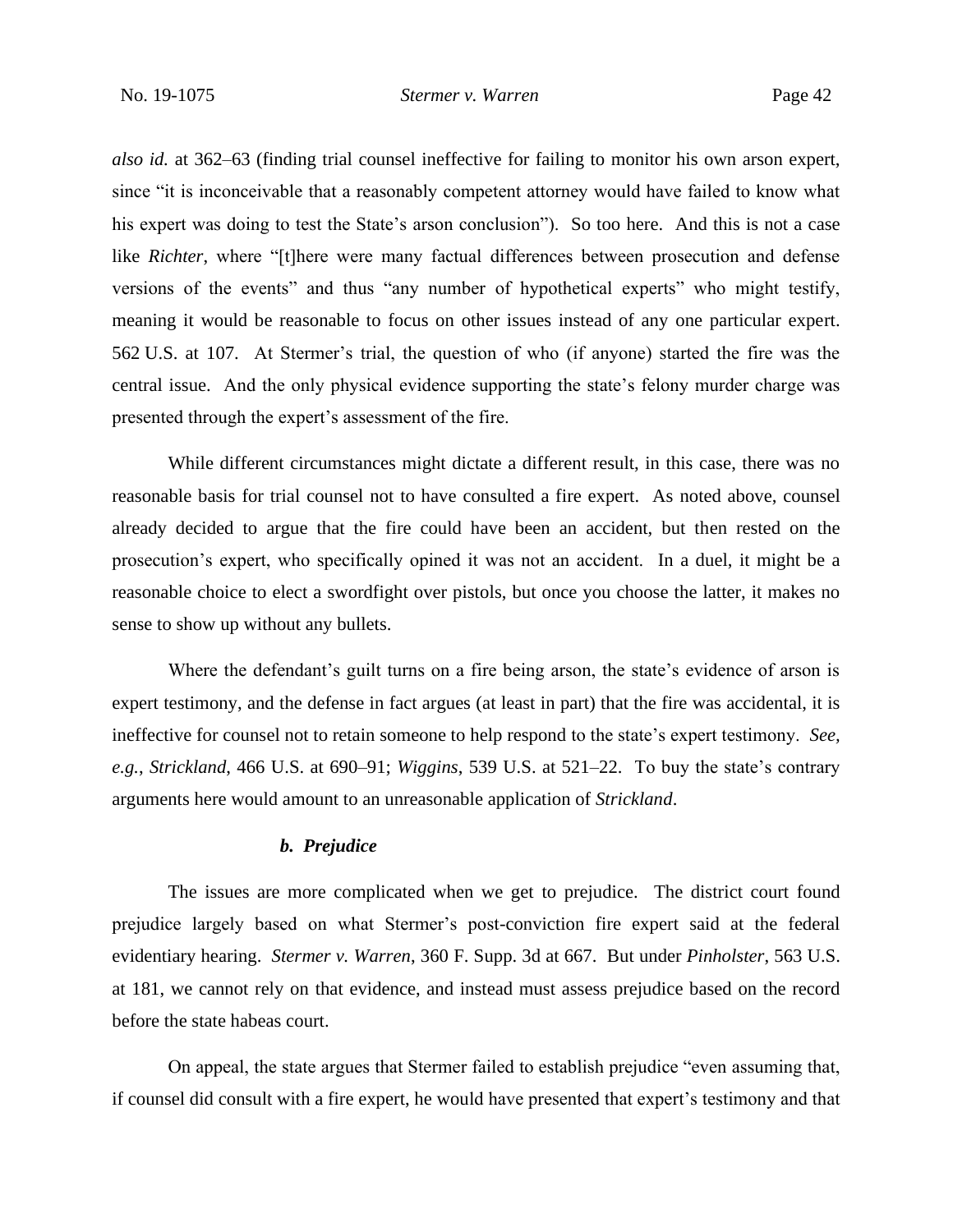*also id.* at 362–63 (finding trial counsel ineffective for failing to monitor his own arson expert, since "it is inconceivable that a reasonably competent attorney would have failed to know what his expert was doing to test the State's arson conclusion"). So too here. And this is not a case like *Richter*, where "[t]here were many factual differences between prosecution and defense versions of the events" and thus "any number of hypothetical experts" who might testify, meaning it would be reasonable to focus on other issues instead of any one particular expert. 562 U.S. at 107. At Stermer's trial, the question of who (if anyone) started the fire was the central issue. And the only physical evidence supporting the state's felony murder charge was presented through the expert's assessment of the fire.

While different circumstances might dictate a different result, in this case, there was no reasonable basis for trial counsel not to have consulted a fire expert. As noted above, counsel already decided to argue that the fire could have been an accident, but then rested on the prosecution's expert, who specifically opined it was not an accident. In a duel, it might be a reasonable choice to elect a swordfight over pistols, but once you choose the latter, it makes no sense to show up without any bullets.

Where the defendant's guilt turns on a fire being arson, the state's evidence of arson is expert testimony, and the defense in fact argues (at least in part) that the fire was accidental, it is ineffective for counsel not to retain someone to help respond to the state's expert testimony. *See, e.g.*, *Strickland*, 466 U.S. at 690–91; *Wiggins*, 539 U.S. at 521–22. To buy the state's contrary arguments here would amount to an unreasonable application of *Strickland*.

#### ***b. Prejudice***

The issues are more complicated when we get to prejudice. The district court found prejudice largely based on what Stermer's post-conviction fire expert said at the federal evidentiary hearing. *Stermer v. Warren*, 360 F. Supp. 3d at 667. But under *Pinholster*, 563 U.S. at 181, we cannot rely on that evidence, and instead must assess prejudice based on the record before the state habeas court.

On appeal, the state argues that Stermer failed to establish prejudice "even assuming that, if counsel did consult with a fire expert, he would have presented that expert's testimony and that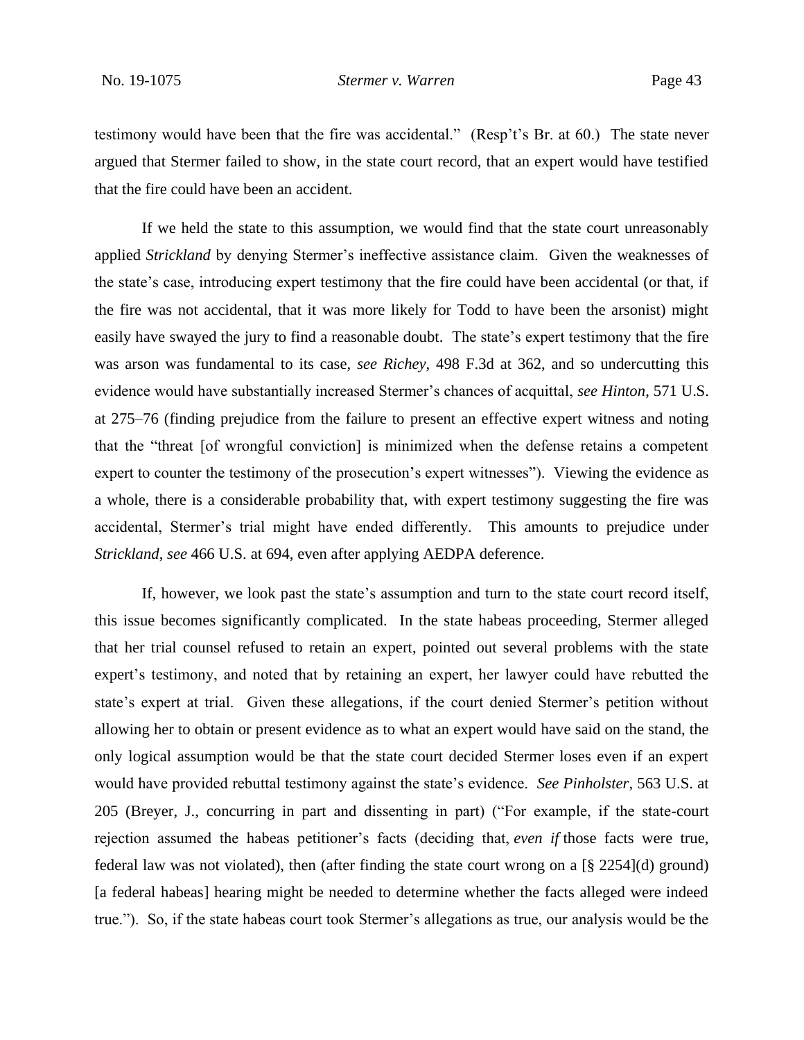testimony would have been that the fire was accidental." (Resp't's Br. at 60.) The state never argued that Stermer failed to show, in the state court record, that an expert would have testified that the fire could have been an accident.

If we held the state to this assumption, we would find that the state court unreasonably applied *Strickland* by denying Stermer's ineffective assistance claim. Given the weaknesses of the state's case, introducing expert testimony that the fire could have been accidental (or that, if the fire was not accidental, that it was more likely for Todd to have been the arsonist) might easily have swayed the jury to find a reasonable doubt. The state's expert testimony that the fire was arson was fundamental to its case, *see Richey*, 498 F.3d at 362, and so undercutting this evidence would have substantially increased Stermer's chances of acquittal, *see Hinton*, 571 U.S. at 275–76 (finding prejudice from the failure to present an effective expert witness and noting that the "threat [of wrongful conviction] is minimized when the defense retains a competent expert to counter the testimony of the prosecution's expert witnesses"). Viewing the evidence as a whole, there is a considerable probability that, with expert testimony suggesting the fire was accidental, Stermer's trial might have ended differently. This amounts to prejudice under *Strickland*, *see* 466 U.S. at 694, even after applying AEDPA deference.

If, however, we look past the state's assumption and turn to the state court record itself, this issue becomes significantly complicated. In the state habeas proceeding, Stermer alleged that her trial counsel refused to retain an expert, pointed out several problems with the state expert's testimony, and noted that by retaining an expert, her lawyer could have rebutted the state's expert at trial. Given these allegations, if the court denied Stermer's petition without allowing her to obtain or present evidence as to what an expert would have said on the stand, the only logical assumption would be that the state court decided Stermer loses even if an expert would have provided rebuttal testimony against the state's evidence. *See Pinholster*, 563 U.S. at 205 (Breyer, J., concurring in part and dissenting in part) ("For example, if the state-court rejection assumed the habeas petitioner's facts (deciding that, *even if* those facts were true, federal law was not violated), then (after finding the state court wrong on a [§ 2254](d) ground) [a federal habeas] hearing might be needed to determine whether the facts alleged were indeed true."). So, if the state habeas court took Stermer's allegations as true, our analysis would be the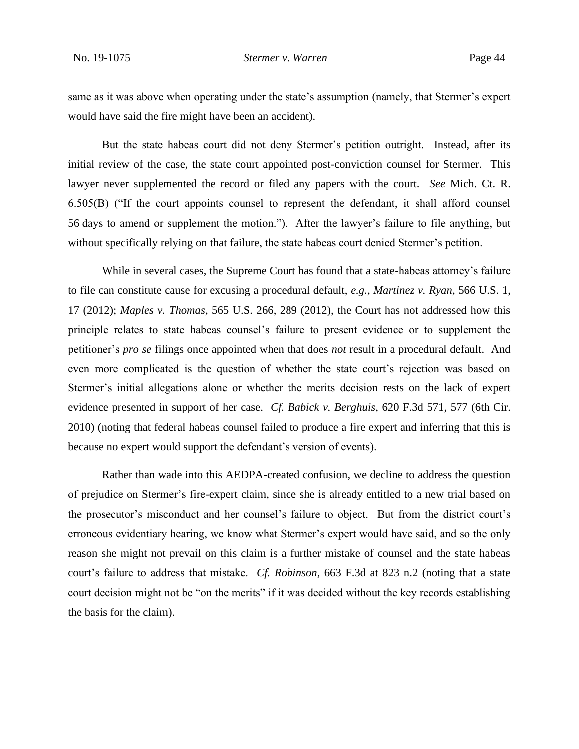same as it was above when operating under the state's assumption (namely, that Stermer's expert would have said the fire might have been an accident).

But the state habeas court did not deny Stermer's petition outright. Instead, after its initial review of the case, the state court appointed post-conviction counsel for Stermer. This lawyer never supplemented the record or filed any papers with the court. *See* Mich. Ct. R. 6.505(B) ("If the court appoints counsel to represent the defendant, it shall afford counsel 56 days to amend or supplement the motion."). After the lawyer's failure to file anything, but without specifically relying on that failure, the state habeas court denied Stermer's petition.

While in several cases, the Supreme Court has found that a state-habeas attorney's failure to file can constitute cause for excusing a procedural default, *e.g.*, *Martinez v. Ryan*, 566 U.S. 1, 17 (2012); *Maples v. Thomas*, 565 U.S. 266, 289 (2012), the Court has not addressed how this principle relates to state habeas counsel's failure to present evidence or to supplement the petitioner's *pro se* filings once appointed when that does *not* result in a procedural default. And even more complicated is the question of whether the state court's rejection was based on Stermer's initial allegations alone or whether the merits decision rests on the lack of expert evidence presented in support of her case. *Cf. Babick v. Berghuis*, 620 F.3d 571, 577 (6th Cir. 2010) (noting that federal habeas counsel failed to produce a fire expert and inferring that this is because no expert would support the defendant's version of events).

Rather than wade into this AEDPA-created confusion, we decline to address the question of prejudice on Stermer's fire-expert claim, since she is already entitled to a new trial based on the prosecutor's misconduct and her counsel's failure to object. But from the district court's erroneous evidentiary hearing, we know what Stermer's expert would have said, and so the only reason she might not prevail on this claim is a further mistake of counsel and the state habeas court's failure to address that mistake. *Cf. Robinson*, 663 F.3d at 823 n.2 (noting that a state court decision might not be "on the merits" if it was decided without the key records establishing the basis for the claim).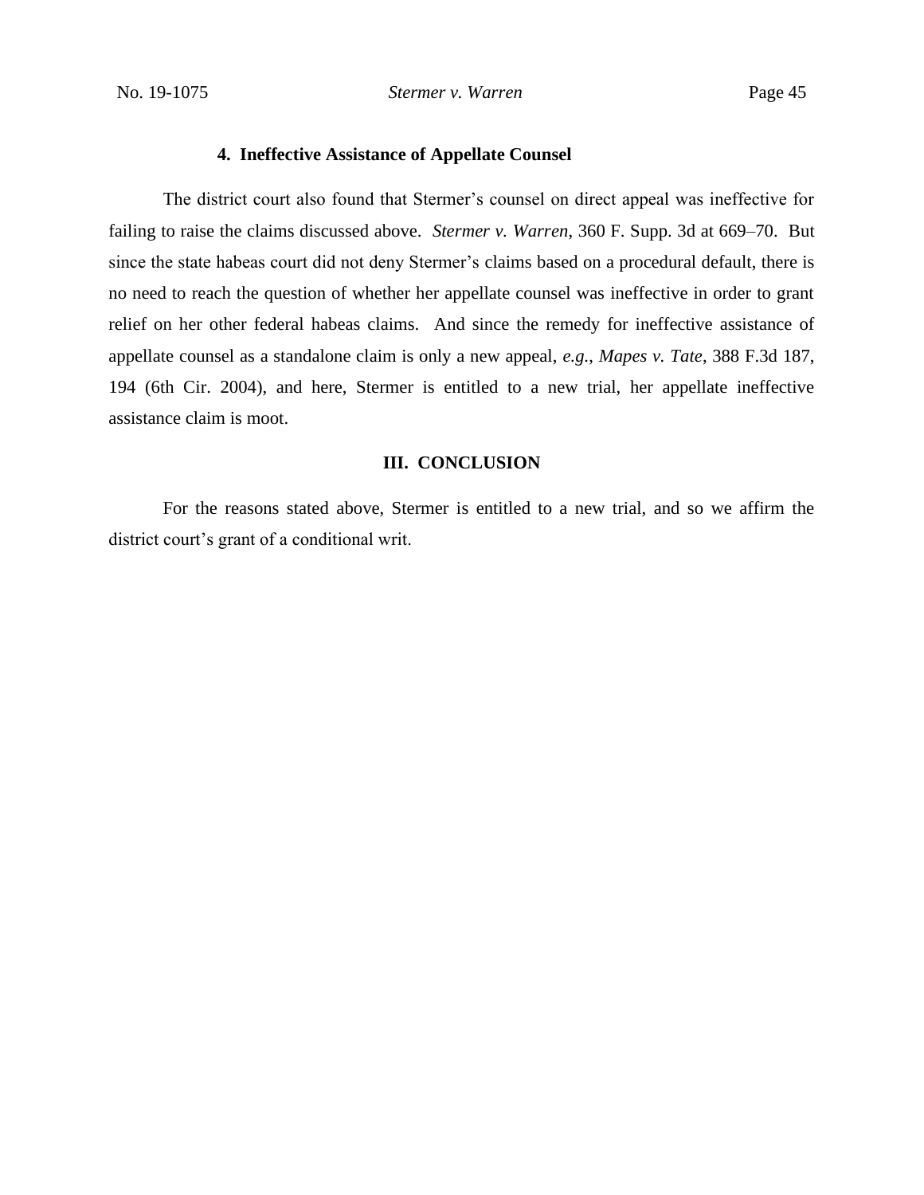#### 4. Ineffective Assistance of Appellate Counsel

The district court also found that Stermer's counsel on direct appeal was ineffective for failing to raise the claims discussed above. *Stermer v. Warren*, 360 F. Supp. 3d at 669–70. But since the state habeas court did not deny Stermer's claims based on a procedural default, there is no need to reach the question of whether her appellate counsel was ineffective in order to grant relief on her other federal habeas claims. And since the remedy for ineffective assistance of appellate counsel as a standalone claim is only a new appeal, *e.g.*, *Mapes v. Tate*, 388 F.3d 187, 194 (6th Cir. 2004), and here, Stermer is entitled to a new trial, her appellate ineffective assistance claim is moot.

## III. CONCLUSION

For the reasons stated above, Stermer is entitled to a new trial, and so we affirm the district court's grant of a conditional writ.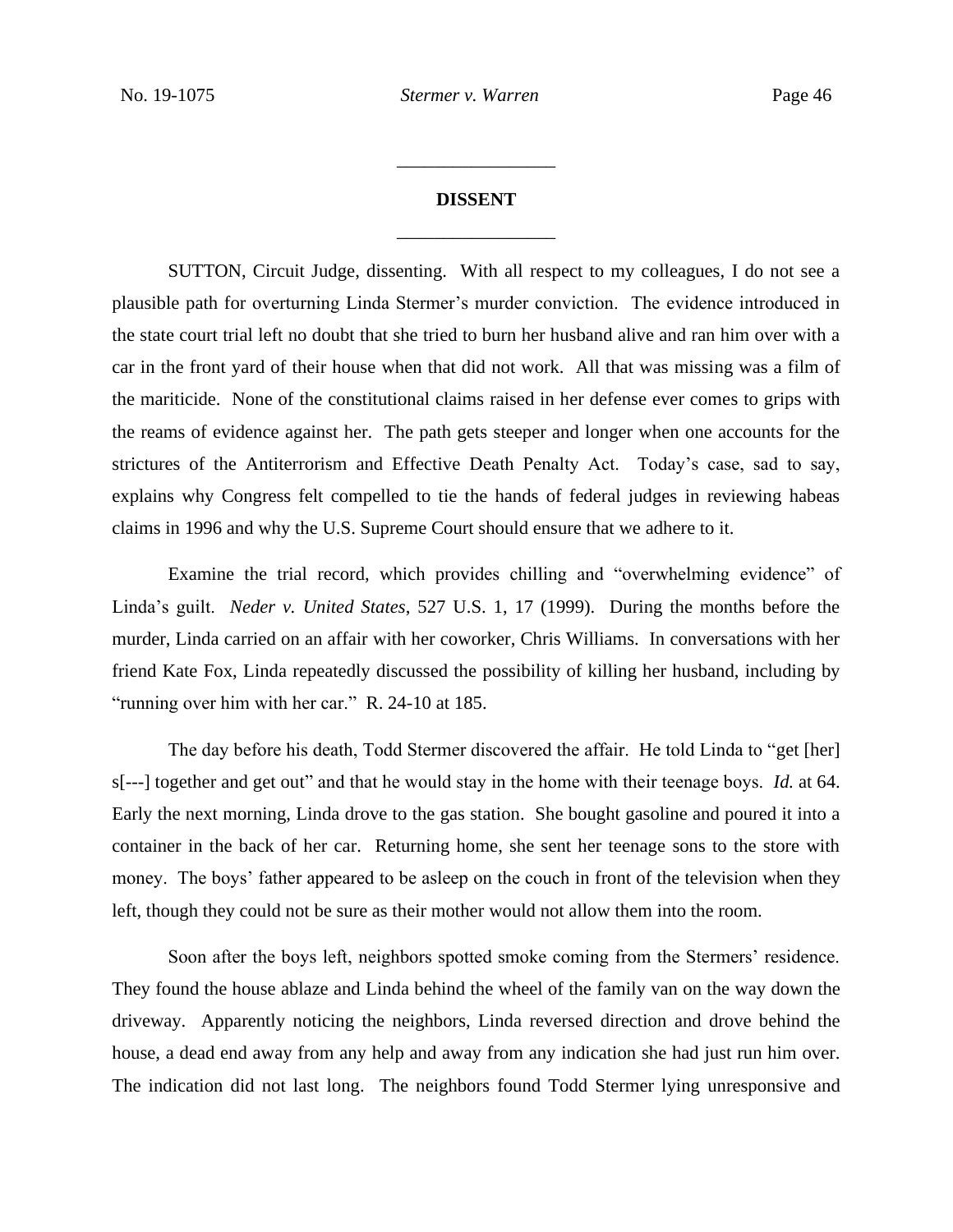## DISSENT

SUTTON, Circuit Judge, dissenting. With all respect to my colleagues, I do not see a plausible path for overturning Linda Stermer's murder conviction. The evidence introduced in the state court trial left no doubt that she tried to burn her husband alive and ran him over with a car in the front yard of their house when that did not work. All that was missing was a film of the mariticide. None of the constitutional claims raised in her defense ever comes to grips with the reams of evidence against her. The path gets steeper and longer when one accounts for the strictures of the Antiterrorism and Effective Death Penalty Act. Today's case, sad to say, explains why Congress felt compelled to tie the hands of federal judges in reviewing habeas claims in 1996 and why the U.S. Supreme Court should ensure that we adhere to it.

Examine the trial record, which provides chilling and "overwhelming evidence" of Linda's guilt. *Neder v. United States*, 527 U.S. 1, 17 (1999). During the months before the murder, Linda carried on an affair with her coworker, Chris Williams. In conversations with her friend Kate Fox, Linda repeatedly discussed the possibility of killing her husband, including by "running over him with her car." R. 24-10 at 185.

The day before his death, Todd Stermer discovered the affair. He told Linda to "get [her] s[---] together and get out" and that he would stay in the home with their teenage boys. *Id.* at 64. Early the next morning, Linda drove to the gas station. She bought gasoline and poured it into a container in the back of her car. Returning home, she sent her teenage sons to the store with money. The boys' father appeared to be asleep on the couch in front of the television when they left, though they could not be sure as their mother would not allow them into the room.

Soon after the boys left, neighbors spotted smoke coming from the Stermers' residence. They found the house ablaze and Linda behind the wheel of the family van on the way down the driveway. Apparently noticing the neighbors, Linda reversed direction and drove behind the house, a dead end away from any help and away from any indication she had just run him over. The indication did not last long. The neighbors found Todd Stermer lying unresponsive and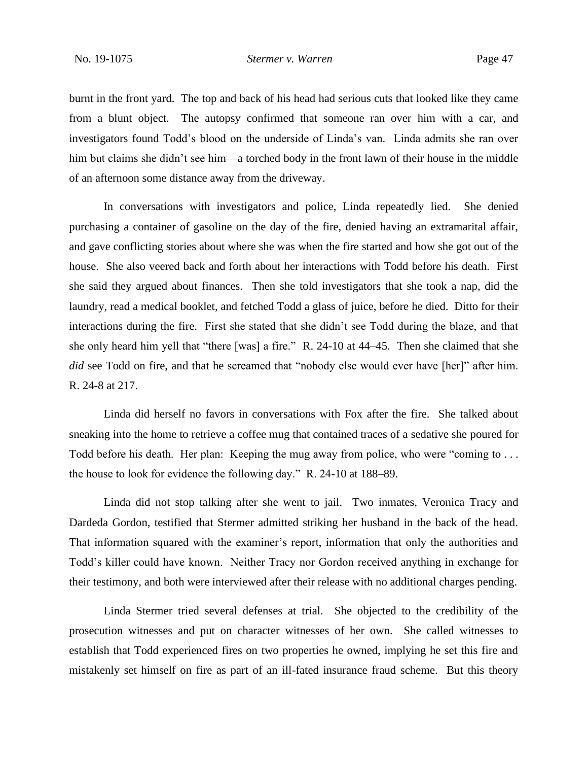burnt in the front yard. The top and back of his head had serious cuts that looked like they came from a blunt object. The autopsy confirmed that someone ran over him with a car, and investigators found Todd's blood on the underside of Linda's van. Linda admits she ran over him but claims she didn't see him—a torched body in the front lawn of their house in the middle of an afternoon some distance away from the driveway.

In conversations with investigators and police, Linda repeatedly lied. She denied purchasing a container of gasoline on the day of the fire, denied having an extramarital affair, and gave conflicting stories about where she was when the fire started and how she got out of the house. She also veered back and forth about her interactions with Todd before his death. First she said they argued about finances. Then she told investigators that she took a nap, did the laundry, read a medical booklet, and fetched Todd a glass of juice, before he died. Ditto for their interactions during the fire. First she stated that she didn't see Todd during the blaze, and that she only heard him yell that "there [was] a fire." R. 24-10 at 44–45. Then she claimed that she *did* see Todd on fire, and that he screamed that "nobody else would ever have [her]" after him. R. 24-8 at 217.

Linda did herself no favors in conversations with Fox after the fire. She talked about sneaking into the home to retrieve a coffee mug that contained traces of a sedative she poured for Todd before his death. Her plan: Keeping the mug away from police, who were "coming to . . . the house to look for evidence the following day." R. 24-10 at 188–89.

Linda did not stop talking after she went to jail. Two inmates, Veronica Tracy and Dardeda Gordon, testified that Stermer admitted striking her husband in the back of the head. That information squared with the examiner's report, information that only the authorities and Todd's killer could have known. Neither Tracy nor Gordon received anything in exchange for their testimony, and both were interviewed after their release with no additional charges pending.

Linda Stermer tried several defenses at trial. She objected to the credibility of the prosecution witnesses and put on character witnesses of her own. She called witnesses to establish that Todd experienced fires on two properties he owned, implying he set this fire and mistakenly set himself on fire as part of an ill-fated insurance fraud scheme. But this theory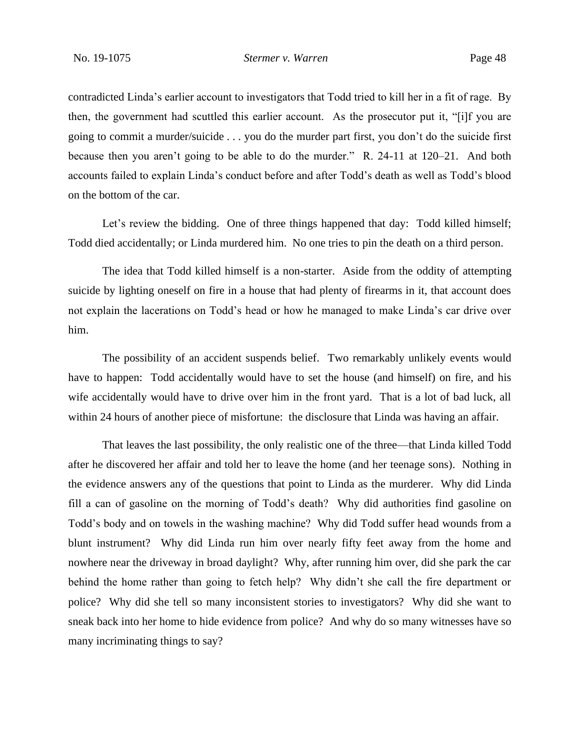contradicted Linda's earlier account to investigators that Todd tried to kill her in a fit of rage. By then, the government had scuttled this earlier account. As the prosecutor put it, "[i]f you are going to commit a murder/suicide . . . you do the murder part first, you don't do the suicide first because then you aren't going to be able to do the murder." R. 24-11 at 120–21. And both accounts failed to explain Linda's conduct before and after Todd's death as well as Todd's blood on the bottom of the car.

Let's review the bidding. One of three things happened that day: Todd killed himself; Todd died accidentally; or Linda murdered him. No one tries to pin the death on a third person.

The idea that Todd killed himself is a non-starter. Aside from the oddity of attempting suicide by lighting oneself on fire in a house that had plenty of firearms in it, that account does not explain the lacerations on Todd's head or how he managed to make Linda's car drive over him.

The possibility of an accident suspends belief. Two remarkably unlikely events would have to happen: Todd accidentally would have to set the house (and himself) on fire, and his wife accidentally would have to drive over him in the front yard. That is a lot of bad luck, all within 24 hours of another piece of misfortune: the disclosure that Linda was having an affair.

That leaves the last possibility, the only realistic one of the three—that Linda killed Todd after he discovered her affair and told her to leave the home (and her teenage sons). Nothing in the evidence answers any of the questions that point to Linda as the murderer. Why did Linda fill a can of gasoline on the morning of Todd's death? Why did authorities find gasoline on Todd's body and on towels in the washing machine? Why did Todd suffer head wounds from a blunt instrument? Why did Linda run him over nearly fifty feet away from the home and nowhere near the driveway in broad daylight? Why, after running him over, did she park the car behind the home rather than going to fetch help? Why didn't she call the fire department or police? Why did she tell so many inconsistent stories to investigators? Why did she want to sneak back into her home to hide evidence from police? And why do so many witnesses have so many incriminating things to say?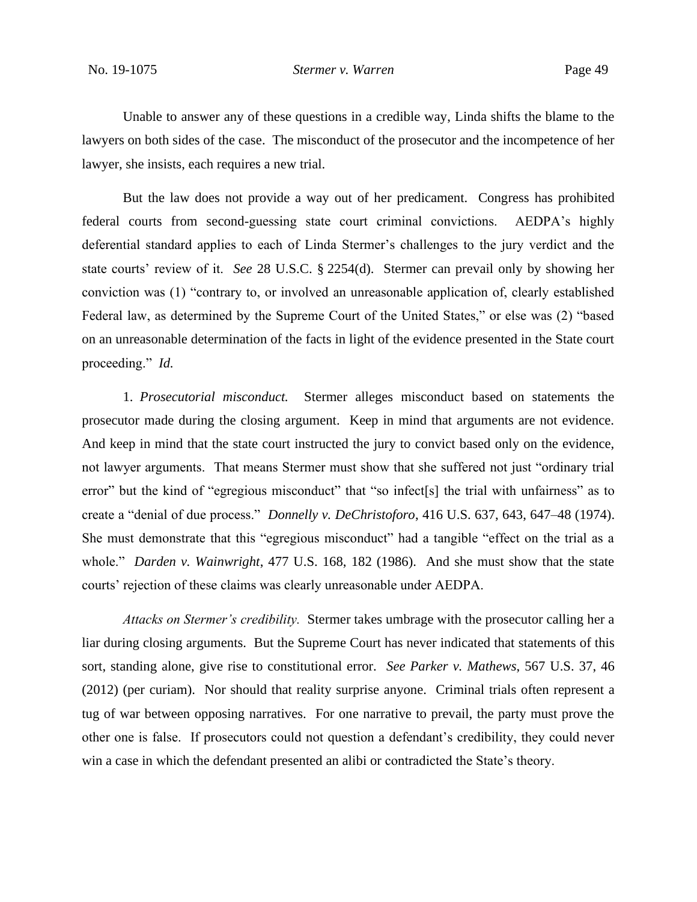Unable to answer any of these questions in a credible way, Linda shifts the blame to the lawyers on both sides of the case. The misconduct of the prosecutor and the incompetence of her lawyer, she insists, each requires a new trial.

But the law does not provide a way out of her predicament. Congress has prohibited federal courts from second-guessing state court criminal convictions. AEDPA's highly deferential standard applies to each of Linda Stermer's challenges to the jury verdict and the state courts' review of it. *See* 28 U.S.C. § 2254(d). Stermer can prevail only by showing her conviction was (1) "contrary to, or involved an unreasonable application of, clearly established Federal law, as determined by the Supreme Court of the United States," or else was (2) "based on an unreasonable determination of the facts in light of the evidence presented in the State court proceeding." *Id.*

1. *Prosecutorial misconduct.* Stermer alleges misconduct based on statements the prosecutor made during the closing argument. Keep in mind that arguments are not evidence. And keep in mind that the state court instructed the jury to convict based only on the evidence, not lawyer arguments. That means Stermer must show that she suffered not just "ordinary trial error" but the kind of "egregious misconduct" that "so infect[s] the trial with unfairness" as to create a "denial of due process." *Donnelly v. DeChristoforo*, 416 U.S. 637, 643, 647–48 (1974). She must demonstrate that this "egregious misconduct" had a tangible "effect on the trial as a whole." *Darden v. Wainwright*, 477 U.S. 168, 182 (1986). And she must show that the state courts' rejection of these claims was clearly unreasonable under AEDPA.

*Attacks on Stermer's credibility.* Stermer takes umbrage with the prosecutor calling her a liar during closing arguments. But the Supreme Court has never indicated that statements of this sort, standing alone, give rise to constitutional error. *See Parker v. Mathews*, 567 U.S. 37, 46 (2012) (per curiam). Nor should that reality surprise anyone. Criminal trials often represent a tug of war between opposing narratives. For one narrative to prevail, the party must prove the other one is false. If prosecutors could not question a defendant's credibility, they could never win a case in which the defendant presented an alibi or contradicted the State's theory.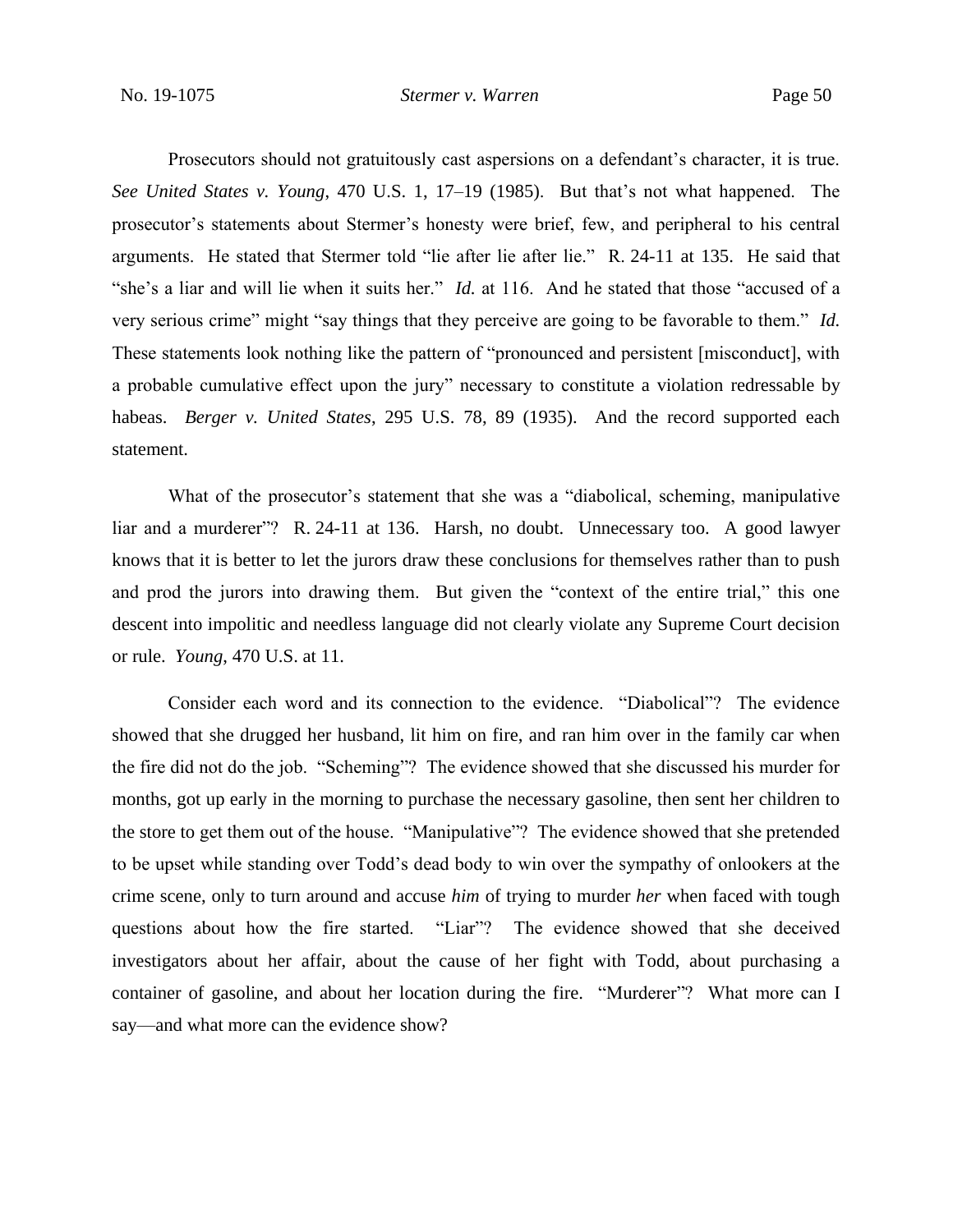Prosecutors should not gratuitously cast aspersions on a defendant's character, it is true. *See United States v. Young*, 470 U.S. 1, 17–19 (1985). But that's not what happened. The prosecutor's statements about Stermer's honesty were brief, few, and peripheral to his central arguments. He stated that Stermer told "lie after lie after lie." R. 24-11 at 135. He said that "she's a liar and will lie when it suits her." *Id.* at 116. And he stated that those "accused of a very serious crime" might "say things that they perceive are going to be favorable to them." *Id.* These statements look nothing like the pattern of "pronounced and persistent [misconduct], with a probable cumulative effect upon the jury" necessary to constitute a violation redressable by habeas. *Berger v. United States*, 295 U.S. 78, 89 (1935). And the record supported each statement.

What of the prosecutor's statement that she was a "diabolical, scheming, manipulative liar and a murderer"? R. 24-11 at 136. Harsh, no doubt. Unnecessary too. A good lawyer knows that it is better to let the jurors draw these conclusions for themselves rather than to push and prod the jurors into drawing them. But given the "context of the entire trial," this one descent into impolitic and needless language did not clearly violate any Supreme Court decision or rule. *Young*, 470 U.S. at 11.

Consider each word and its connection to the evidence. "Diabolical"? The evidence showed that she drugged her husband, lit him on fire, and ran him over in the family car when the fire did not do the job. "Scheming"? The evidence showed that she discussed his murder for months, got up early in the morning to purchase the necessary gasoline, then sent her children to the store to get them out of the house. "Manipulative"? The evidence showed that she pretended to be upset while standing over Todd's dead body to win over the sympathy of onlookers at the crime scene, only to turn around and accuse *him* of trying to murder *her* when faced with tough questions about how the fire started. "Liar"? The evidence showed that she deceived investigators about her affair, about the cause of her fight with Todd, about purchasing a container of gasoline, and about her location during the fire. "Murderer"? What more can I say—and what more can the evidence show?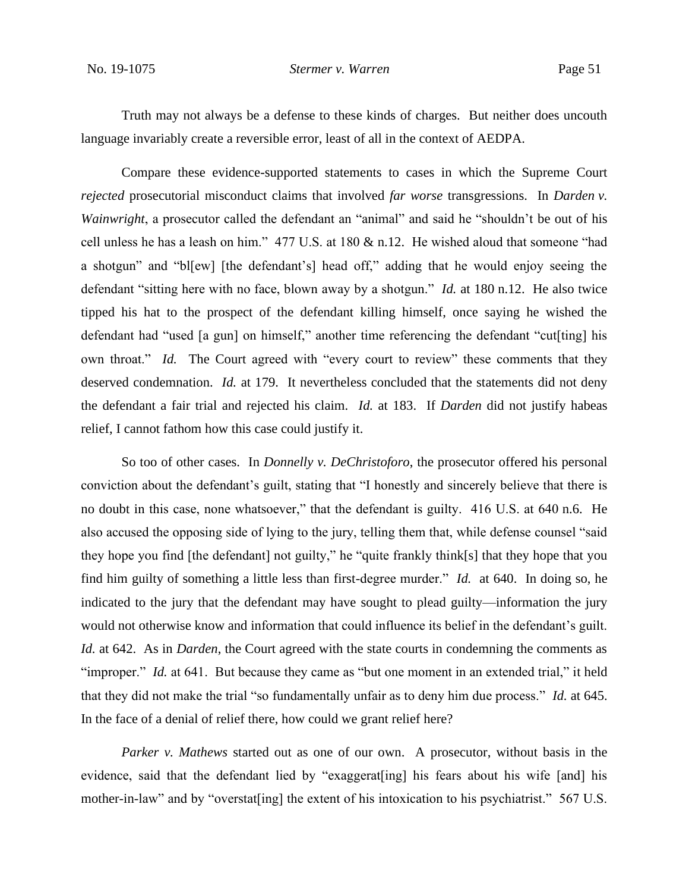Truth may not always be a defense to these kinds of charges. But neither does uncouth language invariably create a reversible error, least of all in the context of AEDPA.

Compare these evidence-supported statements to cases in which the Supreme Court *rejected* prosecutorial misconduct claims that involved *far worse* transgressions. In *Darden v. Wainwright*, a prosecutor called the defendant an "animal" and said he "shouldn't be out of his cell unless he has a leash on him." 477 U.S. at 180 & n.12. He wished aloud that someone "had a shotgun" and "bl[ew] [the defendant's] head off," adding that he would enjoy seeing the defendant "sitting here with no face, blown away by a shotgun." *Id.* at 180 n.12. He also twice tipped his hat to the prospect of the defendant killing himself, once saying he wished the defendant had "used [a gun] on himself," another time referencing the defendant "cut[ting] his own throat." *Id.* The Court agreed with "every court to review" these comments that they deserved condemnation. *Id.* at 179. It nevertheless concluded that the statements did not deny the defendant a fair trial and rejected his claim. *Id.* at 183. If *Darden* did not justify habeas relief, I cannot fathom how this case could justify it.

So too of other cases. In *Donnelly v. DeChristoforo*, the prosecutor offered his personal conviction about the defendant's guilt, stating that "I honestly and sincerely believe that there is no doubt in this case, none whatsoever," that the defendant is guilty. 416 U.S. at 640 n.6. He also accused the opposing side of lying to the jury, telling them that, while defense counsel "said they hope you find [the defendant] not guilty," he "quite frankly think[s] that they hope that you find him guilty of something a little less than first-degree murder." *Id.* at 640. In doing so, he indicated to the jury that the defendant may have sought to plead guilty—information the jury would not otherwise know and information that could influence its belief in the defendant's guilt. *Id.* at 642. As in *Darden*, the Court agreed with the state courts in condemning the comments as "improper." *Id.* at 641. But because they came as "but one moment in an extended trial," it held that they did not make the trial "so fundamentally unfair as to deny him due process." *Id.* at 645. In the face of a denial of relief there, how could we grant relief here?

*Parker v. Mathews* started out as one of our own. A prosecutor, without basis in the evidence, said that the defendant lied by "exaggerat[ing] his fears about his wife [and] his mother-in-law" and by "overstat[ing] the extent of his intoxication to his psychiatrist." 567 U.S.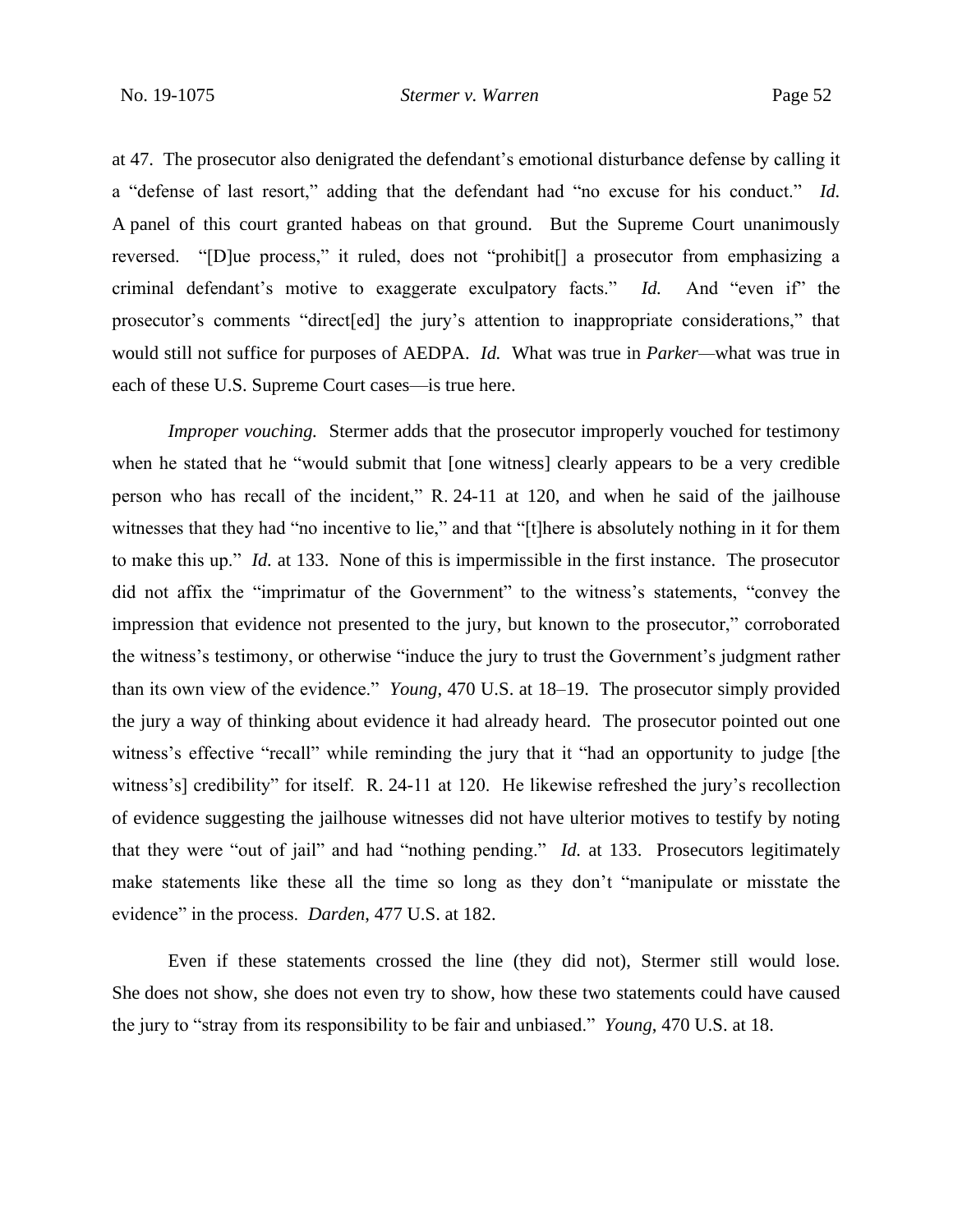at 47. The prosecutor also denigrated the defendant's emotional disturbance defense by calling it a "defense of last resort," adding that the defendant had "no excuse for his conduct." *Id.* A panel of this court granted habeas on that ground. But the Supreme Court unanimously reversed. "[D]ue process," it ruled, does not "prohibit[] a prosecutor from emphasizing a criminal defendant's motive to exaggerate exculpatory facts." *Id.* And "even if" the prosecutor's comments "direct[ed] the jury's attention to inappropriate considerations," that would still not suffice for purposes of AEDPA. *Id.* What was true in *Parker*—what was true in each of these U.S. Supreme Court cases—is true here.

*Improper vouching.* Stermer adds that the prosecutor improperly vouched for testimony when he stated that he "would submit that [one witness] clearly appears to be a very credible person who has recall of the incident," R. 24-11 at 120, and when he said of the jailhouse witnesses that they had "no incentive to lie," and that "[t]here is absolutely nothing in it for them to make this up." *Id.* at 133. None of this is impermissible in the first instance. The prosecutor did not affix the "imprimatur of the Government" to the witness's statements, "convey the impression that evidence not presented to the jury, but known to the prosecutor," corroborated the witness's testimony, or otherwise "induce the jury to trust the Government's judgment rather than its own view of the evidence." *Young*, 470 U.S. at 18–19. The prosecutor simply provided the jury a way of thinking about evidence it had already heard. The prosecutor pointed out one witness's effective "recall" while reminding the jury that it "had an opportunity to judge [the witness's] credibility" for itself. R. 24-11 at 120. He likewise refreshed the jury's recollection of evidence suggesting the jailhouse witnesses did not have ulterior motives to testify by noting that they were "out of jail" and had "nothing pending." *Id.* at 133. Prosecutors legitimately make statements like these all the time so long as they don't "manipulate or misstate the evidence" in the process. *Darden*, 477 U.S. at 182.

Even if these statements crossed the line (they did not), Stermer still would lose. She does not show, she does not even try to show, how these two statements could have caused the jury to "stray from its responsibility to be fair and unbiased." *Young*, 470 U.S. at 18.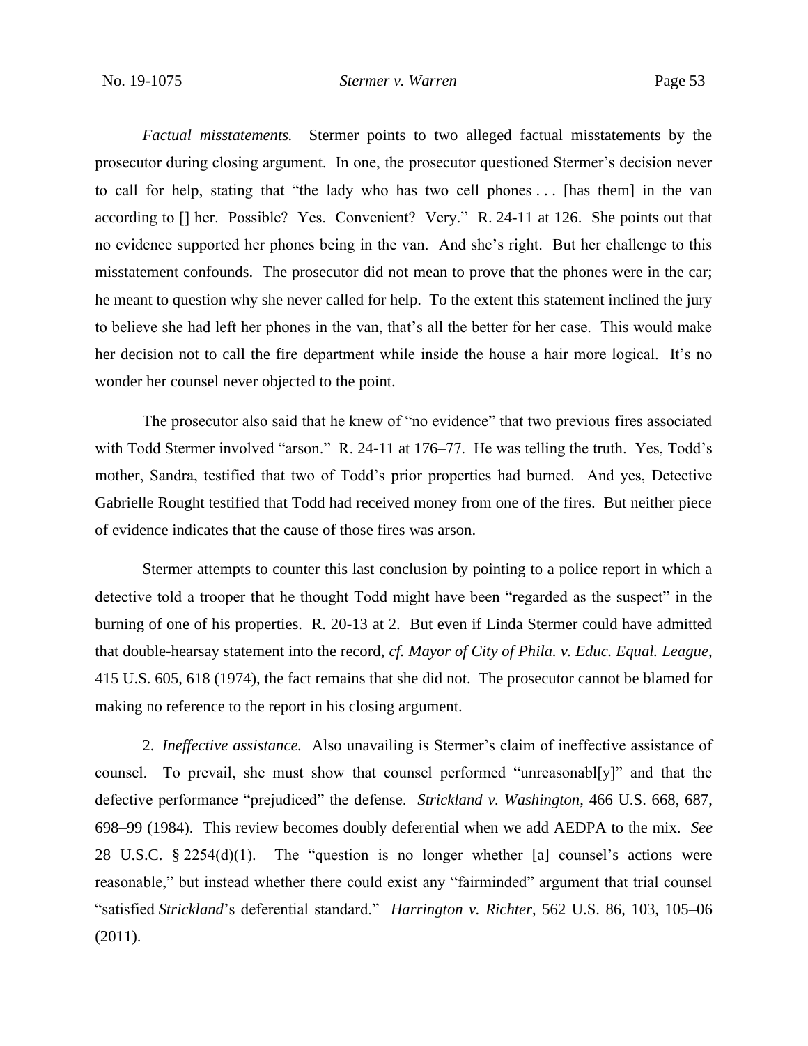*Factual misstatements.* Stermer points to two alleged factual misstatements by the prosecutor during closing argument. In one, the prosecutor questioned Stermer's decision never to call for help, stating that "the lady who has two cell phones . . . [has them] in the van according to [] her. Possible? Yes. Convenient? Very." R. 24-11 at 126. She points out that no evidence supported her phones being in the van. And she's right. But her challenge to this misstatement confounds. The prosecutor did not mean to prove that the phones were in the car; he meant to question why she never called for help. To the extent this statement inclined the jury to believe she had left her phones in the van, that's all the better for her case. This would make her decision not to call the fire department while inside the house a hair more logical. It's no wonder her counsel never objected to the point.

The prosecutor also said that he knew of "no evidence" that two previous fires associated with Todd Stermer involved "arson." R. 24-11 at 176–77. He was telling the truth. Yes, Todd's mother, Sandra, testified that two of Todd's prior properties had burned. And yes, Detective Gabrielle Rought testified that Todd had received money from one of the fires. But neither piece of evidence indicates that the cause of those fires was arson.

Stermer attempts to counter this last conclusion by pointing to a police report in which a detective told a trooper that he thought Todd might have been "regarded as the suspect" in the burning of one of his properties. R. 20-13 at 2. But even if Linda Stermer could have admitted that double-hearsay statement into the record, *cf. Mayor of City of Phila. v. Educ. Equal. League*, 415 U.S. 605, 618 (1974), the fact remains that she did not. The prosecutor cannot be blamed for making no reference to the report in his closing argument.

2. *Ineffective assistance.* Also unavailing is Stermer's claim of ineffective assistance of counsel. To prevail, she must show that counsel performed "unreasonabl[y]" and that the defective performance "prejudiced" the defense. *Strickland v. Washington*, 466 U.S. 668, 687, 698–99 (1984). This review becomes doubly deferential when we add AEDPA to the mix. *See* 28 U.S.C. § 2254(d)(1). The "question is no longer whether [a] counsel's actions were reasonable," but instead whether there could exist any "fairminded" argument that trial counsel "satisfied *Strickland*'s deferential standard." *Harrington v. Richter*, 562 U.S. 86, 103, 105–06 (2011).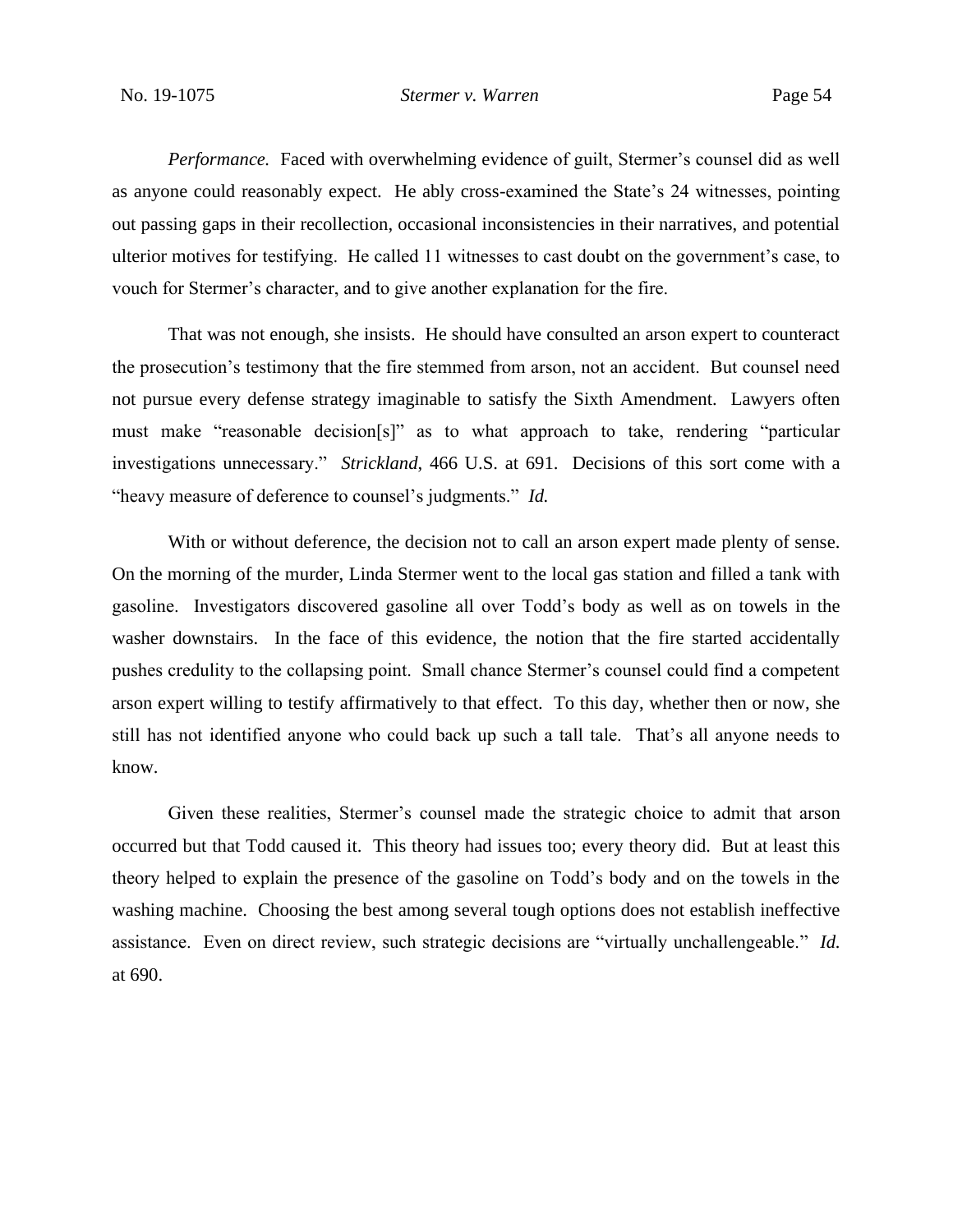*Performance.* Faced with overwhelming evidence of guilt, Stermer's counsel did as well as anyone could reasonably expect. He ably cross-examined the State's 24 witnesses, pointing out passing gaps in their recollection, occasional inconsistencies in their narratives, and potential ulterior motives for testifying. He called 11 witnesses to cast doubt on the government's case, to vouch for Stermer's character, and to give another explanation for the fire.

That was not enough, she insists. He should have consulted an arson expert to counteract the prosecution's testimony that the fire stemmed from arson, not an accident. But counsel need not pursue every defense strategy imaginable to satisfy the Sixth Amendment. Lawyers often must make "reasonable decision[s]" as to what approach to take, rendering "particular investigations unnecessary." *Strickland*, 466 U.S. at 691. Decisions of this sort come with a "heavy measure of deference to counsel's judgments." *Id.*

With or without deference, the decision not to call an arson expert made plenty of sense. On the morning of the murder, Linda Stermer went to the local gas station and filled a tank with gasoline. Investigators discovered gasoline all over Todd's body as well as on towels in the washer downstairs. In the face of this evidence, the notion that the fire started accidentally pushes credulity to the collapsing point. Small chance Stermer's counsel could find a competent arson expert willing to testify affirmatively to that effect. To this day, whether then or now, she still has not identified anyone who could back up such a tall tale. That's all anyone needs to know.

Given these realities, Stermer's counsel made the strategic choice to admit that arson occurred but that Todd caused it. This theory had issues too; every theory did. But at least this theory helped to explain the presence of the gasoline on Todd's body and on the towels in the washing machine. Choosing the best among several tough options does not establish ineffective assistance. Even on direct review, such strategic decisions are "virtually unchallengeable." *Id.* at 690.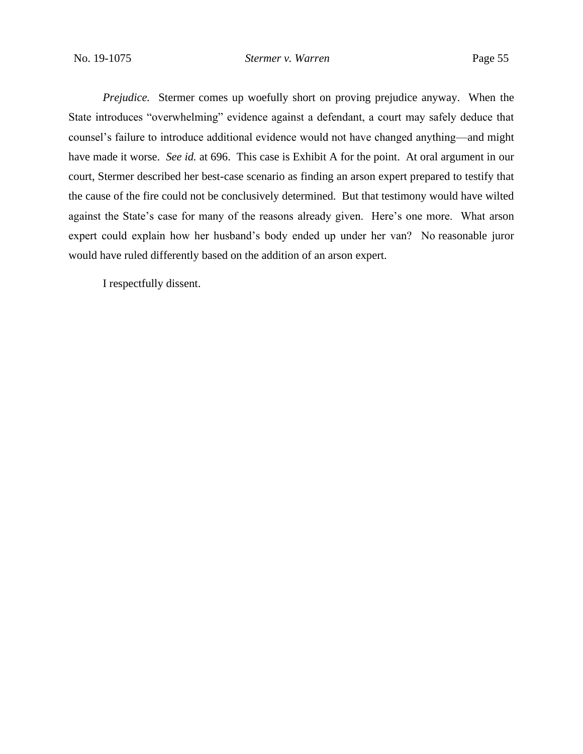*Prejudice.* Stermer comes up woefully short on proving prejudice anyway. When the State introduces "overwhelming" evidence against a defendant, a court may safely deduce that counsel's failure to introduce additional evidence would not have changed anything—and might have made it worse. *See id.* at 696. This case is Exhibit A for the point. At oral argument in our court, Stermer described her best-case scenario as finding an arson expert prepared to testify that the cause of the fire could not be conclusively determined. But that testimony would have wilted against the State's case for many of the reasons already given. Here's one more. What arson expert could explain how her husband's body ended up under her van? No reasonable juror would have ruled differently based on the addition of an arson expert.

I respectfully dissent.